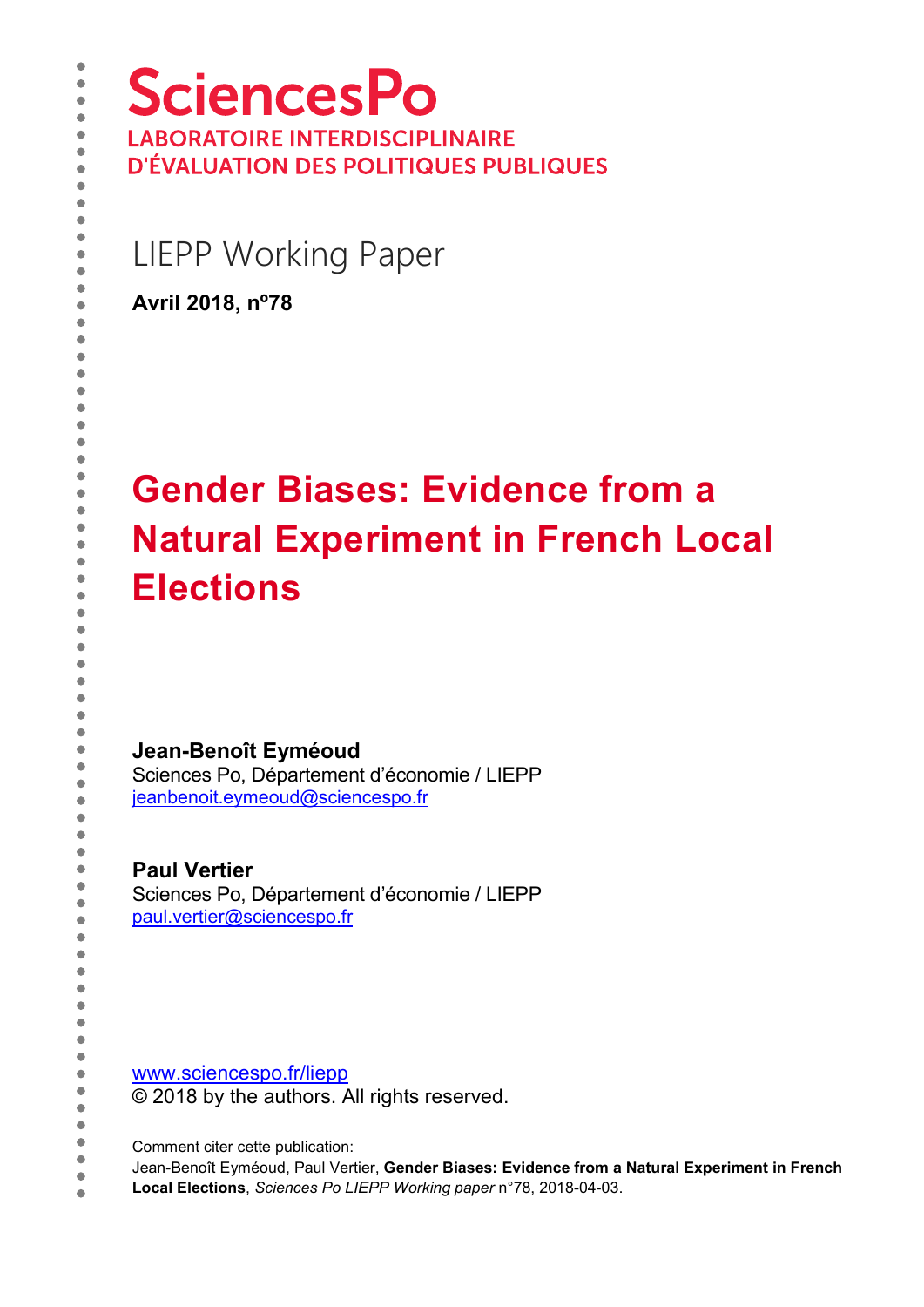**SciencesPo**

**LABORATOIRE INTERDISCIPLINAIRE D'ÉVALUATION DES POLITIQUES PUBLIQUES**

LIEPP Working Paper

**Avril 2018, nº78**

# Gender Biases: Evidence from a Natural Experiment in French Local Elections

**Jean-Benoît Eyméoud**
Sciences Po, Département d'économie / LIEPP
jeanbenoit.eymeoud@sciencespo.fr

**Paul Vertier**
Sciences Po, Département d'économie / LIEPP
paul.vertier@sciencespo.fr

www.sciencespo.fr/liepp
© 2018 by the authors. All rights reserved.

Comment citer cette publication:
Jean-Benoît Eyméoud, Paul Vertier, **Gender Biases: Evidence from a Natural Experiment in French Local Elections**, *Sciences Po LIEPP Working paper* n°78, 2018-04-03.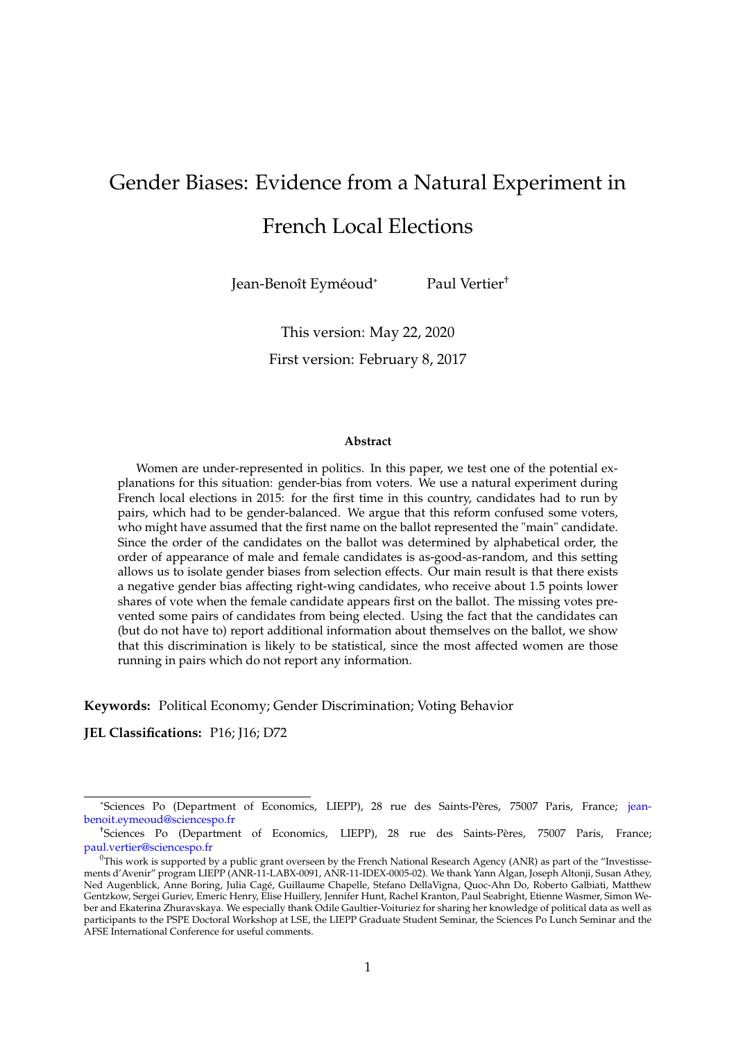# Gender Biases: Evidence from a Natural Experiment in French Local Elections

Jean-Benoît Eyméoud[*] Paul Vertier[†]

This version: May 22, 2020

First version: February 8, 2017

**Abstract**

Women are under-represented in politics. In this paper, we test one of the potential explanations for this situation: gender-bias from voters. We use a natural experiment during French local elections in 2015: for the first time in this country, candidates had to run by pairs, which had to be gender-balanced. We argue that this reform confused some voters, who might have assumed that the first name on the ballot represented the "main" candidate. Since the order of the candidates on the ballot was determined by alphabetical order, the order of appearance of male and female candidates is as-good-as-random, and this setting allows us to isolate gender biases from selection effects. Our main result is that there exists a negative gender bias affecting right-wing candidates, who receive about 1.5 points lower shares of vote when the female candidate appears first on the ballot. The missing votes prevented some pairs of candidates from being elected. Using the fact that the candidates can (but do not have to) report additional information about themselves on the ballot, we show that this discrimination is likely to be statistical, since the most affected women are those running in pairs which do not report any information.

**Keywords:** Political Economy; Gender Discrimination; Voting Behavior

**JEL Classifications:** P16; J16; D72

---

[*] Sciences Po (Department of Economics, LIEPP), 28 rue des Saints-Pères, 75007 Paris, France; jean-benoit.eymeoud@sciencespo.fr

[†] Sciences Po (Department of Economics, LIEPP), 28 rue des Saints-Pères, 75007 Paris, France; paul.vertier@sciencespo.fr

[0] This work is supported by a public grant overseen by the French National Research Agency (ANR) as part of the "Investissements d'Avenir" program LIEPP (ANR-11-LABX-0091, ANR-11-IDEX-0005-02). We thank Yann Algan, Joseph Altonji, Susan Athey, Ned Augenblick, Anne Boring, Julia Cagé, Guillaume Chapelle, Stefano DellaVigna, Quoc-Ahn Do, Roberto Galbiati, Matthew Gentzkow, Sergei Guriev, Emeric Henry, Elise Huillery, Jennifer Hunt, Rachel Kranton, Paul Seabright, Etienne Wasmer, Simon Weber and Ekaterina Zhuravskaya. We especially thank Odile Gaultier-Voituriez for sharing her knowledge of political data as well as participants to the PSPE Doctoral Workshop at LSE, the LIEPP Graduate Student Seminar, the Sciences Po Lunch Seminar and the AFSE International Conference for useful comments.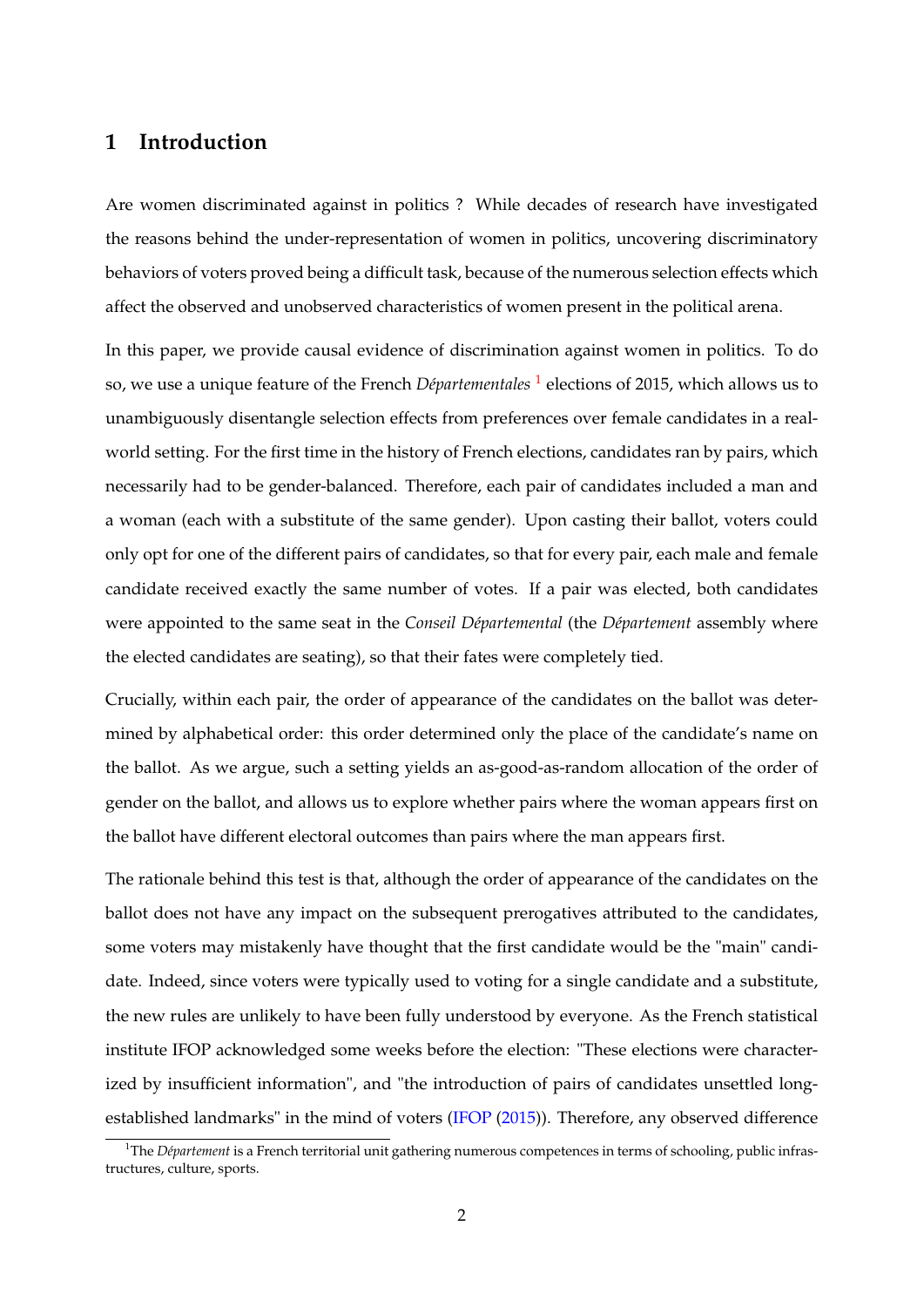# 1 Introduction

Are women discriminated against in politics ? While decades of research have investigated the reasons behind the under-representation of women in politics, uncovering discriminatory behaviors of voters proved being a difficult task, because of the numerous selection effects which affect the observed and unobserved characteristics of women present in the political arena.

In this paper, we provide causal evidence of discrimination against women in politics. To do so, we use a unique feature of the French *Départementales* [1] elections of 2015, which allows us to unambiguously disentangle selection effects from preferences over female candidates in a real-world setting. For the first time in the history of French elections, candidates ran by pairs, which necessarily had to be gender-balanced. Therefore, each pair of candidates included a man and a woman (each with a substitute of the same gender). Upon casting their ballot, voters could only opt for one of the different pairs of candidates, so that for every pair, each male and female candidate received exactly the same number of votes. If a pair was elected, both candidates were appointed to the same seat in the *Conseil Départemental* (the *Département* assembly where the elected candidates are seating), so that their fates were completely tied.

Crucially, within each pair, the order of appearance of the candidates on the ballot was determined by alphabetical order: this order determined only the place of the candidate's name on the ballot. As we argue, such a setting yields an as-good-as-random allocation of the order of gender on the ballot, and allows us to explore whether pairs where the woman appears first on the ballot have different electoral outcomes than pairs where the man appears first.

The rationale behind this test is that, although the order of appearance of the candidates on the ballot does not have any impact on the subsequent prerogatives attributed to the candidates, some voters may mistakenly have thought that the first candidate would be the "main" candidate. Indeed, since voters were typically used to voting for a single candidate and a substitute, the new rules are unlikely to have been fully understood by everyone. As the French statistical institute IFOP acknowledged some weeks before the election: "These elections were characterized by insufficient information", and "the introduction of pairs of candidates unsettled long-established landmarks" in the mind of voters (IFOP (2015)). Therefore, any observed difference

[1] The *Département* is a French territorial unit gathering numerous competences in terms of schooling, public infrastructures, culture, sports.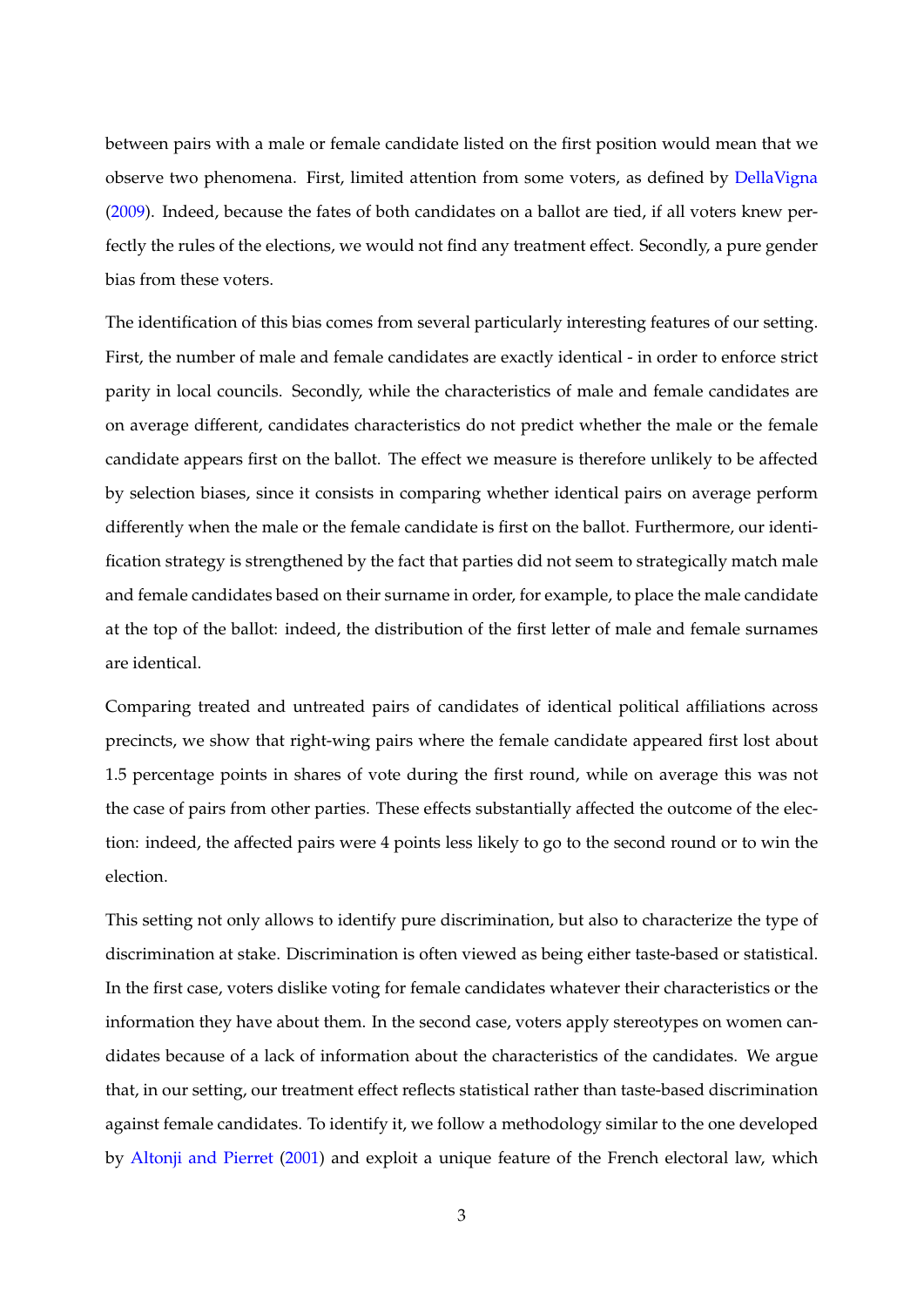between pairs with a male or female candidate listed on the first position would mean that we observe two phenomena. First, limited attention from some voters, as defined by DellaVigna (2009). Indeed, because the fates of both candidates on a ballot are tied, if all voters knew perfectly the rules of the elections, we would not find any treatment effect. Secondly, a pure gender bias from these voters.

The identification of this bias comes from several particularly interesting features of our setting. First, the number of male and female candidates are exactly identical - in order to enforce strict parity in local councils. Secondly, while the characteristics of male and female candidates are on average different, candidates characteristics do not predict whether the male or the female candidate appears first on the ballot. The effect we measure is therefore unlikely to be affected by selection biases, since it consists in comparing whether identical pairs on average perform differently when the male or the female candidate is first on the ballot. Furthermore, our identification strategy is strengthened by the fact that parties did not seem to strategically match male and female candidates based on their surname in order, for example, to place the male candidate at the top of the ballot: indeed, the distribution of the first letter of male and female surnames are identical.

Comparing treated and untreated pairs of candidates of identical political affiliations across precincts, we show that right-wing pairs where the female candidate appeared first lost about 1.5 percentage points in shares of vote during the first round, while on average this was not the case of pairs from other parties. These effects substantially affected the outcome of the election: indeed, the affected pairs were 4 points less likely to go to the second round or to win the election.

This setting not only allows to identify pure discrimination, but also to characterize the type of discrimination at stake. Discrimination is often viewed as being either taste-based or statistical. In the first case, voters dislike voting for female candidates whatever their characteristics or the information they have about them. In the second case, voters apply stereotypes on women candidates because of a lack of information about the characteristics of the candidates. We argue that, in our setting, our treatment effect reflects statistical rather than taste-based discrimination against female candidates. To identify it, we follow a methodology similar to the one developed by Altonji and Pierret (2001) and exploit a unique feature of the French electoral law, which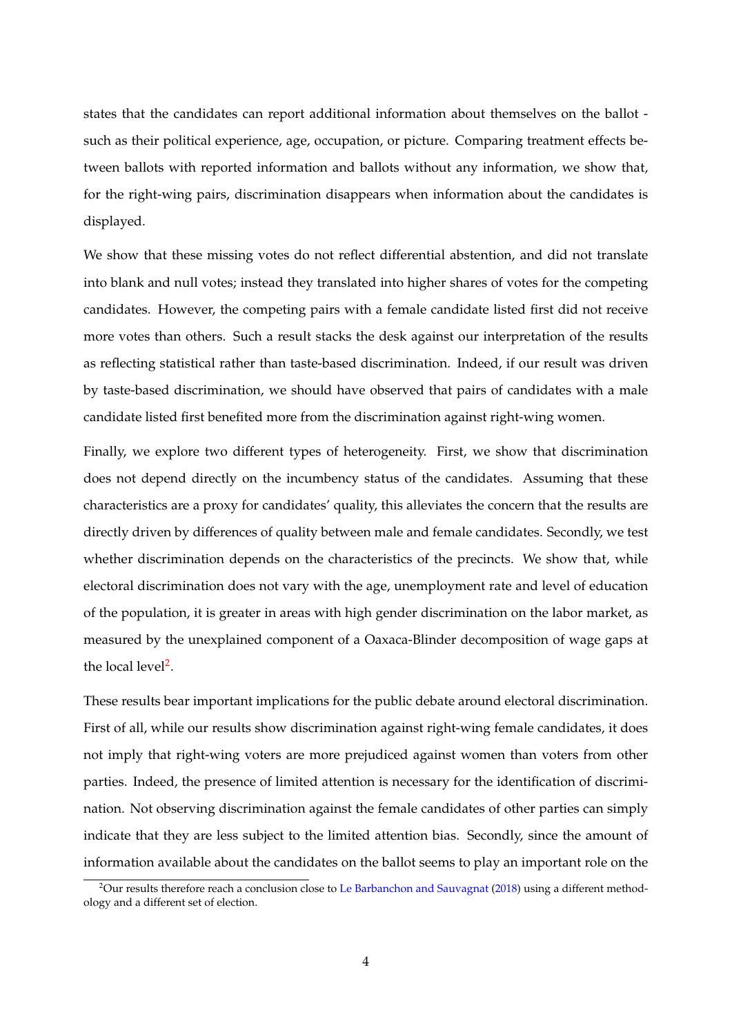states that the candidates can report additional information about themselves on the ballot - such as their political experience, age, occupation, or picture. Comparing treatment effects between ballots with reported information and ballots without any information, we show that, for the right-wing pairs, discrimination disappears when information about the candidates is displayed.

We show that these missing votes do not reflect differential abstention, and did not translate into blank and null votes; instead they translated into higher shares of votes for the competing candidates. However, the competing pairs with a female candidate listed first did not receive more votes than others. Such a result stacks the desk against our interpretation of the results as reflecting statistical rather than taste-based discrimination. Indeed, if our result was driven by taste-based discrimination, we should have observed that pairs of candidates with a male candidate listed first benefited more from the discrimination against right-wing women.

Finally, we explore two different types of heterogeneity. First, we show that discrimination does not depend directly on the incumbency status of the candidates. Assuming that these characteristics are a proxy for candidates' quality, this alleviates the concern that the results are directly driven by differences of quality between male and female candidates. Secondly, we test whether discrimination depends on the characteristics of the precincts. We show that, while electoral discrimination does not vary with the age, unemployment rate and level of education of the population, it is greater in areas with high gender discrimination on the labor market, as measured by the unexplained component of a Oaxaca-Blinder decomposition of wage gaps at the local level[2].

These results bear important implications for the public debate around electoral discrimination. First of all, while our results show discrimination against right-wing female candidates, it does not imply that right-wing voters are more prejudiced against women than voters from other parties. Indeed, the presence of limited attention is necessary for the identification of discrimination. Not observing discrimination against the female candidates of other parties can simply indicate that they are less subject to the limited attention bias. Secondly, since the amount of information available about the candidates on the ballot seems to play an important role on the

[2] Our results therefore reach a conclusion close to Le Barbanchon and Sauvagnat (2018) using a different methodology and a different set of election.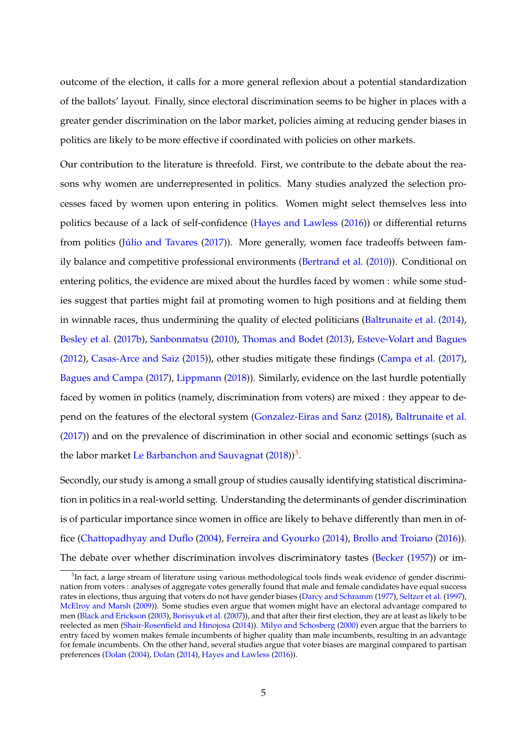outcome of the election, it calls for a more general reflexion about a potential standardization of the ballots' layout. Finally, since electoral discrimination seems to be higher in places with a greater gender discrimination on the labor market, policies aiming at reducing gender biases in politics are likely to be more effective if coordinated with policies on other markets.

Our contribution to the literature is threefold. First, we contribute to the debate about the reasons why women are underrepresented in politics. Many studies analyzed the selection processes faced by women upon entering in politics. Women might select themselves less into politics because of a lack of self-confidence (Hayes and Lawless (2016)) or differential returns from politics (Júlio and Tavares (2017)). More generally, women face tradeoffs between family balance and competitive professional environments (Bertrand et al. (2010)). Conditional on entering politics, the evidence are mixed about the hurdles faced by women : while some studies suggest that parties might fail at promoting women to high positions and at fielding them in winnable races, thus undermining the quality of elected politicians (Baltrunaite et al. (2014), Besley et al. (2017b), Sanbonmatsu (2010), Thomas and Bodet (2013), Esteve-Volart and Bagues (2012), Casas-Arce and Saiz (2015)), other studies mitigate these findings (Campa et al. (2017), Bagues and Campa (2017), Lippmann (2018)). Similarly, evidence on the last hurdle potentially faced by women in politics (namely, discrimination from voters) are mixed : they appear to depend on the features of the electoral system (Gonzalez-Eiras and Sanz (2018), Baltrunaite et al. (2017)) and on the prevalence of discrimination in other social and economic settings (such as the labor market Le Barbanchon and Sauvagnat (2018))[3].

Secondly, our study is among a small group of studies causally identifying statistical discrimination in politics in a real-world setting. Understanding the determinants of gender discrimination is of particular importance since women in office are likely to behave differently than men in office (Chattopadhyay and Duflo (2004), Ferreira and Gyourko (2014), Brollo and Troiano (2016)). The debate over whether discrimination involves discriminatory tastes (Becker (1957)) or im-

[3] In fact, a large stream of literature using various methodological tools finds weak evidence of gender discrimination from voters : analyses of aggregate votes generally found that male and female candidates have equal success rates in elections, thus arguing that voters do not have gender biases (Darcy and Schramm (1977), Seltzer et al. (1997), McElroy and Marsh (2009)). Some studies even argue that women might have an electoral advantage compared to men (Black and Erickson (2003), Borisyuk et al. (2007)), and that after their first election, they are at least as likely to be reelected as men (Shair-Rosenfield and Hinojosa (2014)). Milyo and Schosberg (2000) even argue that the barriers to entry faced by women makes female incumbents of higher quality than male incumbents, resulting in an advantage for female incumbents. On the other hand, several studies argue that voter biases are marginal compared to partisan preferences (Dolan (2004), Dolan (2014), Hayes and Lawless (2016)).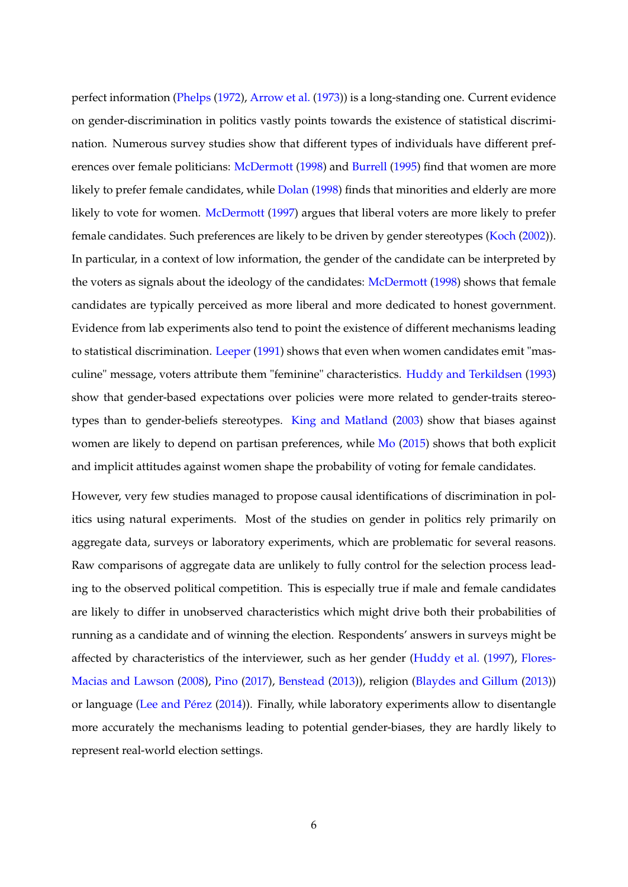perfect information (Phelps (1972), Arrow et al. (1973)) is a long-standing one. Current evidence on gender-discrimination in politics vastly points towards the existence of statistical discrimination. Numerous survey studies show that different types of individuals have different preferences over female politicians: McDermott (1998) and Burrell (1995) find that women are more likely to prefer female candidates, while Dolan (1998) finds that minorities and elderly are more likely to vote for women. McDermott (1997) argues that liberal voters are more likely to prefer female candidates. Such preferences are likely to be driven by gender stereotypes (Koch (2002)). In particular, in a context of low information, the gender of the candidate can be interpreted by the voters as signals about the ideology of the candidates: McDermott (1998) shows that female candidates are typically perceived as more liberal and more dedicated to honest government. Evidence from lab experiments also tend to point the existence of different mechanisms leading to statistical discrimination. Leeper (1991) shows that even when women candidates emit "masculine" message, voters attribute them "feminine" characteristics. Huddy and Terkildsen (1993) show that gender-based expectations over policies were more related to gender-traits stereotypes than to gender-beliefs stereotypes. King and Matland (2003) show that biases against women are likely to depend on partisan preferences, while Mo (2015) shows that both explicit and implicit attitudes against women shape the probability of voting for female candidates.

However, very few studies managed to propose causal identifications of discrimination in politics using natural experiments. Most of the studies on gender in politics rely primarily on aggregate data, surveys or laboratory experiments, which are problematic for several reasons. Raw comparisons of aggregate data are unlikely to fully control for the selection process leading to the observed political competition. This is especially true if male and female candidates are likely to differ in unobserved characteristics which might drive both their probabilities of running as a candidate and of winning the election. Respondents' answers in surveys might be affected by characteristics of the interviewer, such as her gender (Huddy et al. (1997), Flores-Macias and Lawson (2008), Pino (2017), Benstead (2013)), religion (Blaydes and Gillum (2013)) or language (Lee and Pérez (2014)). Finally, while laboratory experiments allow to disentangle more accurately the mechanisms leading to potential gender-biases, they are hardly likely to represent real-world election settings.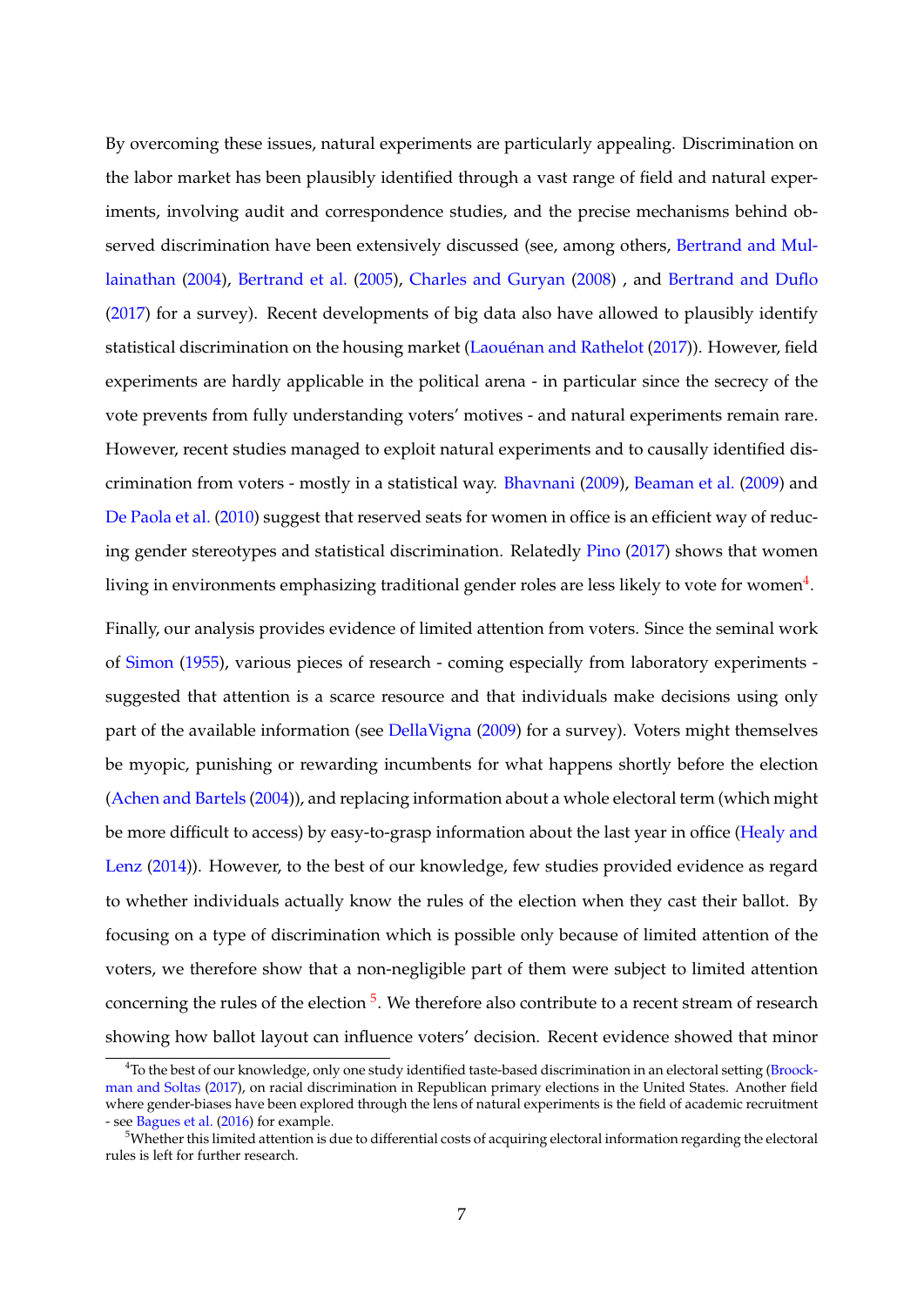By overcoming these issues, natural experiments are particularly appealing. Discrimination on the labor market has been plausibly identified through a vast range of field and natural experiments, involving audit and correspondence studies, and the precise mechanisms behind observed discrimination have been extensively discussed (see, among others, Bertrand and Mullainathan (2004), Bertrand et al. (2005), Charles and Guryan (2008) , and Bertrand and Duflo (2017) for a survey). Recent developments of big data also have allowed to plausibly identify statistical discrimination on the housing market (Laouénan and Rathelot (2017)). However, field experiments are hardly applicable in the political arena - in particular since the secrecy of the vote prevents from fully understanding voters' motives - and natural experiments remain rare. However, recent studies managed to exploit natural experiments and to causally identified discrimination from voters - mostly in a statistical way. Bhavnani (2009), Beaman et al. (2009) and De Paola et al. (2010) suggest that reserved seats for women in office is an efficient way of reducing gender stereotypes and statistical discrimination. Relatedly Pino (2017) shows that women living in environments emphasizing traditional gender roles are less likely to vote for women[4].

Finally, our analysis provides evidence of limited attention from voters. Since the seminal work of Simon (1955), various pieces of research - coming especially from laboratory experiments - suggested that attention is a scarce resource and that individuals make decisions using only part of the available information (see DellaVigna (2009) for a survey). Voters might themselves be myopic, punishing or rewarding incumbents for what happens shortly before the election (Achen and Bartels (2004)), and replacing information about a whole electoral term (which might be more difficult to access) by easy-to-grasp information about the last year in office (Healy and Lenz (2014)). However, to the best of our knowledge, few studies provided evidence as regard to whether individuals actually know the rules of the election when they cast their ballot. By focusing on a type of discrimination which is possible only because of limited attention of the voters, we therefore show that a non-negligible part of them were subject to limited attention concerning the rules of the election [5]. We therefore also contribute to a recent stream of research showing how ballot layout can influence voters' decision. Recent evidence showed that minor

[4] To the best of our knowledge, only one study identified taste-based discrimination in an electoral setting (Broockman and Soltas (2017), on racial discrimination in Republican primary elections in the United States. Another field where gender-biases have been explored through the lens of natural experiments is the field of academic recruitment - see Bagues et al. (2016) for example.

[5] Whether this limited attention is due to differential costs of acquiring electoral information regarding the electoral rules is left for further research.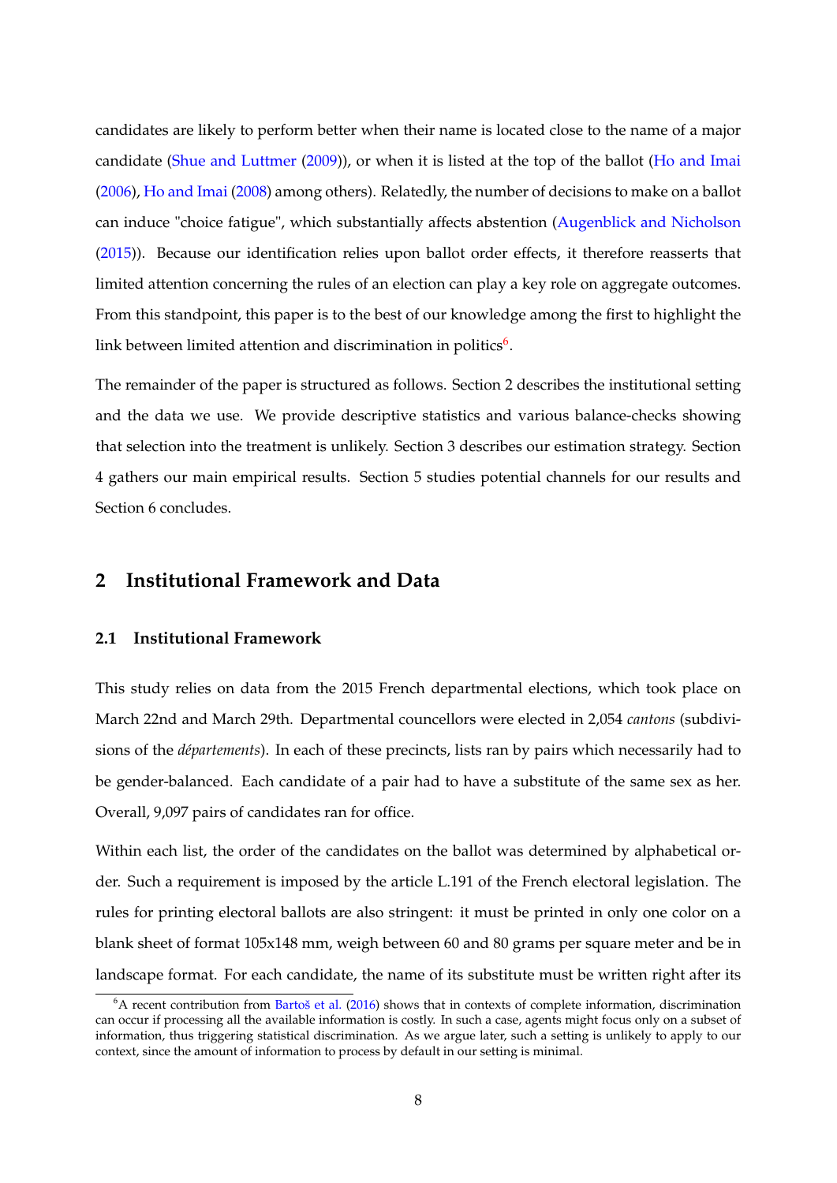candidates are likely to perform better when their name is located close to the name of a major candidate (Shue and Luttmer (2009)), or when it is listed at the top of the ballot (Ho and Imai (2006), Ho and Imai (2008) among others). Relatedly, the number of decisions to make on a ballot can induce "choice fatigue", which substantially affects abstention (Augenblick and Nicholson (2015)). Because our identification relies upon ballot order effects, it therefore reasserts that limited attention concerning the rules of an election can play a key role on aggregate outcomes. From this standpoint, this paper is to the best of our knowledge among the first to highlight the link between limited attention and discrimination in politics[6].

The remainder of the paper is structured as follows. Section 2 describes the institutional setting and the data we use. We provide descriptive statistics and various balance-checks showing that selection into the treatment is unlikely. Section 3 describes our estimation strategy. Section 4 gathers our main empirical results. Section 5 studies potential channels for our results and Section 6 concludes.

## 2 Institutional Framework and Data

### 2.1 Institutional Framework

This study relies on data from the 2015 French departmental elections, which took place on March 22nd and March 29th. Departmental councellors were elected in 2,054 *cantons* (subdivisions of the *départements*). In each of these precincts, lists ran by pairs which necessarily had to be gender-balanced. Each candidate of a pair had to have a substitute of the same sex as her. Overall, 9,097 pairs of candidates ran for office.

Within each list, the order of the candidates on the ballot was determined by alphabetical order. Such a requirement is imposed by the article L.191 of the French electoral legislation. The rules for printing electoral ballots are also stringent: it must be printed in only one color on a blank sheet of format 105x148 mm, weigh between 60 and 80 grams per square meter and be in landscape format. For each candidate, the name of its substitute must be written right after its

[6] A recent contribution from Bartoš et al. (2016) shows that in contexts of complete information, discrimination can occur if processing all the available information is costly. In such a case, agents might focus only on a subset of information, thus triggering statistical discrimination. As we argue later, such a setting is unlikely to apply to our context, since the amount of information to process by default in our setting is minimal.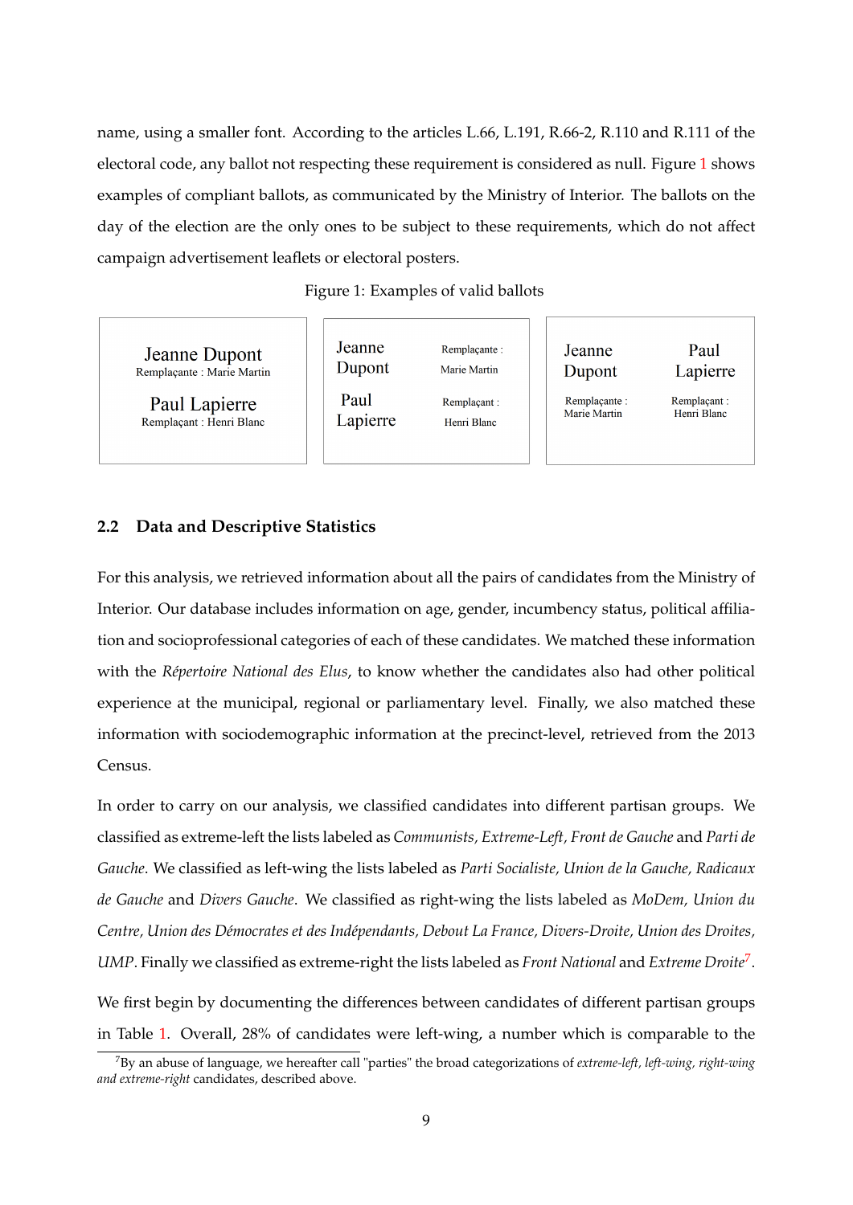name, using a smaller font. According to the articles L.66, L.191, R.66-2, R.110 and R.111 of the electoral code, any ballot not respecting these requirement is considered as null. Figure 1 shows examples of compliant ballots, as communicated by the Ministry of Interior. The ballots on the day of the election are the only ones to be subject to these requirements, which do not affect campaign advertisement leaflets or electoral posters.

Figure 1: Examples of valid ballots

| Ballot 1 | Ballot 2 | Ballot 3 |
|---|---|---|
| Jeanne Dupont<br>Remplaçante : Marie Martin<br><br>Paul Lapierre<br>Remplaçant : Henri Blanc | Jeanne Dupont — Remplaçante : Marie Martin<br><br>Paul Lapierre — Remplaçant : Henri Blanc | Jeanne Dupont<br>Remplaçante : Marie Martin<br><br>Paul Lapierre<br>Remplaçant : Henri Blanc |

## 2.2 Data and Descriptive Statistics

For this analysis, we retrieved information about all the pairs of candidates from the Ministry of Interior. Our database includes information on age, gender, incumbency status, political affiliation and socioprofessional categories of each of these candidates. We matched these information with the *Répertoire National des Elus*, to know whether the candidates also had other political experience at the municipal, regional or parliamentary level. Finally, we also matched these information with sociodemographic information at the precinct-level, retrieved from the 2013 Census.

In order to carry on our analysis, we classified candidates into different partisan groups. We classified as extreme-left the lists labeled as *Communists, Extreme-Left, Front de Gauche* and *Parti de Gauche*. We classified as left-wing the lists labeled as *Parti Socialiste, Union de la Gauche, Radicaux de Gauche* and *Divers Gauche*. We classified as right-wing the lists labeled as *MoDem, Union du Centre, Union des Démocrates et des Indépendants, Debout La France, Divers-Droite, Union des Droites, UMP*. Finally we classified as extreme-right the lists labeled as *Front National* and *Extreme Droite*[7].

We first begin by documenting the differences between candidates of different partisan groups in Table 1. Overall, 28% of candidates were left-wing, a number which is comparable to the

[7] By an abuse of language, we hereafter call "parties" the broad categorizations of *extreme-left, left-wing, right-wing and extreme-right* candidates, described above.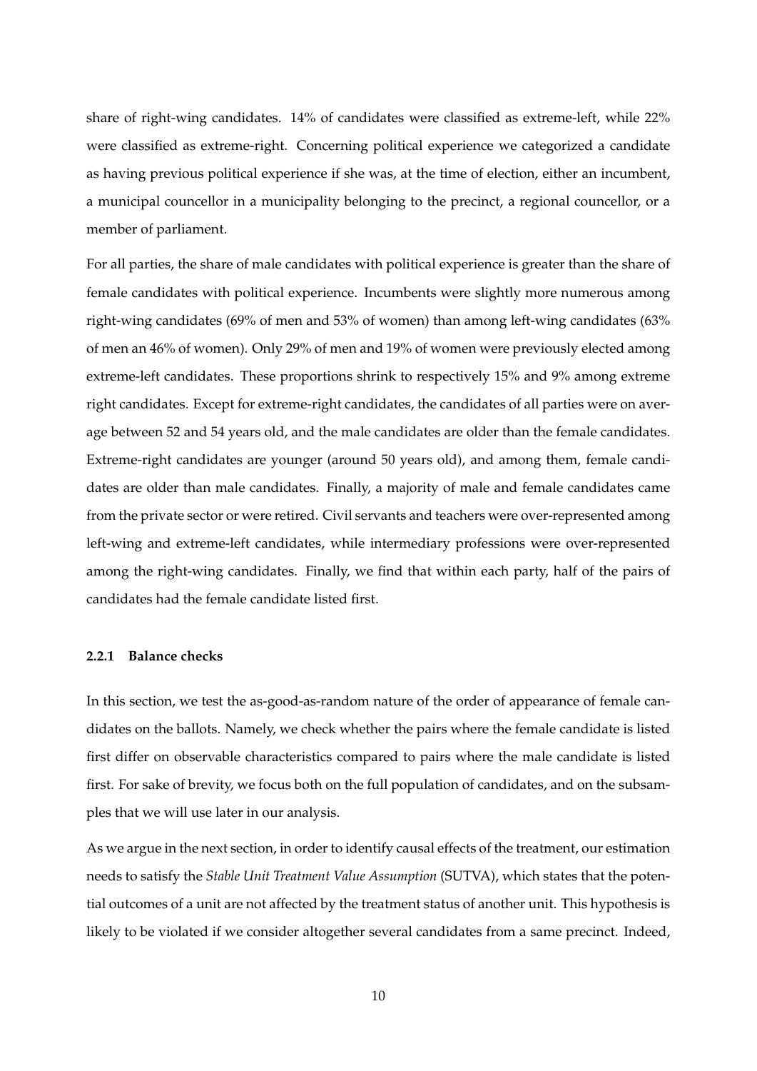share of right-wing candidates. 14% of candidates were classified as extreme-left, while 22% were classified as extreme-right. Concerning political experience we categorized a candidate as having previous political experience if she was, at the time of election, either an incumbent, a municipal councellor in a municipality belonging to the precinct, a regional councellor, or a member of parliament.

For all parties, the share of male candidates with political experience is greater than the share of female candidates with political experience. Incumbents were slightly more numerous among right-wing candidates (69% of men and 53% of women) than among left-wing candidates (63% of men an 46% of women). Only 29% of men and 19% of women were previously elected among extreme-left candidates. These proportions shrink to respectively 15% and 9% among extreme right candidates. Except for extreme-right candidates, the candidates of all parties were on average between 52 and 54 years old, and the male candidates are older than the female candidates. Extreme-right candidates are younger (around 50 years old), and among them, female candidates are older than male candidates. Finally, a majority of male and female candidates came from the private sector or were retired. Civil servants and teachers were over-represented among left-wing and extreme-left candidates, while intermediary professions were over-represented among the right-wing candidates. Finally, we find that within each party, half of the pairs of candidates had the female candidate listed first.

### 2.2.1 Balance checks

In this section, we test the as-good-as-random nature of the order of appearance of female candidates on the ballots. Namely, we check whether the pairs where the female candidate is listed first differ on observable characteristics compared to pairs where the male candidate is listed first. For sake of brevity, we focus both on the full population of candidates, and on the subsamples that we will use later in our analysis.

As we argue in the next section, in order to identify causal effects of the treatment, our estimation needs to satisfy the *Stable Unit Treatment Value Assumption* (SUTVA), which states that the potential outcomes of a unit are not affected by the treatment status of another unit. This hypothesis is likely to be violated if we consider altogether several candidates from a same precinct. Indeed,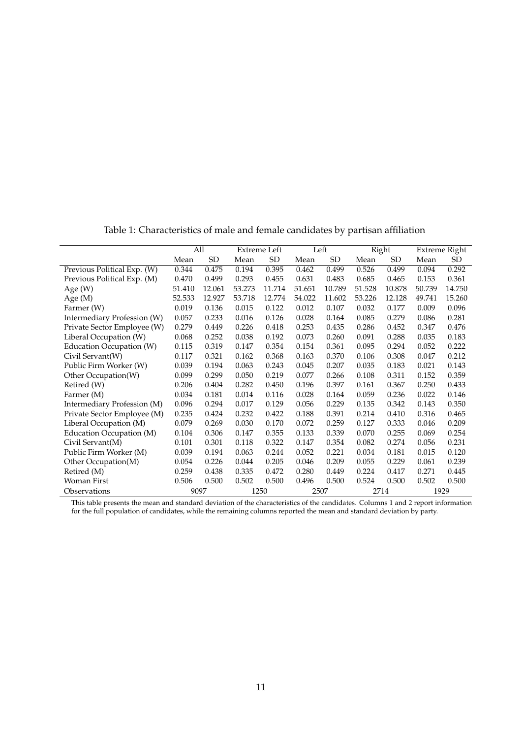Table 1: Characteristics of male and female candidates by partisan affiliation

| | All | | Extreme Left | | Left | | Right | | Extreme Right | |
|---|---|---|---|---|---|---|---|---|---|---|
| | Mean | SD | Mean | SD | Mean | SD | Mean | SD | Mean | SD |
| Previous Political Exp. (W) | 0.344 | 0.475 | 0.194 | 0.395 | 0.462 | 0.499 | 0.526 | 0.499 | 0.094 | 0.292 |
| Previous Political Exp. (M) | 0.470 | 0.499 | 0.293 | 0.455 | 0.631 | 0.483 | 0.685 | 0.465 | 0.153 | 0.361 |
| Age (W) | 51.410 | 12.061 | 53.273 | 11.714 | 51.651 | 10.789 | 51.528 | 10.878 | 50.739 | 14.750 |
| Age (M) | 52.533 | 12.927 | 53.718 | 12.774 | 54.022 | 11.602 | 53.226 | 12.128 | 49.741 | 15.260 |
| Farmer (W) | 0.019 | 0.136 | 0.015 | 0.122 | 0.012 | 0.107 | 0.032 | 0.177 | 0.009 | 0.096 |
| Intermediary Profession (W) | 0.057 | 0.233 | 0.016 | 0.126 | 0.028 | 0.164 | 0.085 | 0.279 | 0.086 | 0.281 |
| Private Sector Employee (W) | 0.279 | 0.449 | 0.226 | 0.418 | 0.253 | 0.435 | 0.286 | 0.452 | 0.347 | 0.476 |
| Liberal Occupation (W) | 0.068 | 0.252 | 0.038 | 0.192 | 0.073 | 0.260 | 0.091 | 0.288 | 0.035 | 0.183 |
| Education Occupation (W) | 0.115 | 0.319 | 0.147 | 0.354 | 0.154 | 0.361 | 0.095 | 0.294 | 0.052 | 0.222 |
| Civil Servant(W) | 0.117 | 0.321 | 0.162 | 0.368 | 0.163 | 0.370 | 0.106 | 0.308 | 0.047 | 0.212 |
| Public Firm Worker (W) | 0.039 | 0.194 | 0.063 | 0.243 | 0.045 | 0.207 | 0.035 | 0.183 | 0.021 | 0.143 |
| Other Occupation(W) | 0.099 | 0.299 | 0.050 | 0.219 | 0.077 | 0.266 | 0.108 | 0.311 | 0.152 | 0.359 |
| Retired (W) | 0.206 | 0.404 | 0.282 | 0.450 | 0.196 | 0.397 | 0.161 | 0.367 | 0.250 | 0.433 |
| Farmer (M) | 0.034 | 0.181 | 0.014 | 0.116 | 0.028 | 0.164 | 0.059 | 0.236 | 0.022 | 0.146 |
| Intermediary Profession (M) | 0.096 | 0.294 | 0.017 | 0.129 | 0.056 | 0.229 | 0.135 | 0.342 | 0.143 | 0.350 |
| Private Sector Employee (M) | 0.235 | 0.424 | 0.232 | 0.422 | 0.188 | 0.391 | 0.214 | 0.410 | 0.316 | 0.465 |
| Liberal Occupation (M) | 0.079 | 0.269 | 0.030 | 0.170 | 0.072 | 0.259 | 0.127 | 0.333 | 0.046 | 0.209 |
| Education Occupation (M) | 0.104 | 0.306 | 0.147 | 0.355 | 0.133 | 0.339 | 0.070 | 0.255 | 0.069 | 0.254 |
| Civil Servant(M) | 0.101 | 0.301 | 0.118 | 0.322 | 0.147 | 0.354 | 0.082 | 0.274 | 0.056 | 0.231 |
| Public Firm Worker (M) | 0.039 | 0.194 | 0.063 | 0.244 | 0.052 | 0.221 | 0.034 | 0.181 | 0.015 | 0.120 |
| Other Occupation(M) | 0.054 | 0.226 | 0.044 | 0.205 | 0.046 | 0.209 | 0.055 | 0.229 | 0.061 | 0.239 |
| Retired (M) | 0.259 | 0.438 | 0.335 | 0.472 | 0.280 | 0.449 | 0.224 | 0.417 | 0.271 | 0.445 |
| Woman First | 0.506 | 0.500 | 0.502 | 0.500 | 0.496 | 0.500 | 0.524 | 0.500 | 0.502 | 0.500 |
| Observations | 9097 | | 1250 | | 2507 | | 2714 | | 1929 | |

This table presents the mean and standard deviation of the characteristics of the candidates. Columns 1 and 2 report information for the full population of candidates, while the remaining columns reported the mean and standard deviation by party.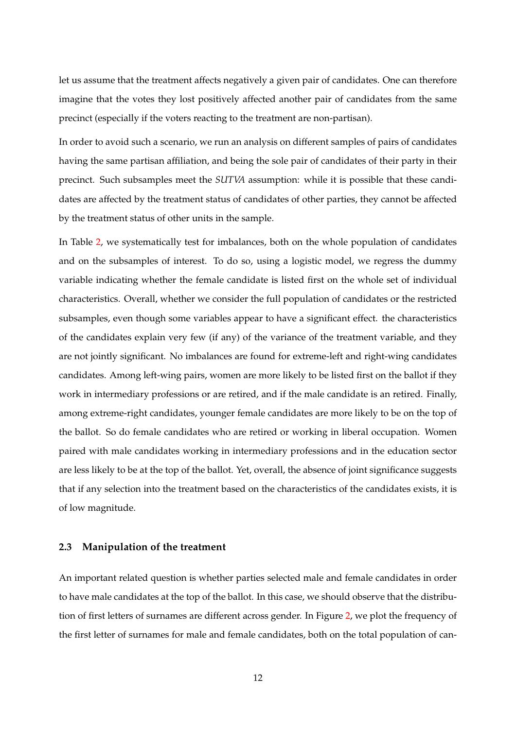let us assume that the treatment affects negatively a given pair of candidates. One can therefore imagine that the votes they lost positively affected another pair of candidates from the same precinct (especially if the voters reacting to the treatment are non-partisan).

In order to avoid such a scenario, we run an analysis on different samples of pairs of candidates having the same partisan affiliation, and being the sole pair of candidates of their party in their precinct. Such subsamples meet the *SUTVA* assumption: while it is possible that these candidates are affected by the treatment status of candidates of other parties, they cannot be affected by the treatment status of other units in the sample.

In Table 2, we systematically test for imbalances, both on the whole population of candidates and on the subsamples of interest. To do so, using a logistic model, we regress the dummy variable indicating whether the female candidate is listed first on the whole set of individual characteristics. Overall, whether we consider the full population of candidates or the restricted subsamples, even though some variables appear to have a significant effect. the characteristics of the candidates explain very few (if any) of the variance of the treatment variable, and they are not jointly significant. No imbalances are found for extreme-left and right-wing candidates candidates. Among left-wing pairs, women are more likely to be listed first on the ballot if they work in intermediary professions or are retired, and if the male candidate is an retired. Finally, among extreme-right candidates, younger female candidates are more likely to be on the top of the ballot. So do female candidates who are retired or working in liberal occupation. Women paired with male candidates working in intermediary professions and in the education sector are less likely to be at the top of the ballot. Yet, overall, the absence of joint significance suggests that if any selection into the treatment based on the characteristics of the candidates exists, it is of low magnitude.

### 2.3 Manipulation of the treatment

An important related question is whether parties selected male and female candidates in order to have male candidates at the top of the ballot. In this case, we should observe that the distribution of first letters of surnames are different across gender. In Figure 2, we plot the frequency of the first letter of surnames for male and female candidates, both on the total population of can-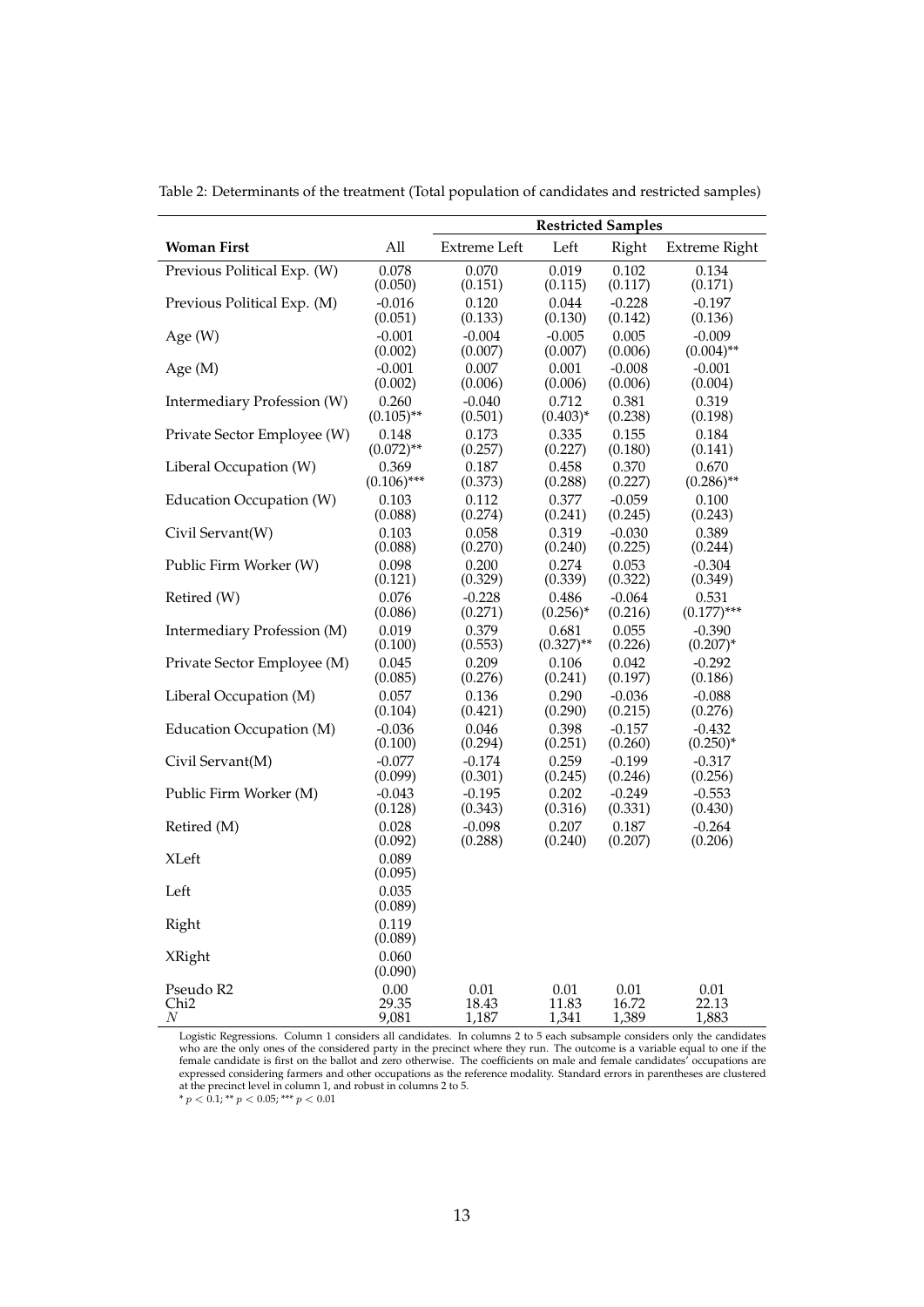Table 2: Determinants of the treatment (Total population of candidates and restricted samples)

| | | Restricted Samples | | | |
|---|---|---|---|---|---|
| **Woman First** | All | Extreme Left | Left | Right | Extreme Right |
| Previous Political Exp. (W) | 0.078 | 0.070 | 0.019 | 0.102 | 0.134 |
| | (0.050) | (0.151) | (0.115) | (0.117) | (0.171) |
| Previous Political Exp. (M) | -0.016 | 0.120 | 0.044 | -0.228 | -0.197 |
| | (0.051) | (0.133) | (0.130) | (0.142) | (0.136) |
| Age (W) | -0.001 | -0.004 | -0.005 | 0.005 | -0.009 |
| | (0.002) | (0.007) | (0.007) | (0.006) | (0.004)** |
| Age (M) | -0.001 | 0.007 | 0.001 | -0.008 | -0.001 |
| | (0.002) | (0.006) | (0.006) | (0.006) | (0.004) |
| Intermediary Profession (W) | 0.260 | -0.040 | 0.712 | 0.381 | 0.319 |
| | (0.105)** | (0.501) | (0.403)* | (0.238) | (0.198) |
| Private Sector Employee (W) | 0.148 | 0.173 | 0.335 | 0.155 | 0.184 |
| | (0.072)** | (0.257) | (0.227) | (0.180) | (0.141) |
| Liberal Occupation (W) | 0.369 | 0.187 | 0.458 | 0.370 | 0.670 |
| | (0.106)*** | (0.373) | (0.288) | (0.227) | (0.286)** |
| Education Occupation (W) | 0.103 | 0.112 | 0.377 | -0.059 | 0.100 |
| | (0.088) | (0.274) | (0.241) | (0.245) | (0.243) |
| Civil Servant(W) | 0.103 | 0.058 | 0.319 | -0.030 | 0.389 |
| | (0.088) | (0.270) | (0.240) | (0.225) | (0.244) |
| Public Firm Worker (W) | 0.098 | 0.200 | 0.274 | 0.053 | -0.304 |
| | (0.121) | (0.329) | (0.339) | (0.322) | (0.349) |
| Retired (W) | 0.076 | -0.228 | 0.486 | -0.064 | 0.531 |
| | (0.086) | (0.271) | (0.256)* | (0.216) | (0.177)*** |
| Intermediary Profession (M) | 0.019 | 0.379 | 0.681 | 0.055 | -0.390 |
| | (0.100) | (0.553) | (0.327)** | (0.226) | (0.207)* |
| Private Sector Employee (M) | 0.045 | 0.209 | 0.106 | 0.042 | -0.292 |
| | (0.085) | (0.276) | (0.241) | (0.197) | (0.186) |
| Liberal Occupation (M) | 0.057 | 0.136 | 0.290 | -0.036 | -0.088 |
| | (0.104) | (0.421) | (0.290) | (0.215) | (0.276) |
| Education Occupation (M) | -0.036 | 0.046 | 0.398 | -0.157 | -0.432 |
| | (0.100) | (0.294) | (0.251) | (0.260) | (0.250)* |
| Civil Servant(M) | -0.077 | -0.174 | 0.259 | -0.199 | -0.317 |
| | (0.099) | (0.301) | (0.245) | (0.246) | (0.256) |
| Public Firm Worker (M) | -0.043 | -0.195 | 0.202 | -0.249 | -0.553 |
| | (0.128) | (0.343) | (0.316) | (0.331) | (0.430) |
| Retired (M) | 0.028 | -0.098 | 0.207 | 0.187 | -0.264 |
| | (0.092) | (0.288) | (0.240) | (0.207) | (0.206) |
| XLeft | 0.089 | | | | |
| | (0.095) | | | | |
| Left | 0.035 | | | | |
| | (0.089) | | | | |
| Right | 0.119 | | | | |
| | (0.089) | | | | |
| XRight | 0.060 | | | | |
| | (0.090) | | | | |
| Pseudo R2 | 0.00 | 0.01 | 0.01 | 0.01 | 0.01 |
| Chi2 | 29.35 | 18.43 | 11.83 | 16.72 | 22.13 |
| $N$ | 9,081 | 1,187 | 1,341 | 1,389 | 1,883 |

Logistic Regressions. Column 1 considers all candidates. In columns 2 to 5 each subsample considers only the candidates who are the only ones of the considered party in the precinct where they run. The outcome is a variable equal to one if the female candidate is first on the ballot and zero otherwise. The coefficients on male and female candidates' occupations are expressed considering farmers and other occupations as the reference modality. Standard errors in parentheses are clustered at the precinct level in column 1, and robust in columns 2 to 5.

* $p < 0.1$; ** $p < 0.05$; *** $p < 0.01$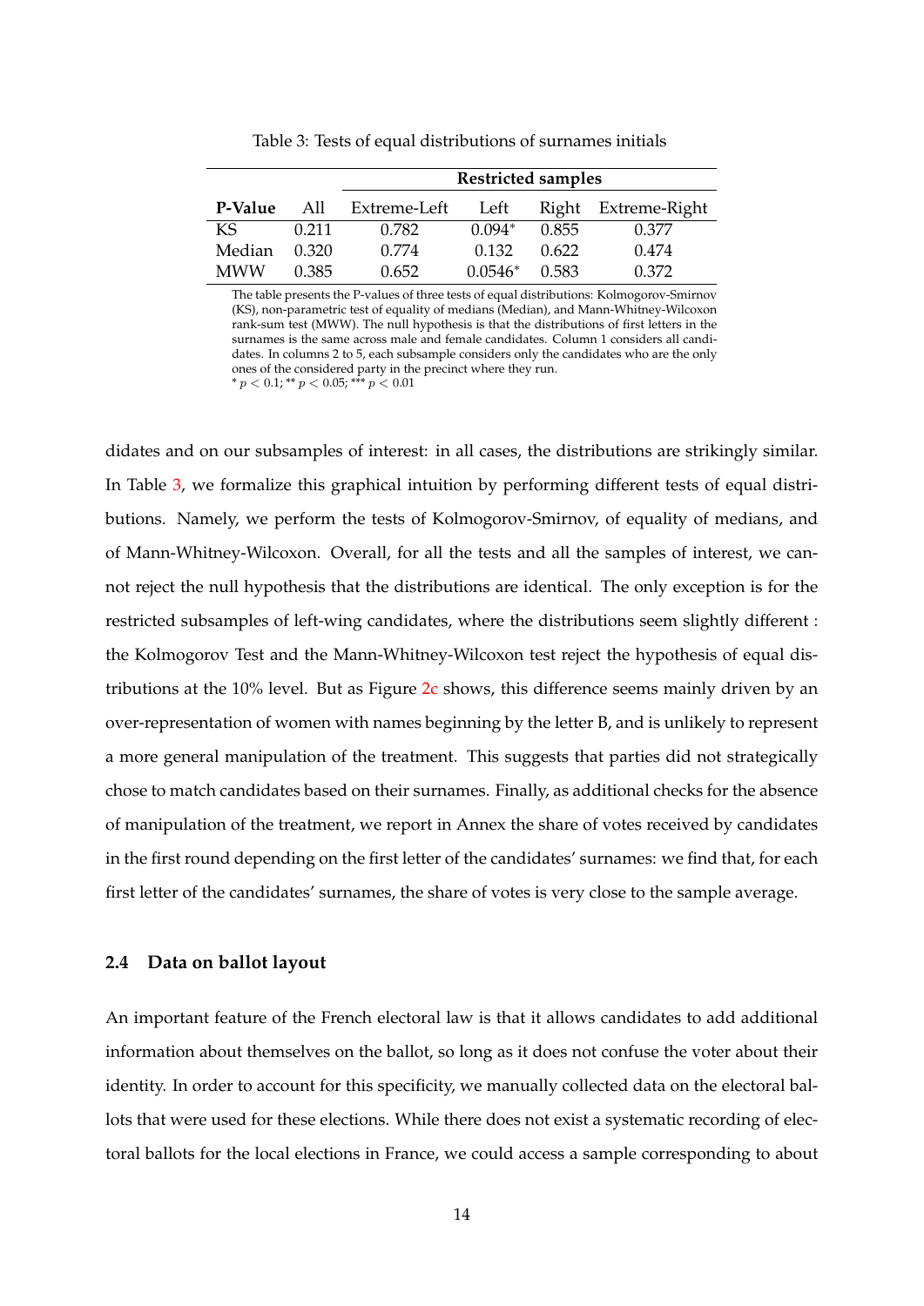Table 3: Tests of equal distributions of surnames initials

| | | Restricted samples | | | |
|---|---|---|---|---|---|
| **P-Value** | All | Extreme-Left | Left | Right | Extreme-Right |
| KS | 0.211 | 0.782 | 0.094* | 0.855 | 0.377 |
| Median | 0.320 | 0.774 | 0.132 | 0.622 | 0.474 |
| MWW | 0.385 | 0.652 | 0.0546* | 0.583 | 0.372 |

The table presents the P-values of three tests of equal distributions: Kolmogorov-Smirnov (KS), non-parametric test of equality of medians (Median), and Mann-Whitney-Wilcoxon rank-sum test (MWW). The null hypothesis is that the distributions of first letters in the surnames is the same across male and female candidates. Column 1 considers all candidates. In columns 2 to 5, each subsample considers only the candidates who are the only ones of the considered party in the precinct where they run.
* $p < 0.1$; ** $p < 0.05$; *** $p < 0.01$

didates and on our subsamples of interest: in all cases, the distributions are strikingly similar. In Table 3, we formalize this graphical intuition by performing different tests of equal distributions. Namely, we perform the tests of Kolmogorov-Smirnov, of equality of medians, and of Mann-Whitney-Wilcoxon. Overall, for all the tests and all the samples of interest, we cannot reject the null hypothesis that the distributions are identical. The only exception is for the restricted subsamples of left-wing candidates, where the distributions seem slightly different : the Kolmogorov Test and the Mann-Whitney-Wilcoxon test reject the hypothesis of equal distributions at the 10% level. But as Figure 2c shows, this difference seems mainly driven by an over-representation of women with names beginning by the letter B, and is unlikely to represent a more general manipulation of the treatment. This suggests that parties did not strategically chose to match candidates based on their surnames. Finally, as additional checks for the absence of manipulation of the treatment, we report in Annex the share of votes received by candidates in the first round depending on the first letter of the candidates' surnames: we find that, for each first letter of the candidates' surnames, the share of votes is very close to the sample average.

### 2.4 Data on ballot layout

An important feature of the French electoral law is that it allows candidates to add additional information about themselves on the ballot, so long as it does not confuse the voter about their identity. In order to account for this specificity, we manually collected data on the electoral ballots that were used for these elections. While there does not exist a systematic recording of electoral ballots for the local elections in France, we could access a sample corresponding to about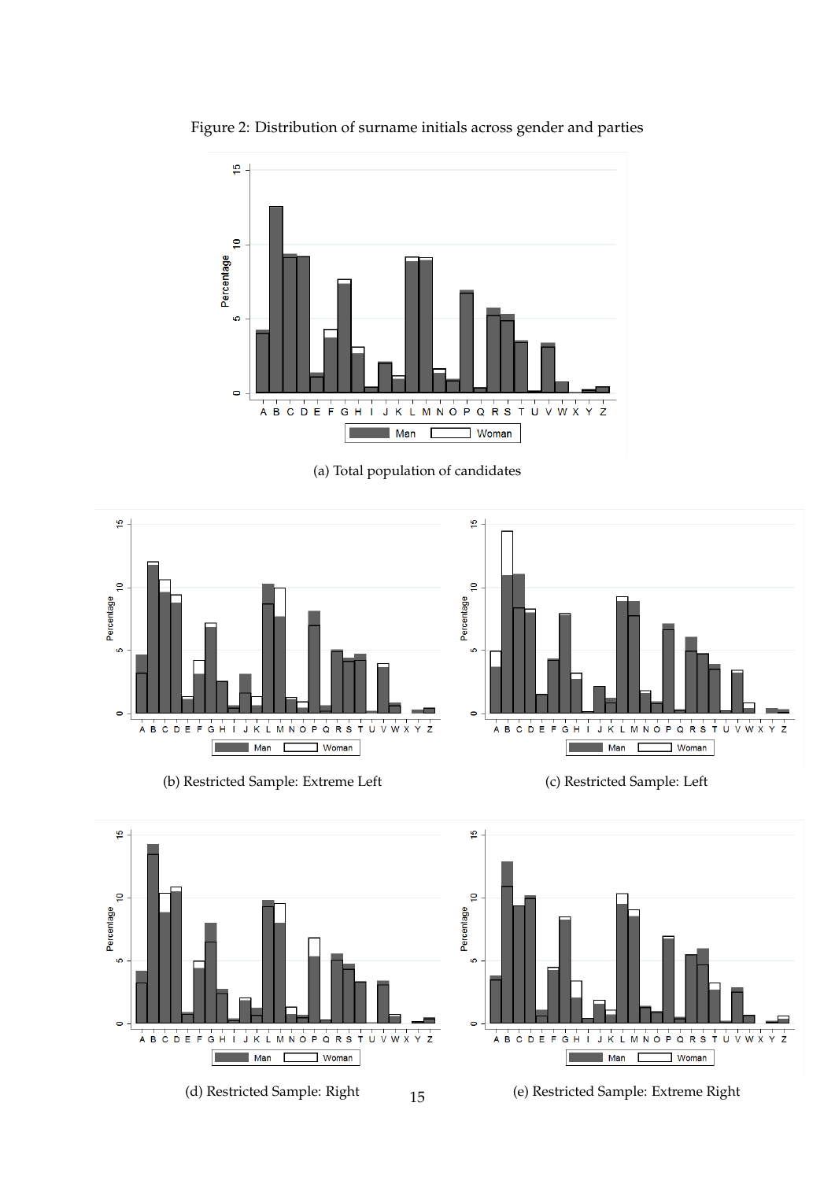Figure 2: Distribution of surname initials across gender and parties

(a) Total population of candidates

(b) Restricted Sample: Extreme Left

(c) Restricted Sample: Left

(d) Restricted Sample: Right

(e) Restricted Sample: Extreme Right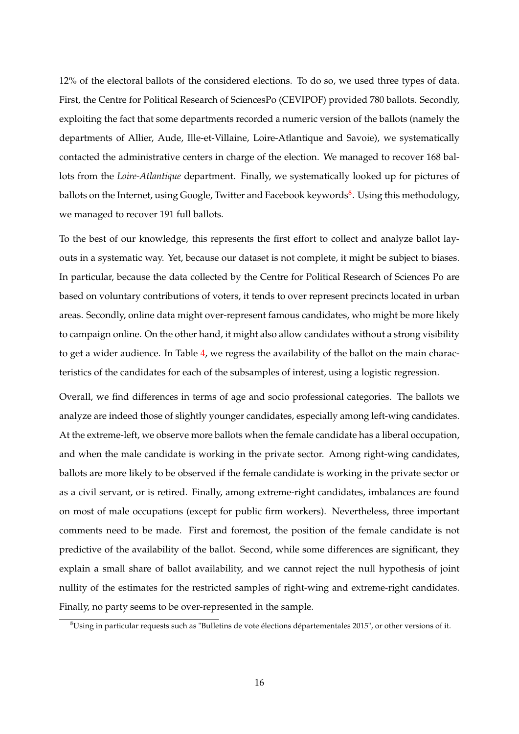12% of the electoral ballots of the considered elections. To do so, we used three types of data. First, the Centre for Political Research of SciencesPo (CEVIPOF) provided 780 ballots. Secondly, exploiting the fact that some departments recorded a numeric version of the ballots (namely the departments of Allier, Aude, Ille-et-Villaine, Loire-Atlantique and Savoie), we systematically contacted the administrative centers in charge of the election. We managed to recover 168 ballots from the *Loire-Atlantique* department. Finally, we systematically looked up for pictures of ballots on the Internet, using Google, Twitter and Facebook keywords[8]. Using this methodology, we managed to recover 191 full ballots.

To the best of our knowledge, this represents the first effort to collect and analyze ballot layouts in a systematic way. Yet, because our dataset is not complete, it might be subject to biases. In particular, because the data collected by the Centre for Political Research of Sciences Po are based on voluntary contributions of voters, it tends to over represent precincts located in urban areas. Secondly, online data might over-represent famous candidates, who might be more likely to campaign online. On the other hand, it might also allow candidates without a strong visibility to get a wider audience. In Table 4, we regress the availability of the ballot on the main characteristics of the candidates for each of the subsamples of interest, using a logistic regression.

Overall, we find differences in terms of age and socio professional categories. The ballots we analyze are indeed those of slightly younger candidates, especially among left-wing candidates. At the extreme-left, we observe more ballots when the female candidate has a liberal occupation, and when the male candidate is working in the private sector. Among right-wing candidates, ballots are more likely to be observed if the female candidate is working in the private sector or as a civil servant, or is retired. Finally, among extreme-right candidates, imbalances are found on most of male occupations (except for public firm workers). Nevertheless, three important comments need to be made. First and foremost, the position of the female candidate is not predictive of the availability of the ballot. Second, while some differences are significant, they explain a small share of ballot availability, and we cannot reject the null hypothesis of joint nullity of the estimates for the restricted samples of right-wing and extreme-right candidates. Finally, no party seems to be over-represented in the sample.

[8] Using in particular requests such as "Bulletins de vote élections départementales 2015", or other versions of it.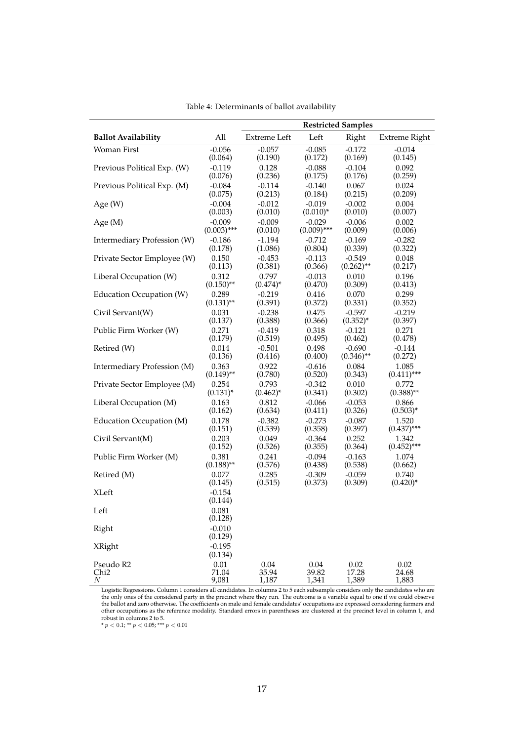Table 4: Determinants of ballot availability

| | | Restricted Samples | | | |
|---|---|---|---|---|---|
| **Ballot Availability** | All | Extreme Left | Left | Right | Extreme Right |
| Woman First | -0.056 | -0.057 | -0.085 | -0.172 | -0.014 |
| | (0.064) | (0.190) | (0.172) | (0.169) | (0.145) |
| Previous Political Exp. (W) | -0.119 | 0.128 | -0.088 | -0.104 | 0.092 |
| | (0.076) | (0.236) | (0.175) | (0.176) | (0.259) |
| Previous Political Exp. (M) | -0.084 | -0.114 | -0.140 | 0.067 | 0.024 |
| | (0.075) | (0.213) | (0.184) | (0.215) | (0.209) |
| Age (W) | -0.004 | -0.012 | -0.019 | -0.002 | 0.004 |
| | (0.003) | (0.010) | (0.010)* | (0.010) | (0.007) |
| Age (M) | -0.009 | -0.009 | -0.029 | -0.006 | 0.002 |
| | (0.003)*** | (0.010) | (0.009)*** | (0.009) | (0.006) |
| Intermediary Profession (W) | -0.186 | -1.194 | -0.712 | -0.169 | -0.282 |
| | (0.178) | (1.086) | (0.804) | (0.339) | (0.322) |
| Private Sector Employee (W) | 0.150 | -0.453 | -0.113 | -0.549 | 0.048 |
| | (0.113) | (0.381) | (0.366) | (0.262)** | (0.217) |
| Liberal Occupation (W) | 0.312 | 0.797 | -0.013 | 0.010 | 0.196 |
| | (0.150)** | (0.474)* | (0.470) | (0.309) | (0.413) |
| Education Occupation (W) | 0.289 | -0.219 | 0.416 | 0.070 | 0.299 |
| | (0.131)** | (0.391) | (0.372) | (0.331) | (0.352) |
| Civil Servant(W) | 0.031 | -0.238 | 0.475 | -0.597 | -0.219 |
| | (0.137) | (0.388) | (0.366) | (0.352)* | (0.397) |
| Public Firm Worker (W) | 0.271 | -0.419 | 0.318 | -0.121 | 0.271 |
| | (0.179) | (0.519) | (0.495) | (0.462) | (0.478) |
| Retired (W) | 0.014 | -0.501 | 0.498 | -0.690 | -0.144 |
| | (0.136) | (0.416) | (0.400) | (0.346)** | (0.272) |
| Intermediary Profession (M) | 0.363 | 0.922 | -0.616 | 0.084 | 1.085 |
| | (0.149)** | (0.780) | (0.520) | (0.343) | (0.411)*** |
| Private Sector Employee (M) | 0.254 | 0.793 | -0.342 | 0.010 | 0.772 |
| | (0.131)* | (0.462)* | (0.341) | (0.302) | (0.388)** |
| Liberal Occupation (M) | 0.163 | 0.812 | -0.066 | -0.053 | 0.866 |
| | (0.162) | (0.634) | (0.411) | (0.326) | (0.503)* |
| Education Occupation (M) | 0.178 | -0.382 | -0.273 | -0.087 | 1.520 |
| | (0.151) | (0.539) | (0.358) | (0.397) | (0.437)*** |
| Civil Servant(M) | 0.203 | 0.049 | -0.364 | 0.252 | 1.342 |
| | (0.152) | (0.526) | (0.355) | (0.364) | (0.452)*** |
| Public Firm Worker (M) | 0.381 | 0.241 | -0.094 | -0.163 | 1.074 |
| | (0.188)** | (0.576) | (0.438) | (0.538) | (0.662) |
| Retired (M) | 0.077 | 0.285 | -0.309 | -0.059 | 0.740 |
| | (0.145) | (0.515) | (0.373) | (0.309) | (0.420)* |
| XLeft | -0.154 | | | | |
| | (0.144) | | | | |
| Left | 0.081 | | | | |
| | (0.128) | | | | |
| Right | -0.010 | | | | |
| | (0.129) | | | | |
| XRight | -0.195 | | | | |
| | (0.134) | | | | |
| Pseudo R2 | 0.01 | 0.04 | 0.04 | 0.02 | 0.02 |
| Chi2 | 71.04 | 35.94 | 39.82 | 17.28 | 24.68 |
| $N$ | 9,081 | 1,187 | 1,341 | 1,389 | 1,883 |

Logistic Regressions. Column 1 considers all candidates. In columns 2 to 5 each subsample considers only the candidates who are the only ones of the considered party in the precinct where they run. The outcome is a variable equal to one if we could observe the ballot and zero otherwise. The coefficients on male and female candidates' occupations are expressed considering farmers and other occupations as the reference modality. Standard errors in parentheses are clustered at the precinct level in column 1, and robust in columns 2 to 5.

* $p < 0.1$; ** $p < 0.05$; *** $p < 0.01$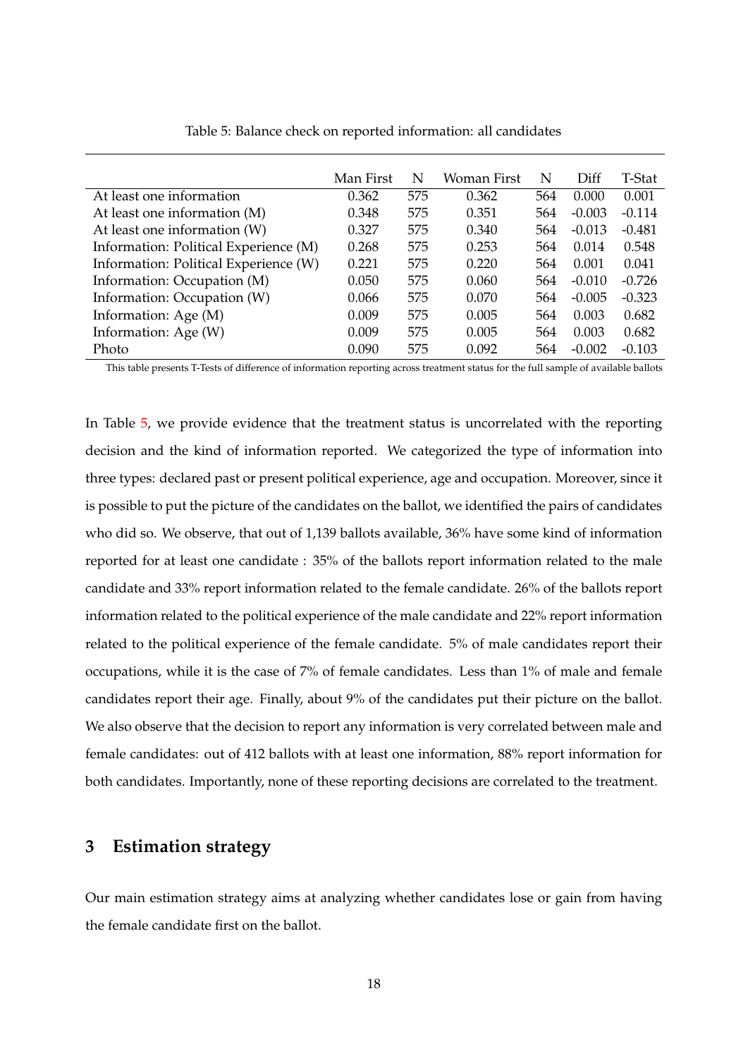Table 5: Balance check on reported information: all candidates

| | Man First | N | Woman First | N | Diff | T-Stat |
|---|---|---|---|---|---|---|
| At least one information | 0.362 | 575 | 0.362 | 564 | 0.000 | 0.001 |
| At least one information (M) | 0.348 | 575 | 0.351 | 564 | -0.003 | -0.114 |
| At least one information (W) | 0.327 | 575 | 0.340 | 564 | -0.013 | -0.481 |
| Information: Political Experience (M) | 0.268 | 575 | 0.253 | 564 | 0.014 | 0.548 |
| Information: Political Experience (W) | 0.221 | 575 | 0.220 | 564 | 0.001 | 0.041 |
| Information: Occupation (M) | 0.050 | 575 | 0.060 | 564 | -0.010 | -0.726 |
| Information: Occupation (W) | 0.066 | 575 | 0.070 | 564 | -0.005 | -0.323 |
| Information: Age (M) | 0.009 | 575 | 0.005 | 564 | 0.003 | 0.682 |
| Information: Age (W) | 0.009 | 575 | 0.005 | 564 | 0.003 | 0.682 |
| Photo | 0.090 | 575 | 0.092 | 564 | -0.002 | -0.103 |

This table presents T-Tests of difference of information reporting across treatment status for the full sample of available ballots

In Table 5, we provide evidence that the treatment status is uncorrelated with the reporting decision and the kind of information reported. We categorized the type of information into three types: declared past or present political experience, age and occupation. Moreover, since it is possible to put the picture of the candidates on the ballot, we identified the pairs of candidates who did so. We observe, that out of 1,139 ballots available, 36% have some kind of information reported for at least one candidate : 35% of the ballots report information related to the male candidate and 33% report information related to the female candidate. 26% of the ballots report information related to the political experience of the male candidate and 22% report information related to the political experience of the female candidate. 5% of male candidates report their occupations, while it is the case of 7% of female candidates. Less than 1% of male and female candidates report their age. Finally, about 9% of the candidates put their picture on the ballot. We also observe that the decision to report any information is very correlated between male and female candidates: out of 412 ballots with at least one information, 88% report information for both candidates. Importantly, none of these reporting decisions are correlated to the treatment.

## 3 Estimation strategy

Our main estimation strategy aims at analyzing whether candidates lose or gain from having the female candidate first on the ballot.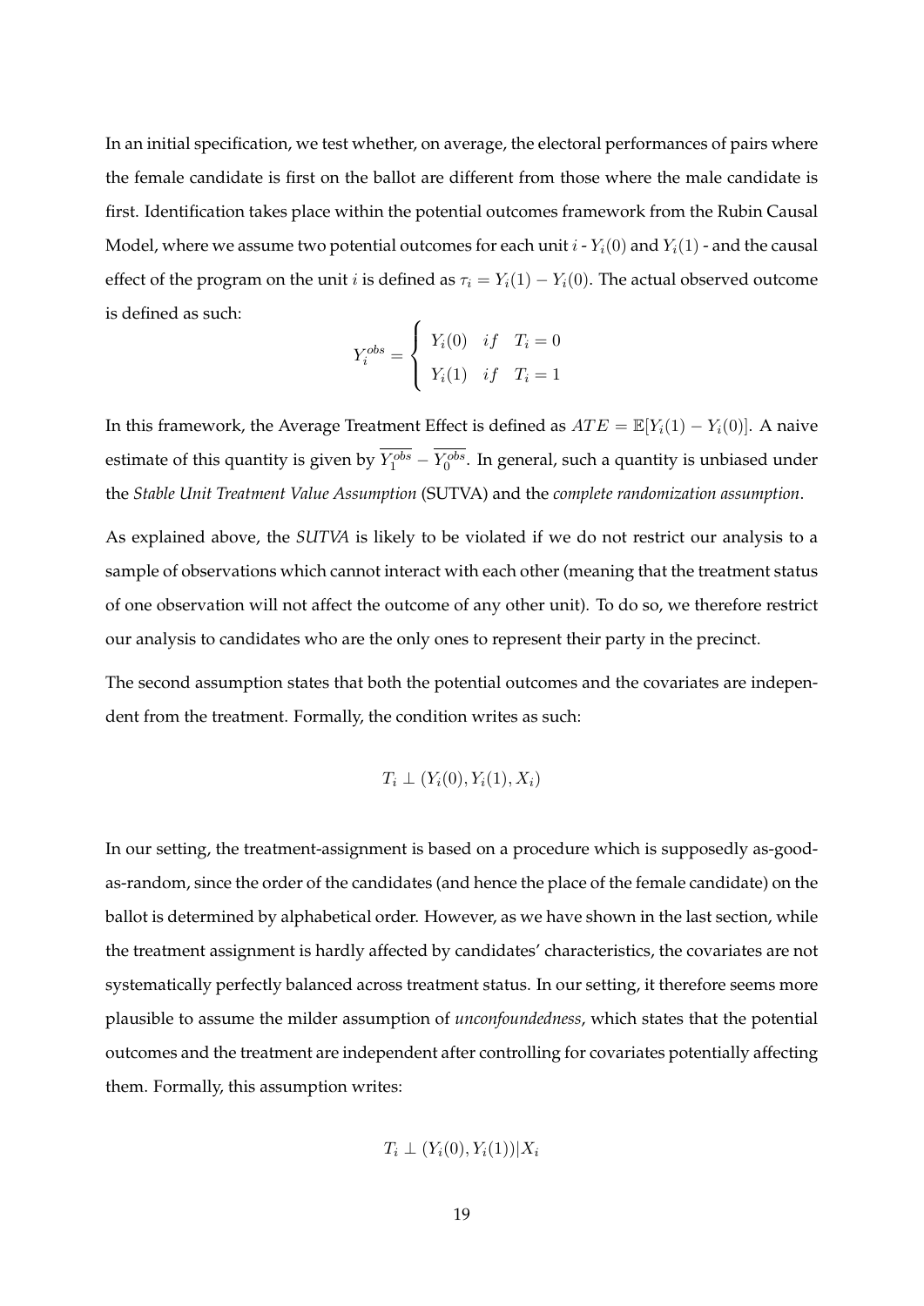In an initial specification, we test whether, on average, the electoral performances of pairs where the female candidate is first on the ballot are different from those where the male candidate is first. Identification takes place within the potential outcomes framework from the Rubin Causal Model, where we assume two potential outcomes for each unit $i$ - $Y_i(0)$ and $Y_i(1)$ - and the causal effect of the program on the unit $i$ is defined as $\tau_i = Y_i(1) - Y_i(0)$. The actual observed outcome is defined as such:

$$Y_i^{obs} = \begin{cases} Y_i(0) & if \quad T_i = 0 \\ Y_i(1) & if \quad T_i = 1 \end{cases}$$

In this framework, the Average Treatment Effect is defined as $ATE = \mathbb{E}[Y_i(1) - Y_i(0)]$. A naive estimate of this quantity is given by $\overline{Y_1^{obs}} - \overline{Y_0^{obs}}$. In general, such a quantity is unbiased under the *Stable Unit Treatment Value Assumption* (SUTVA) and the *complete randomization assumption*.

As explained above, the *SUTVA* is likely to be violated if we do not restrict our analysis to a sample of observations which cannot interact with each other (meaning that the treatment status of one observation will not affect the outcome of any other unit). To do so, we therefore restrict our analysis to candidates who are the only ones to represent their party in the precinct.

The second assumption states that both the potential outcomes and the covariates are independent from the treatment. Formally, the condition writes as such:

$$T_i \perp (Y_i(0), Y_i(1), X_i)$$

In our setting, the treatment-assignment is based on a procedure which is supposedly as-good-as-random, since the order of the candidates (and hence the place of the female candidate) on the ballot is determined by alphabetical order. However, as we have shown in the last section, while the treatment assignment is hardly affected by candidates' characteristics, the covariates are not systematically perfectly balanced across treatment status. In our setting, it therefore seems more plausible to assume the milder assumption of *unconfoundedness*, which states that the potential outcomes and the treatment are independent after controlling for covariates potentially affecting them. Formally, this assumption writes:

$$T_i \perp (Y_i(0), Y_i(1))|X_i$$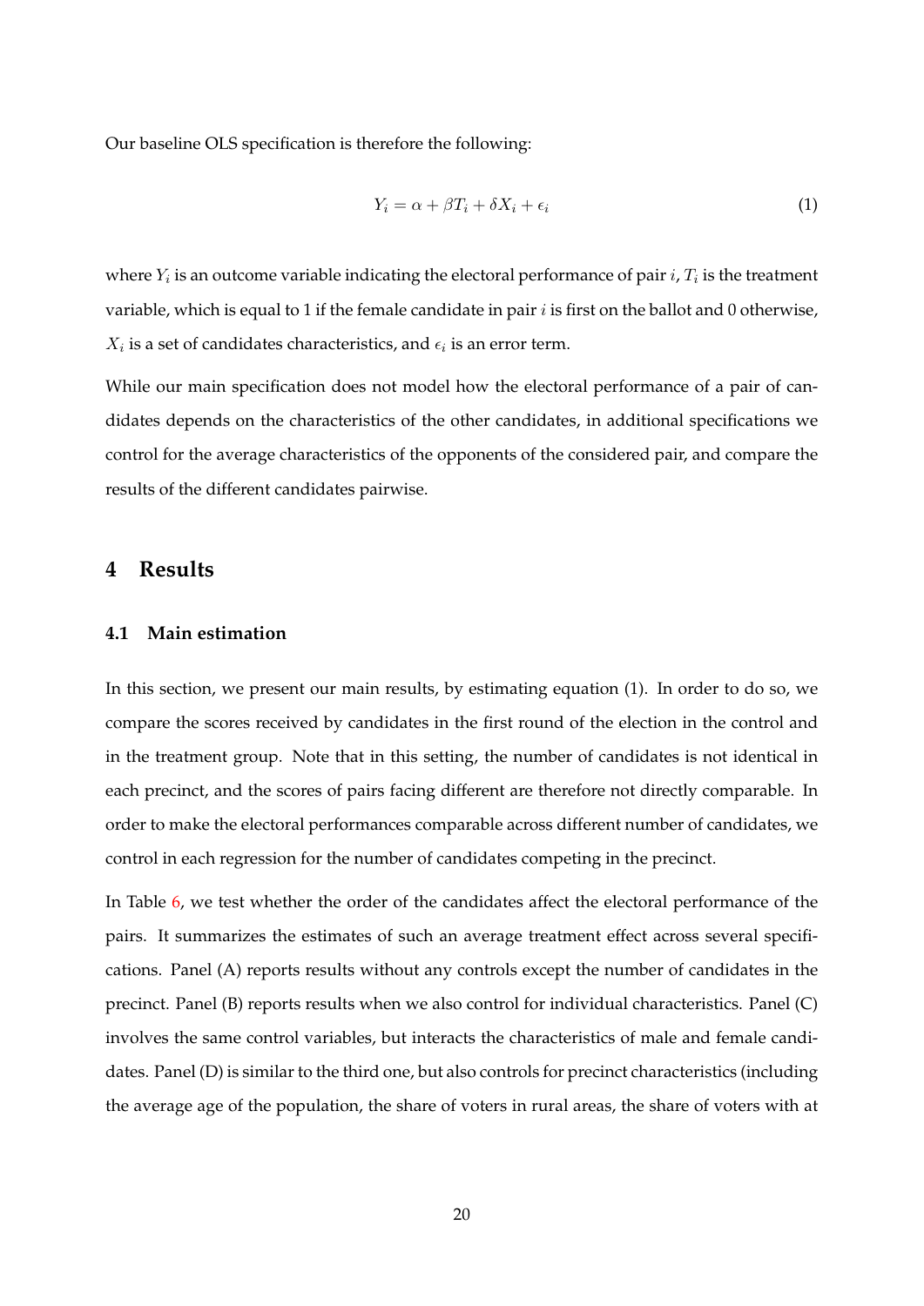Our baseline OLS specification is therefore the following:

$$Y_i = \alpha + \beta T_i + \delta X_i + \epsilon_i \tag{1}$$

where $Y_i$ is an outcome variable indicating the electoral performance of pair $i$, $T_i$ is the treatment variable, which is equal to 1 if the female candidate in pair $i$ is first on the ballot and 0 otherwise, $X_i$ is a set of candidates characteristics, and $\epsilon_i$ is an error term.

While our main specification does not model how the electoral performance of a pair of candidates depends on the characteristics of the other candidates, in additional specifications we control for the average characteristics of the opponents of the considered pair, and compare the results of the different candidates pairwise.

## 4 Results

### 4.1 Main estimation

In this section, we present our main results, by estimating equation (1). In order to do so, we compare the scores received by candidates in the first round of the election in the control and in the treatment group. Note that in this setting, the number of candidates is not identical in each precinct, and the scores of pairs facing different are therefore not directly comparable. In order to make the electoral performances comparable across different number of candidates, we control in each regression for the number of candidates competing in the precinct.

In Table 6, we test whether the order of the candidates affect the electoral performance of the pairs. It summarizes the estimates of such an average treatment effect across several specifications. Panel (A) reports results without any controls except the number of candidates in the precinct. Panel (B) reports results when we also control for individual characteristics. Panel (C) involves the same control variables, but interacts the characteristics of male and female candidates. Panel (D) is similar to the third one, but also controls for precinct characteristics (including the average age of the population, the share of voters in rural areas, the share of voters with at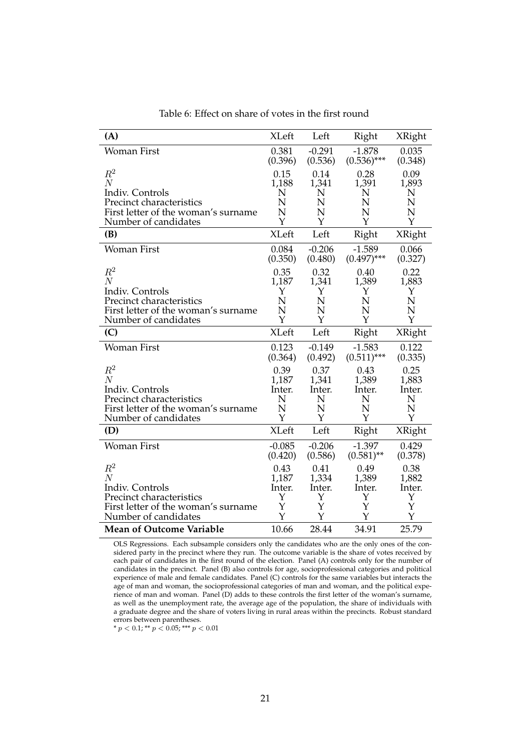Table 6: Effect on share of votes in the first round

| **(A)** | XLeft | Left | Right | XRight |
|---|---|---|---|---|
| Woman First | 0.381 | -0.291 | -1.878 | 0.035 |
| | (0.396) | (0.536) | (0.536)*** | (0.348) |
| $R^2$ | 0.15 | 0.14 | 0.28 | 0.09 |
| $N$ | 1,188 | 1,341 | 1,391 | 1,893 |
| Indiv. Controls | N | N | N | N |
| Precinct characteristics | N | N | N | N |
| First letter of the woman's surname | N | N | N | N |
| Number of candidates | Y | Y | Y | Y |
| **(B)** | XLeft | Left | Right | XRight |
| Woman First | 0.084 | -0.206 | -1.589 | 0.066 |
| | (0.350) | (0.480) | (0.497)*** | (0.327) |
| $R^2$ | 0.35 | 0.32 | 0.40 | 0.22 |
| $N$ | 1,187 | 1,341 | 1,389 | 1,883 |
| Indiv. Controls | Y | Y | Y | Y |
| Precinct characteristics | N | N | N | N |
| First letter of the woman's surname | N | N | N | N |
| Number of candidates | Y | Y | Y | Y |
| **(C)** | XLeft | Left | Right | XRight |
| Woman First | 0.123 | -0.149 | -1.583 | 0.122 |
| | (0.364) | (0.492) | (0.511)*** | (0.335) |
| $R^2$ | 0.39 | 0.37 | 0.43 | 0.25 |
| $N$ | 1,187 | 1,341 | 1,389 | 1,883 |
| Indiv. Controls | Inter. | Inter. | Inter. | Inter. |
| Precinct characteristics | N | N | N | N |
| First letter of the woman's surname | N | N | N | N |
| Number of candidates | Y | Y | Y | Y |
| **(D)** | XLeft | Left | Right | XRight |
| Woman First | -0.085 | -0.206 | -1.397 | 0.429 |
| | (0.420) | (0.586) | (0.581)** | (0.378) |
| $R^2$ | 0.43 | 0.41 | 0.49 | 0.38 |
| $N$ | 1,187 | 1,334 | 1,389 | 1,882 |
| Indiv. Controls | Inter. | Inter. | Inter. | Inter. |
| Precinct characteristics | Y | Y | Y | Y |
| First letter of the woman's surname | Y | Y | Y | Y |
| Number of candidates | Y | Y | Y | Y |
| **Mean of Outcome Variable** | 10.66 | 28.44 | 34.91 | 25.79 |

OLS Regressions. Each subsample considers only the candidates who are the only ones of the considered party in the precinct where they run. The outcome variable is the share of votes received by each pair of candidates in the first round of the election. Panel (A) controls only for the number of candidates in the precinct. Panel (B) also controls for age, socioprofessional categories and political experience of male and female candidates. Panel (C) controls for the same variables but interacts the age of man and woman, the socioprofessional categories of man and woman, and the political experience of man and woman. Panel (D) adds to these controls the first letter of the woman's surname, as well as the unemployment rate, the average age of the population, the share of individuals with a graduate degree and the share of voters living in rural areas within the precincts. Robust standard errors between parentheses.

* $p < 0.1$; ** $p < 0.05$; *** $p < 0.01$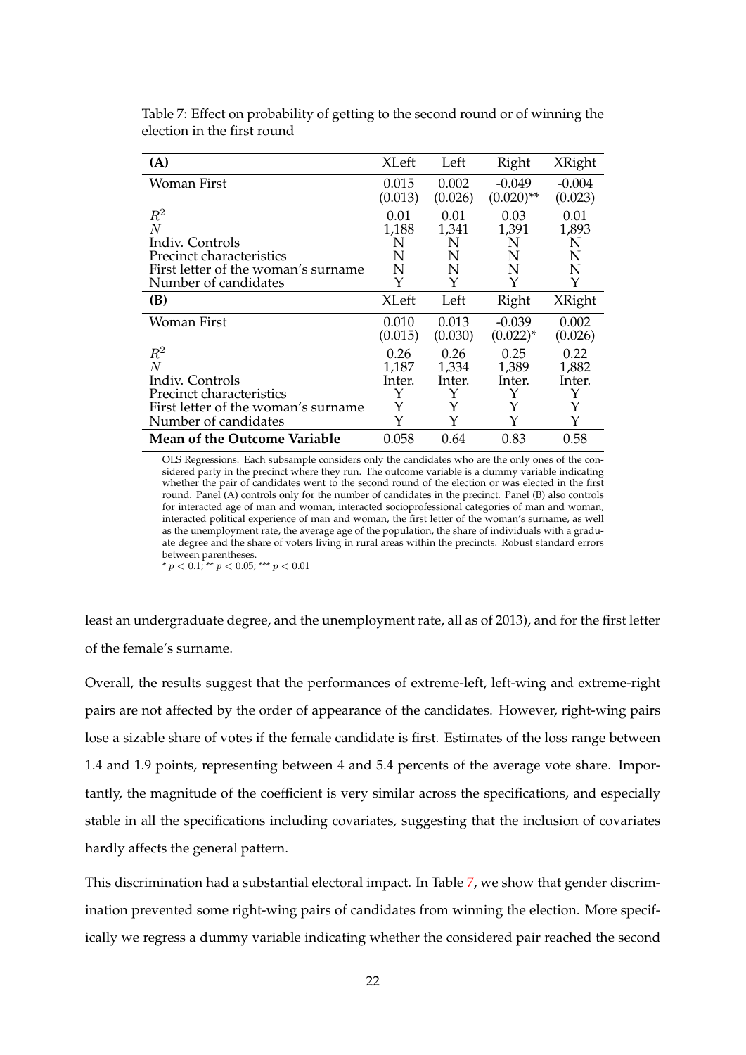Table 7: Effect on probability of getting to the second round or of winning the election in the first round

| **(A)** | XLeft | Left | Right | XRight |
|---|---|---|---|---|
| Woman First | 0.015 | 0.002 | -0.049 | -0.004 |
| | (0.013) | (0.026) | (0.020)** | (0.023) |
| $R^2$ | 0.01 | 0.01 | 0.03 | 0.01 |
| $N$ | 1,188 | 1,341 | 1,391 | 1,893 |
| Indiv. Controls | N | N | N | N |
| Precinct characteristics | N | N | N | N |
| First letter of the woman's surname | N | N | N | N |
| Number of candidates | Y | Y | Y | Y |
| **(B)** | XLeft | Left | Right | XRight |
| Woman First | 0.010 | 0.013 | -0.039 | 0.002 |
| | (0.015) | (0.030) | (0.022)* | (0.026) |
| $R^2$ | 0.26 | 0.26 | 0.25 | 0.22 |
| $N$ | 1,187 | 1,334 | 1,389 | 1,882 |
| Indiv. Controls | Inter. | Inter. | Inter. | Inter. |
| Precinct characteristics | Y | Y | Y | Y |
| First letter of the woman's surname | Y | Y | Y | Y |
| Number of candidates | Y | Y | Y | Y |
| **Mean of the Outcome Variable** | 0.058 | 0.64 | 0.83 | 0.58 |

OLS Regressions. Each subsample considers only the candidates who are the only ones of the considered party in the precinct where they run. The outcome variable is a dummy variable indicating whether the pair of candidates went to the second round of the election or was elected in the first round. Panel (A) controls only for the number of candidates in the precinct. Panel (B) also controls for interacted age of man and woman, interacted socioprofessional categories of man and woman, interacted political experience of man and woman, the first letter of the woman's surname, as well as the unemployment rate, the average age of the population, the share of individuals with a graduate degree and the share of voters living in rural areas within the precincts. Robust standard errors between parentheses.

* $p < 0.1$; ** $p < 0.05$; *** $p < 0.01$

least an undergraduate degree, and the unemployment rate, all as of 2013), and for the first letter of the female's surname.

Overall, the results suggest that the performances of extreme-left, left-wing and extreme-right pairs are not affected by the order of appearance of the candidates. However, right-wing pairs lose a sizable share of votes if the female candidate is first. Estimates of the loss range between 1.4 and 1.9 points, representing between 4 and 5.4 percents of the average vote share. Importantly, the magnitude of the coefficient is very similar across the specifications, and especially stable in all the specifications including covariates, suggesting that the inclusion of covariates hardly affects the general pattern.

This discrimination had a substantial electoral impact. In Table 7, we show that gender discrimination prevented some right-wing pairs of candidates from winning the election. More specifically we regress a dummy variable indicating whether the considered pair reached the second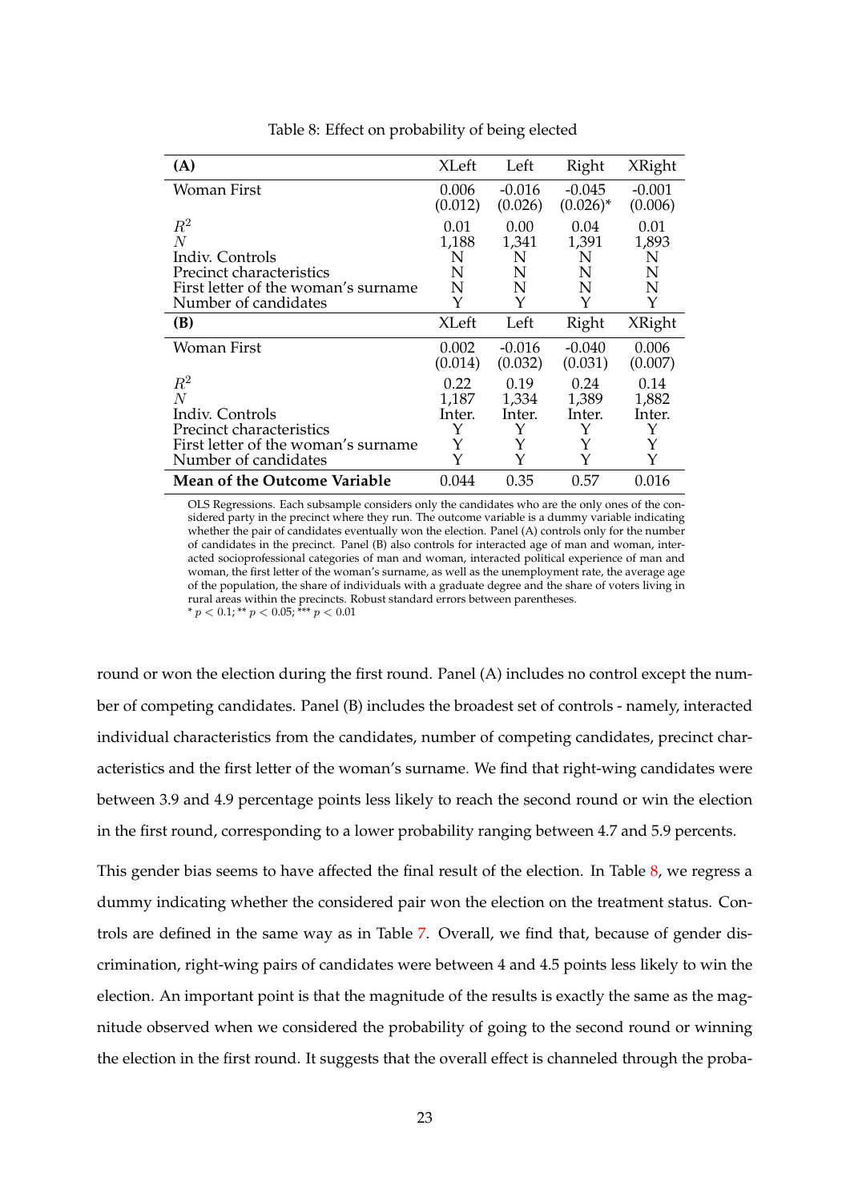Table 8: Effect on probability of being elected

| (A) | XLeft | Left | Right | XRight |
|---|---|---|---|---|
| Woman First | 0.006<br>(0.012) | -0.016<br>(0.026) | -0.045<br>(0.026)* | -0.001<br>(0.006) |
| $R^2$ | 0.01 | 0.00 | 0.04 | 0.01 |
| $N$ | 1,188 | 1,341 | 1,391 | 1,893 |
| Indiv. Controls | N | N | N | N |
| Precinct characteristics | N | N | N | N |
| First letter of the woman's surname | N | N | N | N |
| Number of candidates | Y | Y | Y | Y |
| **(B)** | XLeft | Left | Right | XRight |
| Woman First | 0.002<br>(0.014) | -0.016<br>(0.032) | -0.040<br>(0.031) | 0.006<br>(0.007) |
| $R^2$ | 0.22 | 0.19 | 0.24 | 0.14 |
| $N$ | 1,187 | 1,334 | 1,389 | 1,882 |
| Indiv. Controls | Inter. | Inter. | Inter. | Inter. |
| Precinct characteristics | Y | Y | Y | Y |
| First letter of the woman's surname | Y | Y | Y | Y |
| Number of candidates | Y | Y | Y | Y |
| **Mean of the Outcome Variable** | 0.044 | 0.35 | 0.57 | 0.016 |

OLS Regressions. Each subsample considers only the candidates who are the only ones of the considered party in the precinct where they run. The outcome variable is a dummy variable indicating whether the pair of candidates eventually won the election. Panel (A) controls only for the number of candidates in the precinct. Panel (B) also controls for interacted age of man and woman, interacted socioprofessional categories of man and woman, interacted political experience of man and woman, the first letter of the woman's surname, as well as the unemployment rate, the average age of the population, the share of individuals with a graduate degree and the share of voters living in rural areas within the precincts. Robust standard errors between parentheses.
* $p < 0.1$; ** $p < 0.05$; *** $p < 0.01$

round or won the election during the first round. Panel (A) includes no control except the number of competing candidates. Panel (B) includes the broadest set of controls - namely, interacted individual characteristics from the candidates, number of competing candidates, precinct characteristics and the first letter of the woman's surname. We find that right-wing candidates were between 3.9 and 4.9 percentage points less likely to reach the second round or win the election in the first round, corresponding to a lower probability ranging between 4.7 and 5.9 percents.

This gender bias seems to have affected the final result of the election. In Table 8, we regress a dummy indicating whether the considered pair won the election on the treatment status. Controls are defined in the same way as in Table 7. Overall, we find that, because of gender discrimination, right-wing pairs of candidates were between 4 and 4.5 points less likely to win the election. An important point is that the magnitude of the results is exactly the same as the magnitude observed when we considered the probability of going to the second round or winning the election in the first round. It suggests that the overall effect is channeled through the proba-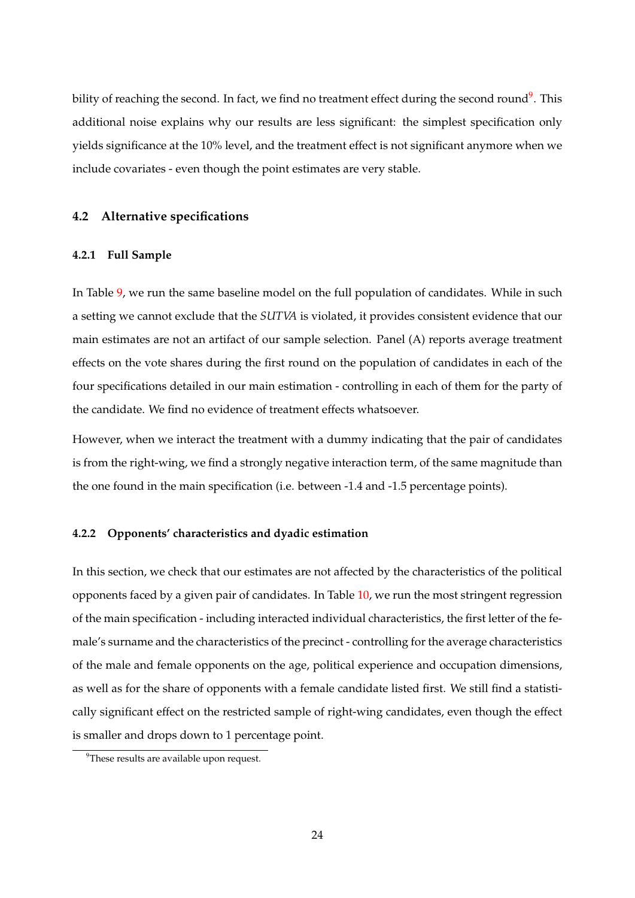bility of reaching the second. In fact, we find no treatment effect during the second round[9]. This additional noise explains why our results are less significant: the simplest specification only yields significance at the 10% level, and the treatment effect is not significant anymore when we include covariates - even though the point estimates are very stable.

### 4.2 Alternative specifications

#### 4.2.1 Full Sample

In Table 9, we run the same baseline model on the full population of candidates. While in such a setting we cannot exclude that the *SUTVA* is violated, it provides consistent evidence that our main estimates are not an artifact of our sample selection. Panel (A) reports average treatment effects on the vote shares during the first round on the population of candidates in each of the four specifications detailed in our main estimation - controlling in each of them for the party of the candidate. We find no evidence of treatment effects whatsoever.

However, when we interact the treatment with a dummy indicating that the pair of candidates is from the right-wing, we find a strongly negative interaction term, of the same magnitude than the one found in the main specification (i.e. between -1.4 and -1.5 percentage points).

#### 4.2.2 Opponents' characteristics and dyadic estimation

In this section, we check that our estimates are not affected by the characteristics of the political opponents faced by a given pair of candidates. In Table 10, we run the most stringent regression of the main specification - including interacted individual characteristics, the first letter of the female's surname and the characteristics of the precinct - controlling for the average characteristics of the male and female opponents on the age, political experience and occupation dimensions, as well as for the share of opponents with a female candidate listed first. We still find a statistically significant effect on the restricted sample of right-wing candidates, even though the effect is smaller and drops down to 1 percentage point.

[9]These results are available upon request.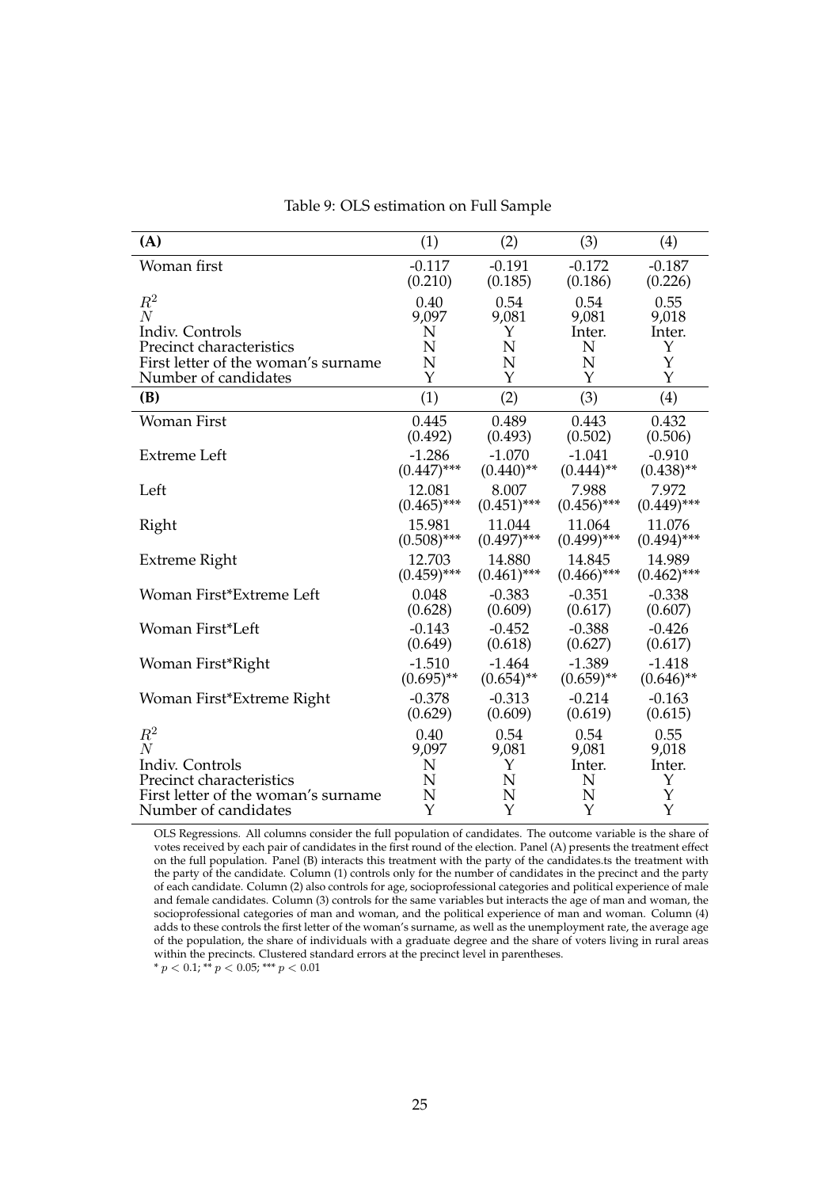Table 9: OLS estimation on Full Sample

| **(A)** | (1) | (2) | (3) | (4) |
|---|---|---|---|---|
| Woman first | -0.117 | -0.191 | -0.172 | -0.187 |
| | (0.210) | (0.185) | (0.186) | (0.226) |
| $R^2$ | 0.40 | 0.54 | 0.54 | 0.55 |
| $N$ | 9,097 | 9,081 | 9,081 | 9,018 |
| Indiv. Controls | N | Y | Inter. | Inter. |
| Precinct characteristics | N | N | N | Y |
| First letter of the woman's surname | N | N | N | Y |
| Number of candidates | Y | Y | Y | Y |
| **(B)** | (1) | (2) | (3) | (4) |
| Woman First | 0.445 | 0.489 | 0.443 | 0.432 |
| | (0.492) | (0.493) | (0.502) | (0.506) |
| Extreme Left | -1.286 | -1.070 | -1.041 | -0.910 |
| | (0.447)*** | (0.440)** | (0.444)** | (0.438)** |
| Left | 12.081 | 8.007 | 7.988 | 7.972 |
| | (0.465)*** | (0.451)*** | (0.456)*** | (0.449)*** |
| Right | 15.981 | 11.044 | 11.064 | 11.076 |
| | (0.508)*** | (0.497)*** | (0.499)*** | (0.494)*** |
| Extreme Right | 12.703 | 14.880 | 14.845 | 14.989 |
| | (0.459)*** | (0.461)*** | (0.466)*** | (0.462)*** |
| Woman First*Extreme Left | 0.048 | -0.383 | -0.351 | -0.338 |
| | (0.628) | (0.609) | (0.617) | (0.607) |
| Woman First*Left | -0.143 | -0.452 | -0.388 | -0.426 |
| | (0.649) | (0.618) | (0.627) | (0.617) |
| Woman First*Right | -1.510 | -1.464 | -1.389 | -1.418 |
| | (0.695)** | (0.654)** | (0.659)** | (0.646)** |
| Woman First*Extreme Right | -0.378 | -0.313 | -0.214 | -0.163 |
| | (0.629) | (0.609) | (0.619) | (0.615) |
| $R^2$ | 0.40 | 0.54 | 0.54 | 0.55 |
| $N$ | 9,097 | 9,081 | 9,081 | 9,018 |
| Indiv. Controls | N | Y | Inter. | Inter. |
| Precinct characteristics | N | N | N | Y |
| First letter of the woman's surname | N | N | N | Y |
| Number of candidates | Y | Y | Y | Y |

OLS Regressions. All columns consider the full population of candidates. The outcome variable is the share of votes received by each pair of candidates in the first round of the election. Panel (A) presents the treatment effect on the full population. Panel (B) interacts this treatment with the party of the candidates.ts the treatment with the party of the candidate. Column (1) controls only for the number of candidates in the precinct and the party of each candidate. Column (2) also controls for age, socioprofessional categories and political experience of male and female candidates. Column (3) controls for the same variables but interacts the age of man and woman, the socioprofessional categories of man and woman, and the political experience of man and woman. Column (4) adds to these controls the first letter of the woman's surname, as well as the unemployment rate, the average age of the population, the share of individuals with a graduate degree and the share of voters living in rural areas within the precincts. Clustered standard errors at the precinct level in parentheses.
\* $p < 0.1$; \*\* $p < 0.05$; \*\*\* $p < 0.01$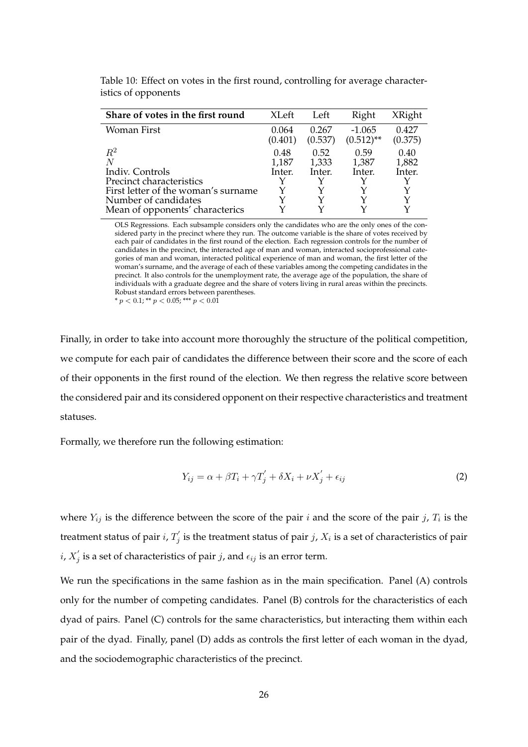Table 10: Effect on votes in the first round, controlling for average characteristics of opponents

| **Share of votes in the first round** | XLeft | Left | Right | XRight |
|---|---|---|---|---|
| Woman First | 0.064 | 0.267 | -1.065 | 0.427 |
| | (0.401) | (0.537) | (0.512)** | (0.375) |
| $R^2$ | 0.48 | 0.52 | 0.59 | 0.40 |
| $N$ | 1,187 | 1,333 | 1,387 | 1,882 |
| Indiv. Controls | Inter. | Inter. | Inter. | Inter. |
| Precinct characteristics | Y | Y | Y | Y |
| First letter of the woman's surname | Y | Y | Y | Y |
| Number of candidates | Y | Y | Y | Y |
| Mean of opponents' characterics | Y | Y | Y | Y |

OLS Regressions. Each subsample considers only the candidates who are the only ones of the considered party in the precinct where they run. The outcome variable is the share of votes received by each pair of candidates in the first round of the election. Each regression controls for the number of candidates in the precinct, the interacted age of man and woman, interacted socioprofessional categories of man and woman, interacted political experience of man and woman, the first letter of the woman's surname, and the average of each of these variables among the competing candidates in the precinct. It also controls for the unemployment rate, the average age of the population, the share of individuals with a graduate degree and the share of voters living in rural areas within the precincts. Robust standard errors between parentheses.
* $p < 0.1$; ** $p < 0.05$; *** $p < 0.01$

Finally, in order to take into account more thoroughly the structure of the political competition, we compute for each pair of candidates the difference between their score and the score of each of their opponents in the first round of the election. We then regress the relative score between the considered pair and its considered opponent on their respective characteristics and treatment statuses.

Formally, we therefore run the following estimation:

$$Y_{ij} = \alpha + \beta T_i + \gamma T_j^{'} + \delta X_i + \nu X_j^{'} + \epsilon_{ij} \tag{2}$$

where $Y_{ij}$ is the difference between the score of the pair $i$ and the score of the pair $j$, $T_i$ is the treatment status of pair $i$, $T_j^{'}$ is the treatment status of pair $j$, $X_i$ is a set of characteristics of pair $i$, $X_j^{'}$ is a set of characteristics of pair $j$, and $\epsilon_{ij}$ is an error term.

We run the specifications in the same fashion as in the main specification. Panel (A) controls only for the number of competing candidates. Panel (B) controls for the characteristics of each dyad of pairs. Panel (C) controls for the same characteristics, but interacting them within each pair of the dyad. Finally, panel (D) adds as controls the first letter of each woman in the dyad, and the sociodemographic characteristics of the precinct.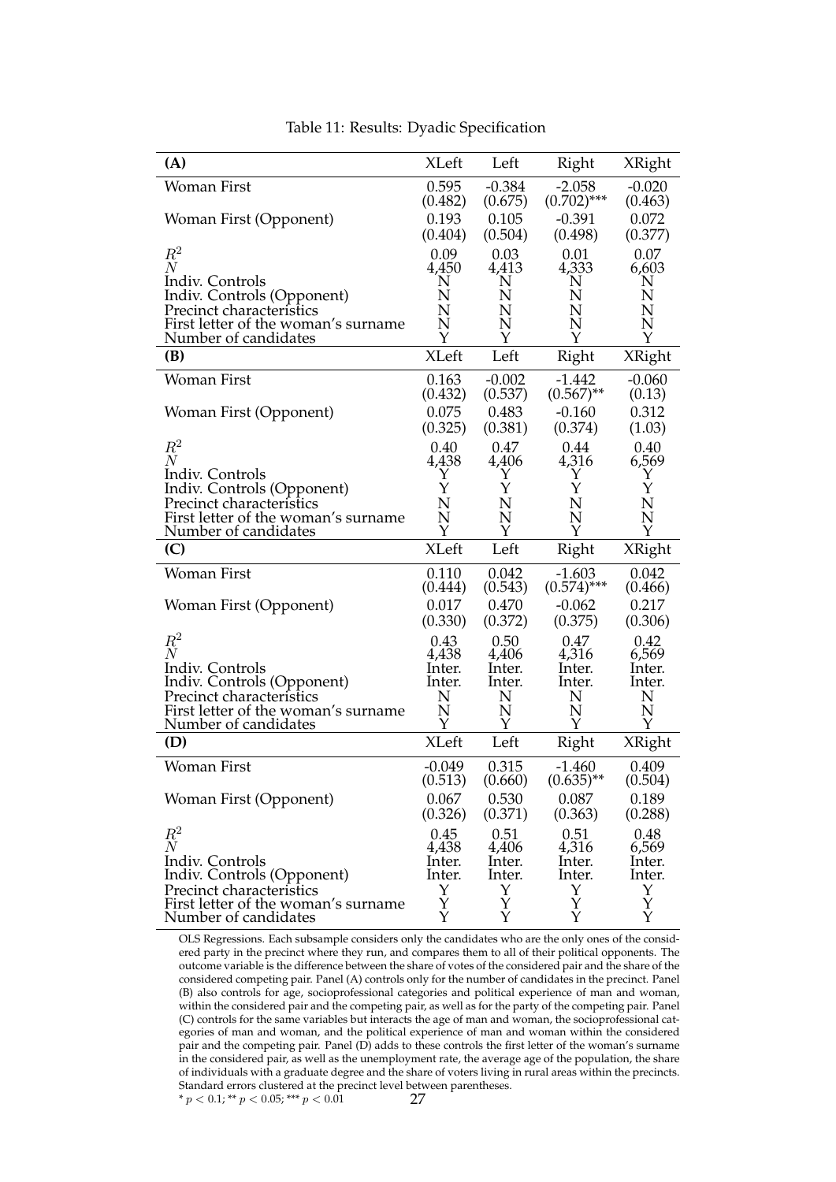Table 11: Results: Dyadic Specification

| (A) | XLeft | Left | Right | XRight |
|---|---|---|---|---|
| Woman First | 0.595 | -0.384 | -2.058 | -0.020 |
| | (0.482) | (0.675) | (0.702)*** | (0.463) |
| Woman First (Opponent) | 0.193 | 0.105 | -0.391 | 0.072 |
| | (0.404) | (0.504) | (0.498) | (0.377) |
| $R^2$ | 0.09 | 0.03 | 0.01 | 0.07 |
| $N$ | 4,450 | 4,413 | 4,333 | 6,603 |
| Indiv. Controls | N | N | N | N |
| Indiv. Controls (Opponent) | N | N | N | N |
| Precinct characteristics | N | N | N | N |
| First letter of the woman's surname | N | N | N | N |
| Number of candidates | Y | Y | Y | Y |
| **(B)** | XLeft | Left | Right | XRight |
| Woman First | 0.163 | -0.002 | -1.442 | -0.060 |
| | (0.432) | (0.537) | (0.567)** | (0.13) |
| Woman First (Opponent) | 0.075 | 0.483 | -0.160 | 0.312 |
| | (0.325) | (0.381) | (0.374) | (1.03) |
| $R^2$ | 0.40 | 0.47 | 0.44 | 0.40 |
| $N$ | 4,438 | 4,406 | 4,316 | 6,569 |
| Indiv. Controls | Y | Y | Y | Y |
| Indiv. Controls (Opponent) | Y | Y | Y | Y |
| Precinct characteristics | N | N | N | N |
| First letter of the woman's surname | N | N | N | N |
| Number of candidates | Y | Y | Y | Y |
| **(C)** | XLeft | Left | Right | XRight |
| Woman First | 0.110 | 0.042 | -1.603 | 0.042 |
| | (0.444) | (0.543) | (0.574)*** | (0.466) |
| Woman First (Opponent) | 0.017 | 0.470 | -0.062 | 0.217 |
| | (0.330) | (0.372) | (0.375) | (0.306) |
| $R^2$ | 0.43 | 0.50 | 0.47 | 0.42 |
| $N$ | 4,438 | 4,406 | 4,316 | 6,569 |
| Indiv. Controls | Inter. | Inter. | Inter. | Inter. |
| Indiv. Controls (Opponent) | Inter. | Inter. | Inter. | Inter. |
| Precinct characteristics | N | N | N | N |
| First letter of the woman's surname | N | N | N | N |
| Number of candidates | Y | Y | Y | Y |
| **(D)** | XLeft | Left | Right | XRight |
| Woman First | -0.049 | 0.315 | -1.460 | 0.409 |
| | (0.513) | (0.660) | (0.635)** | (0.504) |
| Woman First (Opponent) | 0.067 | 0.530 | 0.087 | 0.189 |
| | (0.326) | (0.371) | (0.363) | (0.288) |
| $R^2$ | 0.45 | 0.51 | 0.51 | 0.48 |
| $N$ | 4,438 | 4,406 | 4,316 | 6,569 |
| Indiv. Controls | Inter. | Inter. | Inter. | Inter. |
| Indiv. Controls (Opponent) | Inter. | Inter. | Inter. | Inter. |
| Precinct characteristics | Y | Y | Y | Y |
| First letter of the woman's surname | Y | Y | Y | Y |
| Number of candidates | Y | Y | Y | Y |

OLS Regressions. Each subsample considers only the candidates who are the only ones of the considered party in the precinct where they run, and compares them to all of their political opponents. The outcome variable is the difference between the share of votes of the considered pair and the share of the considered competing pair. Panel (A) controls only for the number of candidates in the precinct. Panel (B) also controls for age, socioprofessional categories and political experience of man and woman, within the considered pair and the competing pair, as well as for the party of the competing pair. Panel (C) controls for the same variables but interacts the age of man and woman, the socioprofessional categories of man and woman, and the political experience of man and woman within the considered pair and the competing pair. Panel (D) adds to these controls the first letter of the woman's surname in the considered pair, as well as the unemployment rate, the average age of the population, the share of individuals with a graduate degree and the share of voters living in rural areas within the precincts. Standard errors clustered at the precinct level between parentheses.
* $p < 0.1$; ** $p < 0.05$; *** $p < 0.01$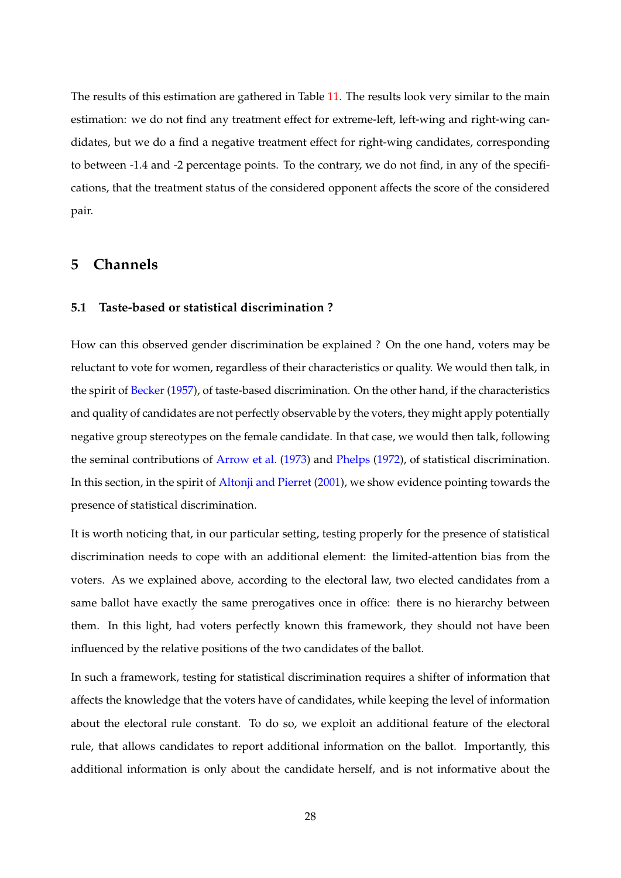The results of this estimation are gathered in Table 11. The results look very similar to the main estimation: we do not find any treatment effect for extreme-left, left-wing and right-wing candidates, but we do a find a negative treatment effect for right-wing candidates, corresponding to between -1.4 and -2 percentage points. To the contrary, we do not find, in any of the specifications, that the treatment status of the considered opponent affects the score of the considered pair.

## 5 Channels

### 5.1 Taste-based or statistical discrimination ?

How can this observed gender discrimination be explained ? On the one hand, voters may be reluctant to vote for women, regardless of their characteristics or quality. We would then talk, in the spirit of Becker (1957), of taste-based discrimination. On the other hand, if the characteristics and quality of candidates are not perfectly observable by the voters, they might apply potentially negative group stereotypes on the female candidate. In that case, we would then talk, following the seminal contributions of Arrow et al. (1973) and Phelps (1972), of statistical discrimination. In this section, in the spirit of Altonji and Pierret (2001), we show evidence pointing towards the presence of statistical discrimination.

It is worth noticing that, in our particular setting, testing properly for the presence of statistical discrimination needs to cope with an additional element: the limited-attention bias from the voters. As we explained above, according to the electoral law, two elected candidates from a same ballot have exactly the same prerogatives once in office: there is no hierarchy between them. In this light, had voters perfectly known this framework, they should not have been influenced by the relative positions of the two candidates of the ballot.

In such a framework, testing for statistical discrimination requires a shifter of information that affects the knowledge that the voters have of candidates, while keeping the level of information about the electoral rule constant. To do so, we exploit an additional feature of the electoral rule, that allows candidates to report additional information on the ballot. Importantly, this additional information is only about the candidate herself, and is not informative about the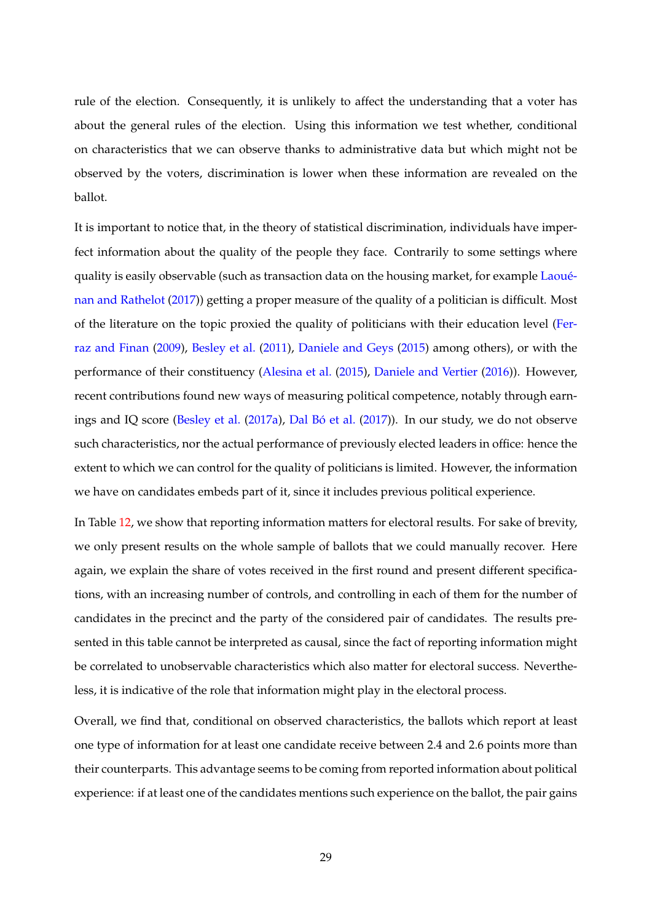rule of the election. Consequently, it is unlikely to affect the understanding that a voter has about the general rules of the election. Using this information we test whether, conditional on characteristics that we can observe thanks to administrative data but which might not be observed by the voters, discrimination is lower when these information are revealed on the ballot.

It is important to notice that, in the theory of statistical discrimination, individuals have imperfect information about the quality of the people they face. Contrarily to some settings where quality is easily observable (such as transaction data on the housing market, for example Laouénan and Rathelot (2017)) getting a proper measure of the quality of a politician is difficult. Most of the literature on the topic proxied the quality of politicians with their education level (Ferraz and Finan (2009), Besley et al. (2011), Daniele and Geys (2015) among others), or with the performance of their constituency (Alesina et al. (2015), Daniele and Vertier (2016)). However, recent contributions found new ways of measuring political competence, notably through earnings and IQ score (Besley et al. (2017a), Dal Bó et al. (2017)). In our study, we do not observe such characteristics, nor the actual performance of previously elected leaders in office: hence the extent to which we can control for the quality of politicians is limited. However, the information we have on candidates embeds part of it, since it includes previous political experience.

In Table 12, we show that reporting information matters for electoral results. For sake of brevity, we only present results on the whole sample of ballots that we could manually recover. Here again, we explain the share of votes received in the first round and present different specifications, with an increasing number of controls, and controlling in each of them for the number of candidates in the precinct and the party of the considered pair of candidates. The results presented in this table cannot be interpreted as causal, since the fact of reporting information might be correlated to unobservable characteristics which also matter for electoral success. Nevertheless, it is indicative of the role that information might play in the electoral process.

Overall, we find that, conditional on observed characteristics, the ballots which report at least one type of information for at least one candidate receive between 2.4 and 2.6 points more than their counterparts. This advantage seems to be coming from reported information about political experience: if at least one of the candidates mentions such experience on the ballot, the pair gains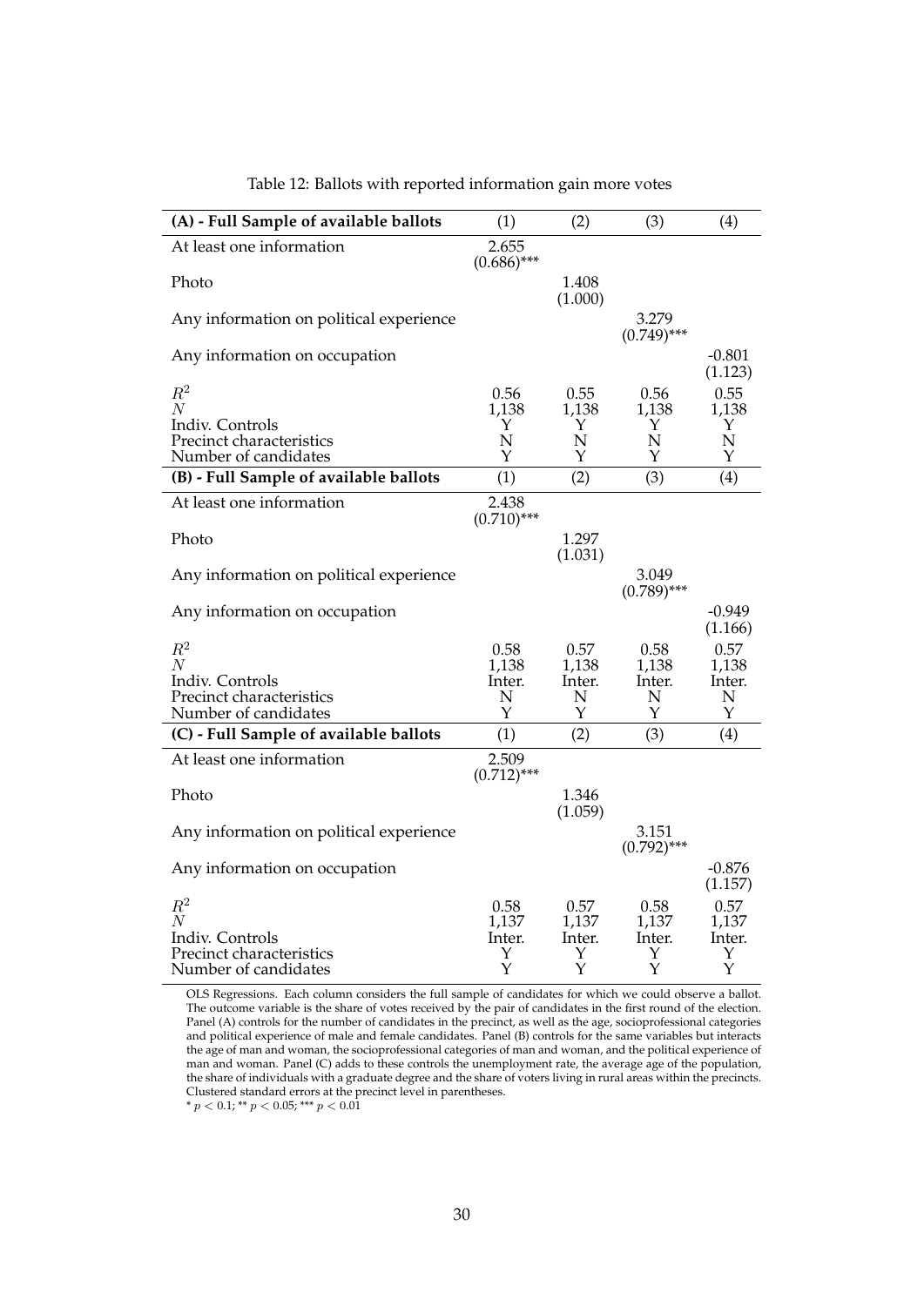Table 12: Ballots with reported information gain more votes

| **(A) - Full Sample of available ballots** | (1) | (2) | (3) | (4) |
|---|---|---|---|---|
| At least one information | 2.655<br>(0.686)*** | | | |
| Photo | | 1.408<br>(1.000) | | |
| Any information on political experience | | | 3.279<br>(0.749)*** | |
| Any information on occupation | | | | -0.801<br>(1.123) |
| $R^2$ | 0.56 | 0.55 | 0.56 | 0.55 |
| $N$ | 1,138 | 1,138 | 1,138 | 1,138 |
| Indiv. Controls | Y | Y | Y | Y |
| Precinct characteristics | N | N | N | N |
| Number of candidates | Y | Y | Y | Y |
| **(B) - Full Sample of available ballots** | (1) | (2) | (3) | (4) |
| At least one information | 2.438<br>(0.710)*** | | | |
| Photo | | 1.297<br>(1.031) | | |
| Any information on political experience | | | 3.049<br>(0.789)*** | |
| Any information on occupation | | | | -0.949<br>(1.166) |
| $R^2$ | 0.58 | 0.57 | 0.58 | 0.57 |
| $N$ | 1,138 | 1,138 | 1,138 | 1,138 |
| Indiv. Controls | Inter. | Inter. | Inter. | Inter. |
| Precinct characteristics | N | N | N | N |
| Number of candidates | Y | Y | Y | Y |
| **(C) - Full Sample of available ballots** | (1) | (2) | (3) | (4) |
| At least one information | 2.509<br>(0.712)*** | | | |
| Photo | | 1.346<br>(1.059) | | |
| Any information on political experience | | | 3.151<br>(0.792)*** | |
| Any information on occupation | | | | -0.876<br>(1.157) |
| $R^2$ | 0.58 | 0.57 | 0.58 | 0.57 |
| $N$ | 1,137 | 1,137 | 1,137 | 1,137 |
| Indiv. Controls | Inter. | Inter. | Inter. | Inter. |
| Precinct characteristics | Y | Y | Y | Y |
| Number of candidates | Y | Y | Y | Y |

OLS Regressions. Each column considers the full sample of candidates for which we could observe a ballot. The outcome variable is the share of votes received by the pair of candidates in the first round of the election. Panel (A) controls for the number of candidates in the precinct, as well as the age, socioprofessional categories and political experience of male and female candidates. Panel (B) controls for the same variables but interacts the age of man and woman, the socioprofessional categories of man and woman, and the political experience of man and woman. Panel (C) adds to these controls the unemployment rate, the average age of the population, the share of individuals with a graduate degree and the share of voters living in rural areas within the precincts. Clustered standard errors at the precinct level in parentheses.

\* $p < 0.1$; \*\* $p < 0.05$; \*\*\* $p < 0.01$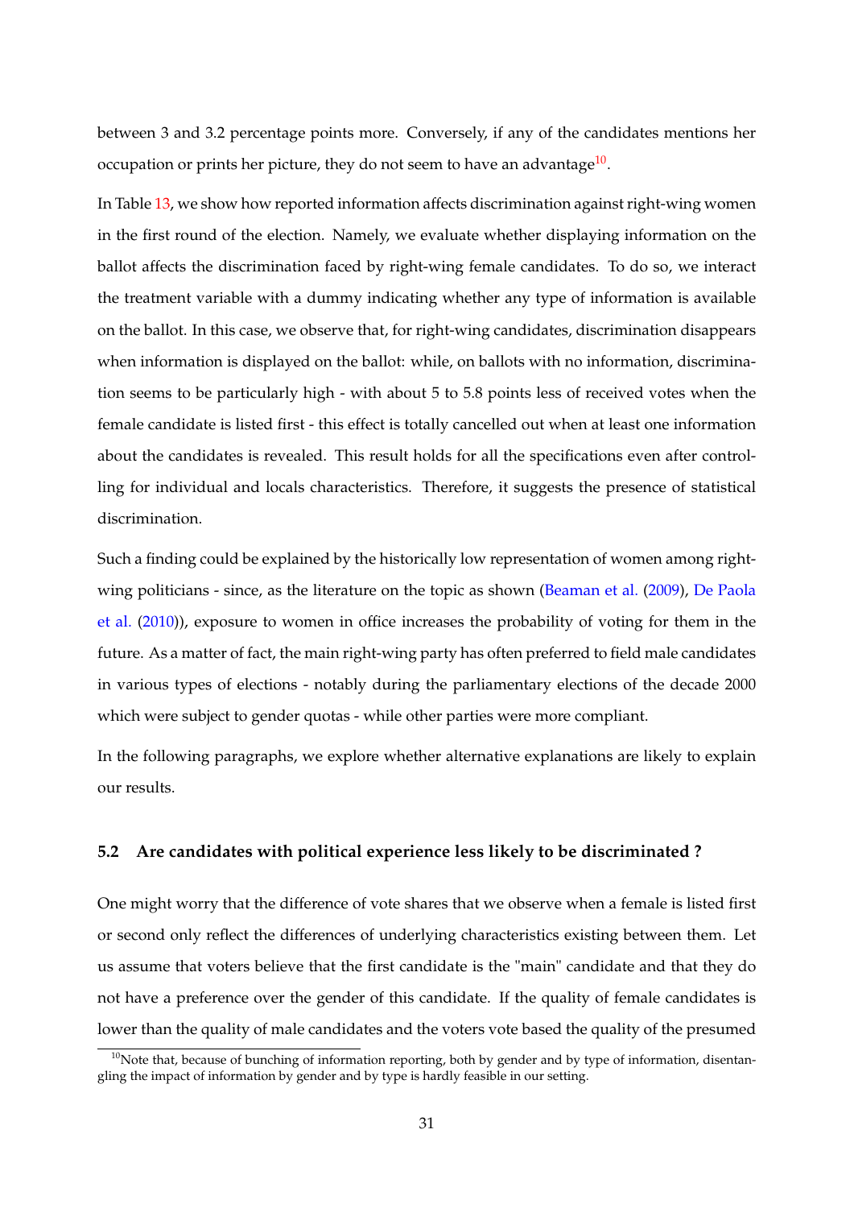between 3 and 3.2 percentage points more. Conversely, if any of the candidates mentions her occupation or prints her picture, they do not seem to have an advantage[10].

In Table 13, we show how reported information affects discrimination against right-wing women in the first round of the election. Namely, we evaluate whether displaying information on the ballot affects the discrimination faced by right-wing female candidates. To do so, we interact the treatment variable with a dummy indicating whether any type of information is available on the ballot. In this case, we observe that, for right-wing candidates, discrimination disappears when information is displayed on the ballot: while, on ballots with no information, discrimination seems to be particularly high - with about 5 to 5.8 points less of received votes when the female candidate is listed first - this effect is totally cancelled out when at least one information about the candidates is revealed. This result holds for all the specifications even after controlling for individual and locals characteristics. Therefore, it suggests the presence of statistical discrimination.

Such a finding could be explained by the historically low representation of women among right-wing politicians - since, as the literature on the topic as shown (Beaman et al. (2009), De Paola et al. (2010)), exposure to women in office increases the probability of voting for them in the future. As a matter of fact, the main right-wing party has often preferred to field male candidates in various types of elections - notably during the parliamentary elections of the decade 2000 which were subject to gender quotas - while other parties were more compliant.

In the following paragraphs, we explore whether alternative explanations are likely to explain our results.

### 5.2 Are candidates with political experience less likely to be discriminated ?

One might worry that the difference of vote shares that we observe when a female is listed first or second only reflect the differences of underlying characteristics existing between them. Let us assume that voters believe that the first candidate is the "main" candidate and that they do not have a preference over the gender of this candidate. If the quality of female candidates is lower than the quality of male candidates and the voters vote based the quality of the presumed

[10] Note that, because of bunching of information reporting, both by gender and by type of information, disentangling the impact of information by gender and by type is hardly feasible in our setting.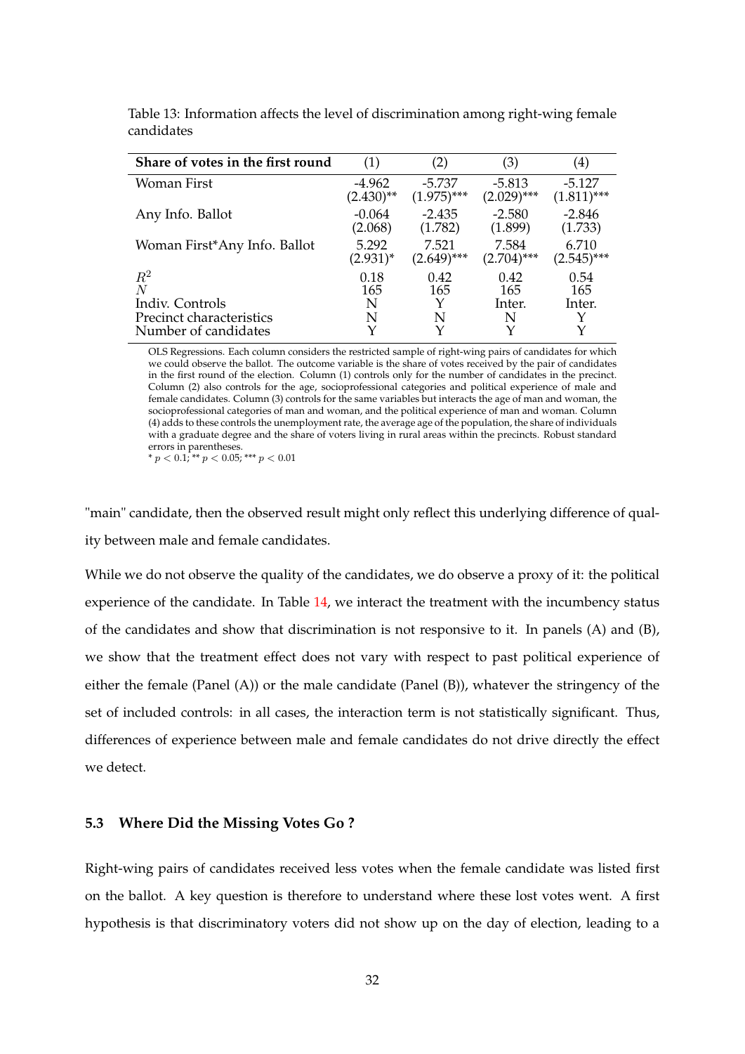Table 13: Information affects the level of discrimination among right-wing female candidates

| **Share of votes in the first round** | (1) | (2) | (3) | (4) |
|---|---|---|---|---|
| Woman First | -4.962 | -5.737 | -5.813 | -5.127 |
| | (2.430)** | (1.975)*** | (2.029)*** | (1.811)*** |
| Any Info. Ballot | -0.064 | -2.435 | -2.580 | -2.846 |
| | (2.068) | (1.782) | (1.899) | (1.733) |
| Woman First*Any Info. Ballot | 5.292 | 7.521 | 7.584 | 6.710 |
| | (2.931)* | (2.649)*** | (2.704)*** | (2.545)*** |
| $R^2$ | 0.18 | 0.42 | 0.42 | 0.54 |
| $N$ | 165 | 165 | 165 | 165 |
| Indiv. Controls | N | Y | Inter. | Inter. |
| Precinct characteristics | N | N | N | Y |
| Number of candidates | Y | Y | Y | Y |

OLS Regressions. Each column considers the restricted sample of right-wing pairs of candidates for which we could observe the ballot. The outcome variable is the share of votes received by the pair of candidates in the first round of the election. Column (1) controls only for the number of candidates in the precinct. Column (2) also controls for the age, socioprofessional categories and political experience of male and female candidates. Column (3) controls for the same variables but interacts the age of man and woman, the socioprofessional categories of man and woman, and the political experience of man and woman. Column (4) adds to these controls the unemployment rate, the average age of the population, the share of individuals with a graduate degree and the share of voters living in rural areas within the precincts. Robust standard errors in parentheses.
* $p < 0.1$; ** $p < 0.05$; *** $p < 0.01$

"main" candidate, then the observed result might only reflect this underlying difference of quality between male and female candidates.

While we do not observe the quality of the candidates, we do observe a proxy of it: the political experience of the candidate. In Table 14, we interact the treatment with the incumbency status of the candidates and show that discrimination is not responsive to it. In panels (A) and (B), we show that the treatment effect does not vary with respect to past political experience of either the female (Panel (A)) or the male candidate (Panel (B)), whatever the stringency of the set of included controls: in all cases, the interaction term is not statistically significant. Thus, differences of experience between male and female candidates do not drive directly the effect we detect.

### 5.3 Where Did the Missing Votes Go ?

Right-wing pairs of candidates received less votes when the female candidate was listed first on the ballot. A key question is therefore to understand where these lost votes went. A first hypothesis is that discriminatory voters did not show up on the day of election, leading to a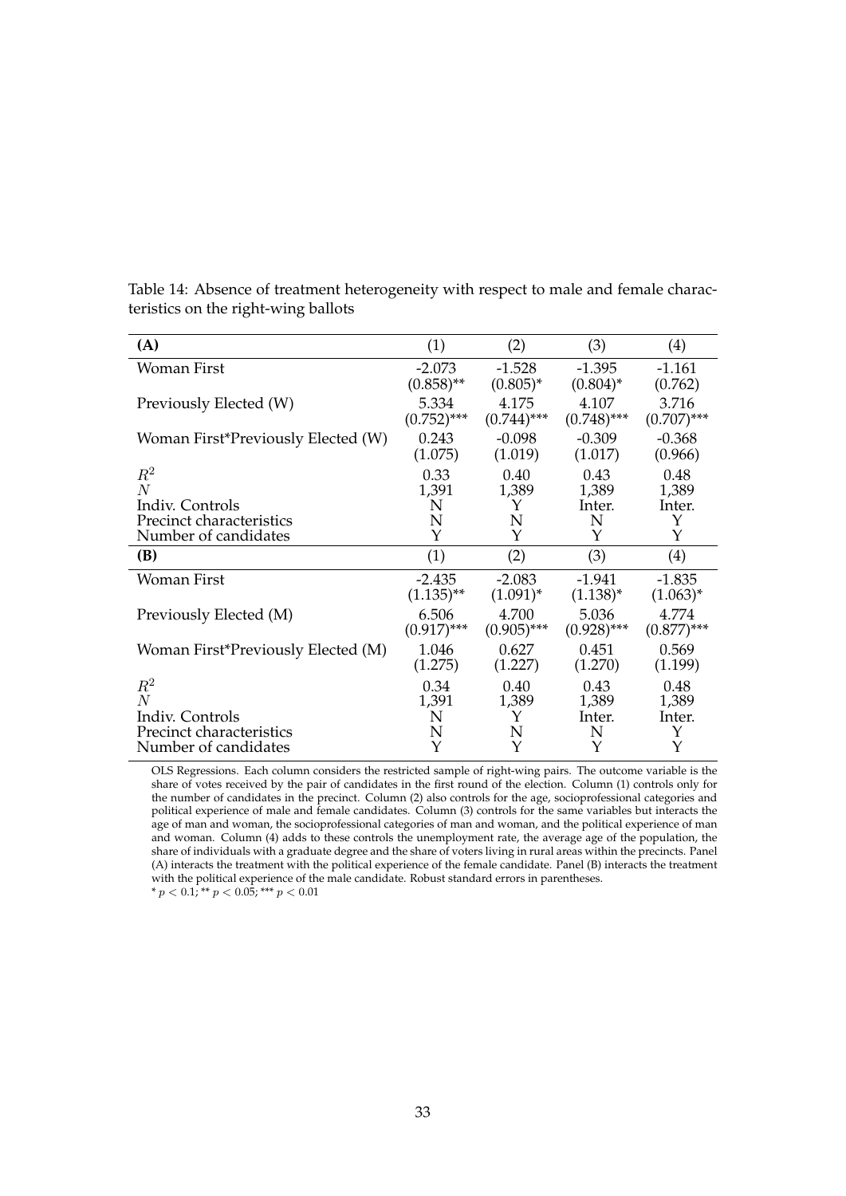Table 14: Absence of treatment heterogeneity with respect to male and female characteristics on the right-wing ballots

| **(A)** | (1) | (2) | (3) | (4) |
|---|---|---|---|---|
| Woman First | -2.073<br>(0.858)** | -1.528<br>(0.805)* | -1.395<br>(0.804)* | -1.161<br>(0.762) |
| Previously Elected (W) | 5.334<br>(0.752)*** | 4.175<br>(0.744)*** | 4.107<br>(0.748)*** | 3.716<br>(0.707)*** |
| Woman First*Previously Elected (W) | 0.243<br>(1.075) | -0.098<br>(1.019) | -0.309<br>(1.017) | -0.368<br>(0.966) |
| $R^2$ | 0.33 | 0.40 | 0.43 | 0.48 |
| $N$ | 1,391 | 1,389 | 1,389 | 1,389 |
| Indiv. Controls | N | Y | Inter. | Inter. |
| Precinct characteristics | N | N | N | Y |
| Number of candidates | Y | Y | Y | Y |
| **(B)** | (1) | (2) | (3) | (4) |
| Woman First | -2.435<br>(1.135)** | -2.083<br>(1.091)* | -1.941<br>(1.138)* | -1.835<br>(1.063)* |
| Previously Elected (M) | 6.506<br>(0.917)*** | 4.700<br>(0.905)*** | 5.036<br>(0.928)*** | 4.774<br>(0.877)*** |
| Woman First*Previously Elected (M) | 1.046<br>(1.275) | 0.627<br>(1.227) | 0.451<br>(1.270) | 0.569<br>(1.199) |
| $R^2$ | 0.34 | 0.40 | 0.43 | 0.48 |
| $N$ | 1,391 | 1,389 | 1,389 | 1,389 |
| Indiv. Controls | N | Y | Inter. | Inter. |
| Precinct characteristics | N | N | N | Y |
| Number of candidates | Y | Y | Y | Y |

OLS Regressions. Each column considers the restricted sample of right-wing pairs. The outcome variable is the share of votes received by the pair of candidates in the first round of the election. Column (1) controls only for the number of candidates in the precinct. Column (2) also controls for the age, socioprofessional categories and political experience of male and female candidates. Column (3) controls for the same variables but interacts the age of man and woman, the socioprofessional categories of man and woman, and the political experience of man and woman. Column (4) adds to these controls the unemployment rate, the average age of the population, the share of individuals with a graduate degree and the share of voters living in rural areas within the precincts. Panel (A) interacts the treatment with the political experience of the female candidate. Panel (B) interacts the treatment with the political experience of the male candidate. Robust standard errors in parentheses.
* $p < 0.1$; ** $p < 0.05$; *** $p < 0.01$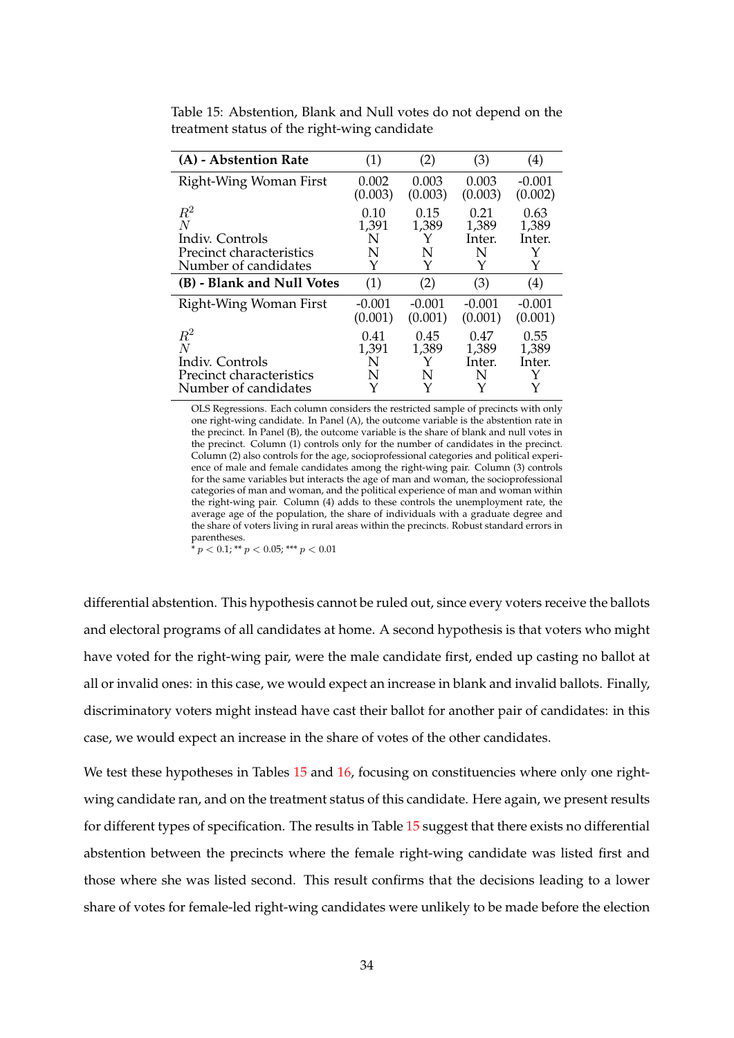Table 15: Abstention, Blank and Null votes do not depend on the treatment status of the right-wing candidate

| **(A) - Abstention Rate** | (1) | (2) | (3) | (4) |
|---|---|---|---|---|
| Right-Wing Woman First | 0.002 | 0.003 | 0.003 | -0.001 |
| | (0.003) | (0.003) | (0.003) | (0.002) |
| $R^2$ | 0.10 | 0.15 | 0.21 | 0.63 |
| $N$ | 1,391 | 1,389 | 1,389 | 1,389 |
| Indiv. Controls | N | Y | Inter. | Inter. |
| Precinct characteristics | N | N | N | Y |
| Number of candidates | Y | Y | Y | Y |
| **(B) - Blank and Null Votes** | (1) | (2) | (3) | (4) |
| Right-Wing Woman First | -0.001 | -0.001 | -0.001 | -0.001 |
| | (0.001) | (0.001) | (0.001) | (0.001) |
| $R^2$ | 0.41 | 0.45 | 0.47 | 0.55 |
| $N$ | 1,391 | 1,389 | 1,389 | 1,389 |
| Indiv. Controls | N | Y | Inter. | Inter. |
| Precinct characteristics | N | N | N | Y |
| Number of candidates | Y | Y | Y | Y |

OLS Regressions. Each column considers the restricted sample of precincts with only one right-wing candidate. In Panel (A), the outcome variable is the abstention rate in the precinct. In Panel (B), the outcome variable is the share of blank and null votes in the precinct. Column (1) controls only for the number of candidates in the precinct. Column (2) also controls for the age, socioprofessional categories and political experience of male and female candidates among the right-wing pair. Column (3) controls for the same variables but interacts the age of man and woman, the socioprofessional categories of man and woman, and the political experience of man and woman within the right-wing pair. Column (4) adds to these controls the unemployment rate, the average age of the population, the share of individuals with a graduate degree and the share of voters living in rural areas within the precincts. Robust standard errors in parentheses.
* $p < 0.1$; ** $p < 0.05$; *** $p < 0.01$

differential abstention. This hypothesis cannot be ruled out, since every voters receive the ballots and electoral programs of all candidates at home. A second hypothesis is that voters who might have voted for the right-wing pair, were the male candidate first, ended up casting no ballot at all or invalid ones: in this case, we would expect an increase in blank and invalid ballots. Finally, discriminatory voters might instead have cast their ballot for another pair of candidates: in this case, we would expect an increase in the share of votes of the other candidates.

We test these hypotheses in Tables 15 and 16, focusing on constituencies where only one right-wing candidate ran, and on the treatment status of this candidate. Here again, we present results for different types of specification. The results in Table 15 suggest that there exists no differential abstention between the precincts where the female right-wing candidate was listed first and those where she was listed second. This result confirms that the decisions leading to a lower share of votes for female-led right-wing candidates were unlikely to be made before the election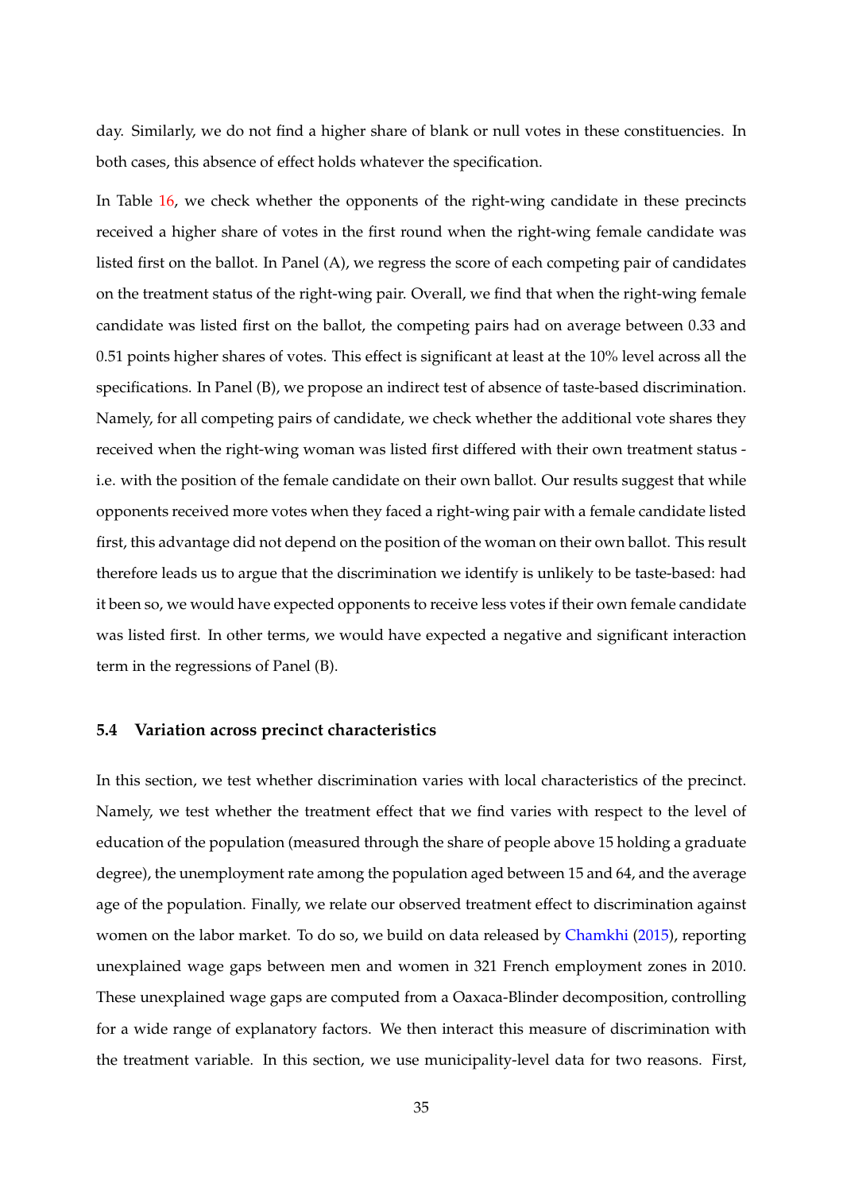day. Similarly, we do not find a higher share of blank or null votes in these constituencies. In both cases, this absence of effect holds whatever the specification.

In Table 16, we check whether the opponents of the right-wing candidate in these precincts received a higher share of votes in the first round when the right-wing female candidate was listed first on the ballot. In Panel (A), we regress the score of each competing pair of candidates on the treatment status of the right-wing pair. Overall, we find that when the right-wing female candidate was listed first on the ballot, the competing pairs had on average between 0.33 and 0.51 points higher shares of votes. This effect is significant at least at the 10% level across all the specifications. In Panel (B), we propose an indirect test of absence of taste-based discrimination. Namely, for all competing pairs of candidate, we check whether the additional vote shares they received when the right-wing woman was listed first differed with their own treatment status - i.e. with the position of the female candidate on their own ballot. Our results suggest that while opponents received more votes when they faced a right-wing pair with a female candidate listed first, this advantage did not depend on the position of the woman on their own ballot. This result therefore leads us to argue that the discrimination we identify is unlikely to be taste-based: had it been so, we would have expected opponents to receive less votes if their own female candidate was listed first. In other terms, we would have expected a negative and significant interaction term in the regressions of Panel (B).

### 5.4 Variation across precinct characteristics

In this section, we test whether discrimination varies with local characteristics of the precinct. Namely, we test whether the treatment effect that we find varies with respect to the level of education of the population (measured through the share of people above 15 holding a graduate degree), the unemployment rate among the population aged between 15 and 64, and the average age of the population. Finally, we relate our observed treatment effect to discrimination against women on the labor market. To do so, we build on data released by Chamkhi (2015), reporting unexplained wage gaps between men and women in 321 French employment zones in 2010. These unexplained wage gaps are computed from a Oaxaca-Blinder decomposition, controlling for a wide range of explanatory factors. We then interact this measure of discrimination with the treatment variable. In this section, we use municipality-level data for two reasons. First,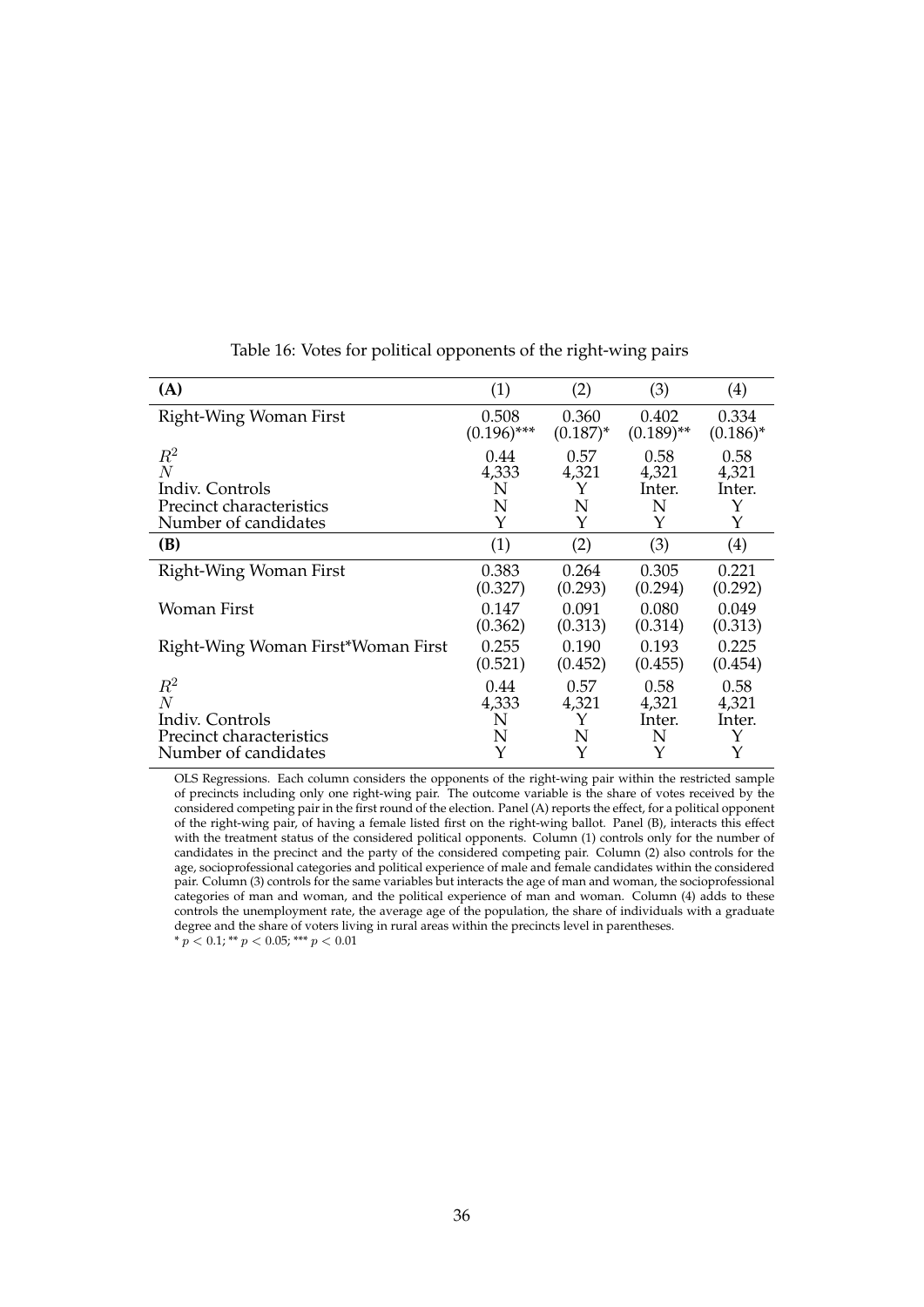Table 16: Votes for political opponents of the right-wing pairs

| **(A)** | (1) | (2) | (3) | (4) |
|---|---|---|---|---|
| Right-Wing Woman First | 0.508 | 0.360 | 0.402 | 0.334 |
| | (0.196)*** | (0.187)* | (0.189)** | (0.186)* |
| $R^2$ | 0.44 | 0.57 | 0.58 | 0.58 |
| $N$ | 4,333 | 4,321 | 4,321 | 4,321 |
| Indiv. Controls | N | Y | Inter. | Inter. |
| Precinct characteristics | N | N | N | Y |
| Number of candidates | Y | Y | Y | Y |
| **(B)** | (1) | (2) | (3) | (4) |
| Right-Wing Woman First | 0.383 | 0.264 | 0.305 | 0.221 |
| | (0.327) | (0.293) | (0.294) | (0.292) |
| Woman First | 0.147 | 0.091 | 0.080 | 0.049 |
| | (0.362) | (0.313) | (0.314) | (0.313) |
| Right-Wing Woman First*Woman First | 0.255 | 0.190 | 0.193 | 0.225 |
| | (0.521) | (0.452) | (0.455) | (0.454) |
| $R^2$ | 0.44 | 0.57 | 0.58 | 0.58 |
| $N$ | 4,333 | 4,321 | 4,321 | 4,321 |
| Indiv. Controls | N | Y | Inter. | Inter. |
| Precinct characteristics | N | N | N | Y |
| Number of candidates | Y | Y | Y | Y |

OLS Regressions. Each column considers the opponents of the right-wing pair within the restricted sample of precincts including only one right-wing pair. The outcome variable is the share of votes received by the considered competing pair in the first round of the election. Panel (A) reports the effect, for a political opponent of the right-wing pair, of having a female listed first on the right-wing ballot. Panel (B), interacts this effect with the treatment status of the considered political opponents. Column (1) controls only for the number of candidates in the precinct and the party of the considered competing pair. Column (2) also controls for the age, socioprofessional categories and political experience of male and female candidates within the considered pair. Column (3) controls for the same variables but interacts the age of man and woman, the socioprofessional categories of man and woman, and the political experience of man and woman. Column (4) adds to these controls the unemployment rate, the average age of the population, the share of individuals with a graduate degree and the share of voters living in rural areas within the precincts level in parentheses.

* $p < 0.1$; ** $p < 0.05$; *** $p < 0.01$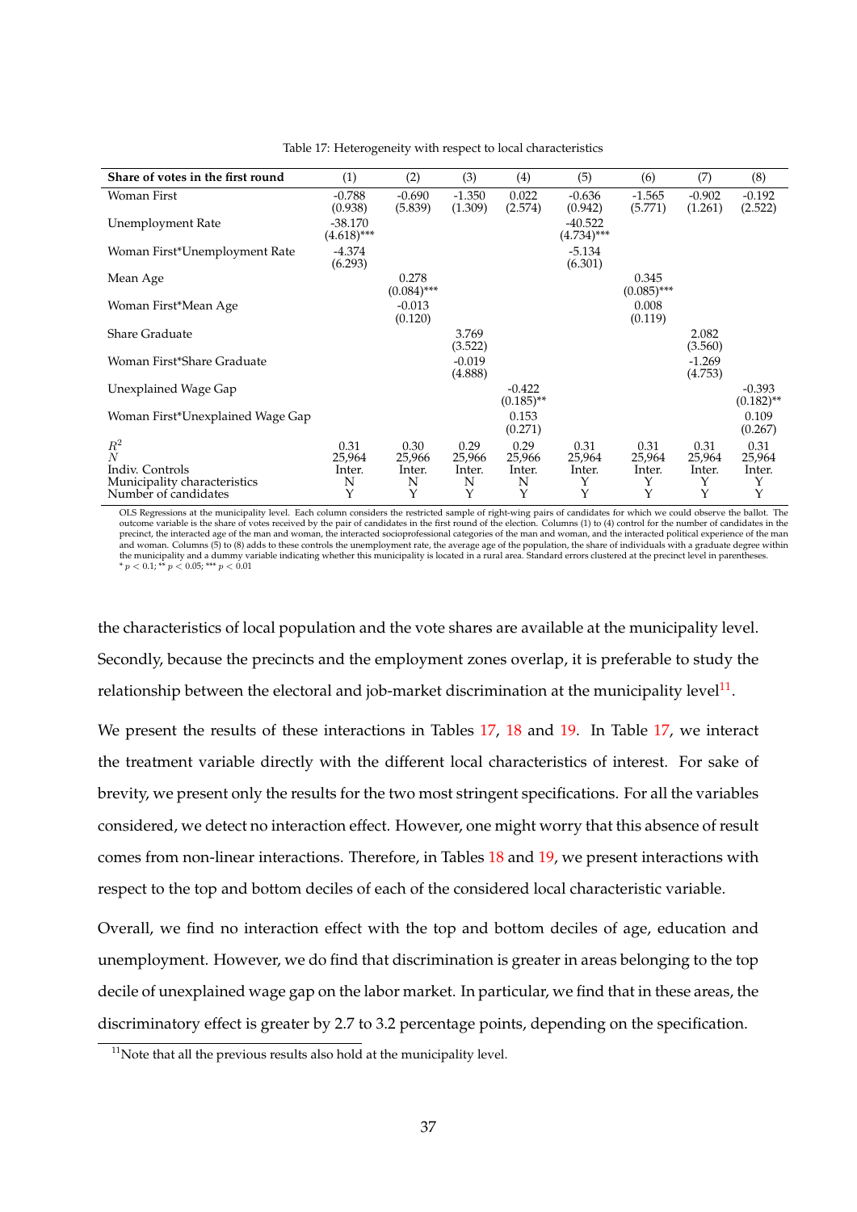Table 17: Heterogeneity with respect to local characteristics

| **Share of votes in the first round** | (1) | (2) | (3) | (4) | (5) | (6) | (7) | (8) |
|---|---|---|---|---|---|---|---|---|
| Woman First | -0.788 | -0.690 | -1.350 | 0.022 | -0.636 | -1.565 | -0.902 | -0.192 |
| | (0.938) | (5.839) | (1.309) | (2.574) | (0.942) | (5.771) | (1.261) | (2.522) |
| Unemployment Rate | -38.170 | | | | -40.522 | | | |
| | (4.618)*** | | | | (4.734)*** | | | |
| Woman First*Unemployment Rate | -4.374 | | | | -5.134 | | | |
| | (6.293) | | | | (6.301) | | | |
| Mean Age | | 0.278 | | | | 0.345 | | |
| | | (0.084)*** | | | | (0.085)*** | | |
| Woman First*Mean Age | | -0.013 | | | | 0.008 | | |
| | | (0.120) | | | | (0.119) | | |
| Share Graduate | | | 3.769 | | | | 2.082 | |
| | | | (3.522) | | | | (3.560) | |
| Woman First*Share Graduate | | | -0.019 | | | | -1.269 | |
| | | | (4.888) | | | | (4.753) | |
| Unexplained Wage Gap | | | | -0.422 | | | | -0.393 |
| | | | | (0.185)** | | | | (0.182)** |
| Woman First*Unexplained Wage Gap | | | | 0.153 | | | | 0.109 |
| | | | | (0.271) | | | | (0.267) |
| $R^2$ | 0.31 | 0.30 | 0.29 | 0.29 | 0.31 | 0.31 | 0.31 | 0.31 |
| $N$ | 25,964 | 25,966 | 25,966 | 25,966 | 25,964 | 25,964 | 25,964 | 25,964 |
| Indiv. Controls | Inter. | Inter. | Inter. | Inter. | Inter. | Inter. | Inter. | Inter. |
| Municipality characteristics | N | N | N | N | Y | Y | Y | Y |
| Number of candidates | Y | Y | Y | Y | Y | Y | Y | Y |

OLS Regressions at the municipality level. Each column considers the restricted sample of right-wing pairs of candidates for which we could observe the ballot. The outcome variable is the share of votes received by the pair of candidates in the first round of the election. Columns (1) to (4) control for the number of candidates in the precinct, the interacted age of the man and woman, the interacted socioprofessional categories of the man and woman, and the interacted political experience of the man and woman. Columns (5) to (8) adds to these controls the unemployment rate, the average age of the population, the share of individuals with a graduate degree within the municipality and a dummy variable indicating whether this municipality is located in a rural area. Standard errors clustered at the precinct level in parentheses.
* $p < 0.1$; ** $p < 0.05$; *** $p < 0.01$

the characteristics of local population and the vote shares are available at the municipality level. Secondly, because the precincts and the employment zones overlap, it is preferable to study the relationship between the electoral and job-market discrimination at the municipality level[11].

We present the results of these interactions in Tables 17, 18 and 19. In Table 17, we interact the treatment variable directly with the different local characteristics of interest. For sake of brevity, we present only the results for the two most stringent specifications. For all the variables considered, we detect no interaction effect. However, one might worry that this absence of result comes from non-linear interactions. Therefore, in Tables 18 and 19, we present interactions with respect to the top and bottom deciles of each of the considered local characteristic variable.

Overall, we find no interaction effect with the top and bottom deciles of age, education and unemployment. However, we do find that discrimination is greater in areas belonging to the top decile of unexplained wage gap on the labor market. In particular, we find that in these areas, the discriminatory effect is greater by 2.7 to 3.2 percentage points, depending on the specification.

[11] Note that all the previous results also hold at the municipality level.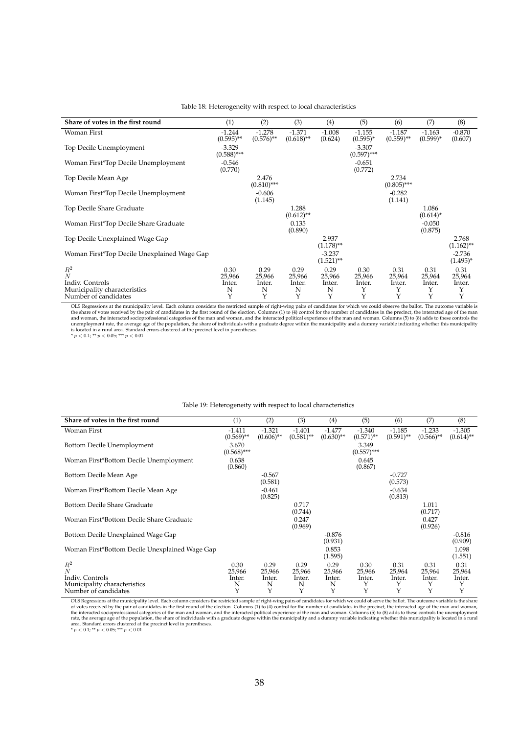Table 18: Heterogeneity with respect to local characteristics

| Share of votes in the first round | (1) | (2) | (3) | (4) | (5) | (6) | (7) | (8) |
|---|---|---|---|---|---|---|---|---|
| Woman First | -1.244<br>(0.595)** | -1.278<br>(0.576)** | -1.371<br>(0.618)** | -1.008<br>(0.624) | -1.155<br>(0.595)* | -1.187<br>(0.559)** | -1.163<br>(0.599)* | -0.870<br>(0.607) |
| Top Decile Unemployment | -3.329<br>(0.588)*** | | | | -3.307<br>(0.597)*** | | | |
| Woman First*Top Decile Unemployment | -0.546<br>(0.770) | | | | -0.651<br>(0.772) | | | |
| Top Decile Mean Age | | 2.476<br>(0.810)*** | | | | 2.734<br>(0.805)*** | | |
| Woman First*Top Decile Unemployment | | -0.606<br>(1.145) | | | | -0.282<br>(1.141) | | |
| Top Decile Share Graduate | | | 1.288<br>(0.612)** | | | | 1.086<br>(0.614)* | |
| Woman First*Top Decile Share Graduate | | | 0.135<br>(0.890) | | | | -0.050<br>(0.875) | |
| Top Decile Unexplained Wage Gap | | | | 2.937<br>(1.178)** | | | | 2.768<br>(1.162)** |
| Woman First*Top Decile Unexplained Wage Gap | | | | -3.237<br>(1.521)** | | | | -2.736<br>(1.495)* |
| $R^2$ | 0.30 | 0.29 | 0.29 | 0.29 | 0.30 | 0.31 | 0.31 | 0.31 |
| $N$ | 25,966 | 25,966 | 25,966 | 25,966 | 25,966 | 25,964 | 25,964 | 25,964 |
| Indiv. Controls | Inter. | Inter. | Inter. | Inter. | Inter. | Inter. | Inter. | Inter. |
| Municipality characteristics | N | N | N | N | Y | Y | Y | Y |
| Number of candidates | Y | Y | Y | Y | Y | Y | Y | Y |

OLS Regressions at the municipality level. Each column considers the restricted sample of right-wing pairs of candidates for which we could observe the ballot. The outcome variable is the share of votes received by the pair of candidates in the first round of the election. Columns (1) to (4) control for the number of candidates in the precinct, the interacted age of the man and woman, the interacted socioprofessional categories of the man and woman, and the interacted political experience of the man and woman. Columns (5) to (8) adds to these controls the unemployment rate, the average age of the population, the share of individuals with a graduate degree within the municipality and a dummy variable indicating whether this municipality is located in a rural area. Standard errors clustered at the precinct level in parentheses.
* $p < 0.1$; ** $p < 0.05$; *** $p < 0.01$

Table 19: Heterogeneity with respect to local characteristics

| Share of votes in the first round | (1) | (2) | (3) | (4) | (5) | (6) | (7) | (8) |
|---|---|---|---|---|---|---|---|---|
| Woman First | -1.411<br>(0.569)** | -1.321<br>(0.606)** | -1.401<br>(0.581)** | -1.477<br>(0.630)** | -1.340<br>(0.571)** | -1.185<br>(0.591)** | -1.233<br>(0.566)** | -1.305<br>(0.614)** |
| Bottom Decile Unemployment | 3.670<br>(0.568)*** | | | | 3.349<br>(0.557)*** | | | |
| Woman First*Bottom Decile Unemployment | 0.638<br>(0.860) | | | | 0.645<br>(0.867) | | | |
| Bottom Decile Mean Age | | -0.567<br>(0.581) | | | | -0.727<br>(0.573) | | |
| Woman First*Bottom Decile Mean Age | | -0.461<br>(0.825) | | | | -0.634<br>(0.813) | | |
| Bottom Decile Share Graduate | | | 0.717<br>(0.744) | | | | 1.011<br>(0.717) | |
| Woman First*Bottom Decile Share Graduate | | | 0.247<br>(0.969) | | | | 0.427<br>(0.926) | |
| Bottom Decile Unexplained Wage Gap | | | | -0.876<br>(0.931) | | | | -0.816<br>(0.909) |
| Woman First*Bottom Decile Unexplained Wage Gap | | | | 0.853<br>(1.595) | | | | 1.098<br>(1.551) |
| $R^2$ | 0.30 | 0.29 | 0.29 | 0.29 | 0.30 | 0.31 | 0.31 | 0.31 |
| $N$ | 25,966 | 25,966 | 25,966 | 25,966 | 25,966 | 25,964 | 25,964 | 25,964 |
| Indiv. Controls | Inter. | Inter. | Inter. | Inter. | Inter. | Inter. | Inter. | Inter. |
| Municipality characteristics | N | N | N | N | Y | Y | Y | Y |
| Number of candidates | Y | Y | Y | Y | Y | Y | Y | Y |

OLS Regressions at the municipality level. Each column considers the restricted sample of right-wing pairs of candidates for which we could observe the ballot. The outcome variable is the share of votes received by the pair of candidates in the first round of the election. Columns (1) to (4) control for the number of candidates in the precinct, the interacted age of the man and woman, the interacted socioprofessional categories of the man and woman, and the interacted political experience of the man and woman. Columns (5) to (8) adds to these controls the unemployment rate, the average age of the population, the share of individuals with a graduate degree within the municipality and a dummy variable indicating whether this municipality is located in a rural area. Standard errors clustered at the precinct level in parentheses.
* $p < 0.1$; ** $p < 0.05$; *** $p < 0.01$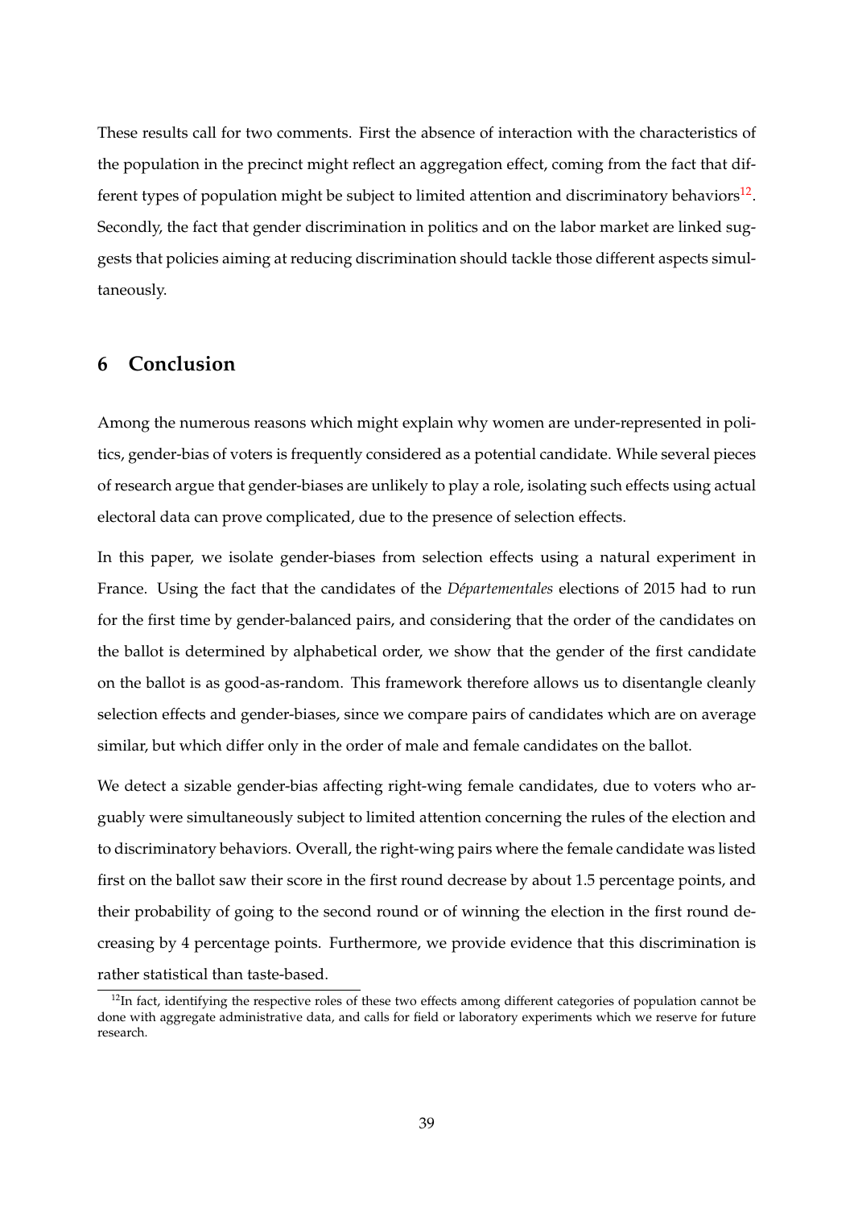These results call for two comments. First the absence of interaction with the characteristics of the population in the precinct might reflect an aggregation effect, coming from the fact that different types of population might be subject to limited attention and discriminatory behaviors[12]. Secondly, the fact that gender discrimination in politics and on the labor market are linked suggests that policies aiming at reducing discrimination should tackle those different aspects simultaneously.

## 6 Conclusion

Among the numerous reasons which might explain why women are under-represented in politics, gender-bias of voters is frequently considered as a potential candidate. While several pieces of research argue that gender-biases are unlikely to play a role, isolating such effects using actual electoral data can prove complicated, due to the presence of selection effects.

In this paper, we isolate gender-biases from selection effects using a natural experiment in France. Using the fact that the candidates of the *Départementales* elections of 2015 had to run for the first time by gender-balanced pairs, and considering that the order of the candidates on the ballot is determined by alphabetical order, we show that the gender of the first candidate on the ballot is as good-as-random. This framework therefore allows us to disentangle cleanly selection effects and gender-biases, since we compare pairs of candidates which are on average similar, but which differ only in the order of male and female candidates on the ballot.

We detect a sizable gender-bias affecting right-wing female candidates, due to voters who arguably were simultaneously subject to limited attention concerning the rules of the election and to discriminatory behaviors. Overall, the right-wing pairs where the female candidate was listed first on the ballot saw their score in the first round decrease by about 1.5 percentage points, and their probability of going to the second round or of winning the election in the first round decreasing by 4 percentage points. Furthermore, we provide evidence that this discrimination is rather statistical than taste-based.

[12] In fact, identifying the respective roles of these two effects among different categories of population cannot be done with aggregate administrative data, and calls for field or laboratory experiments which we reserve for future research.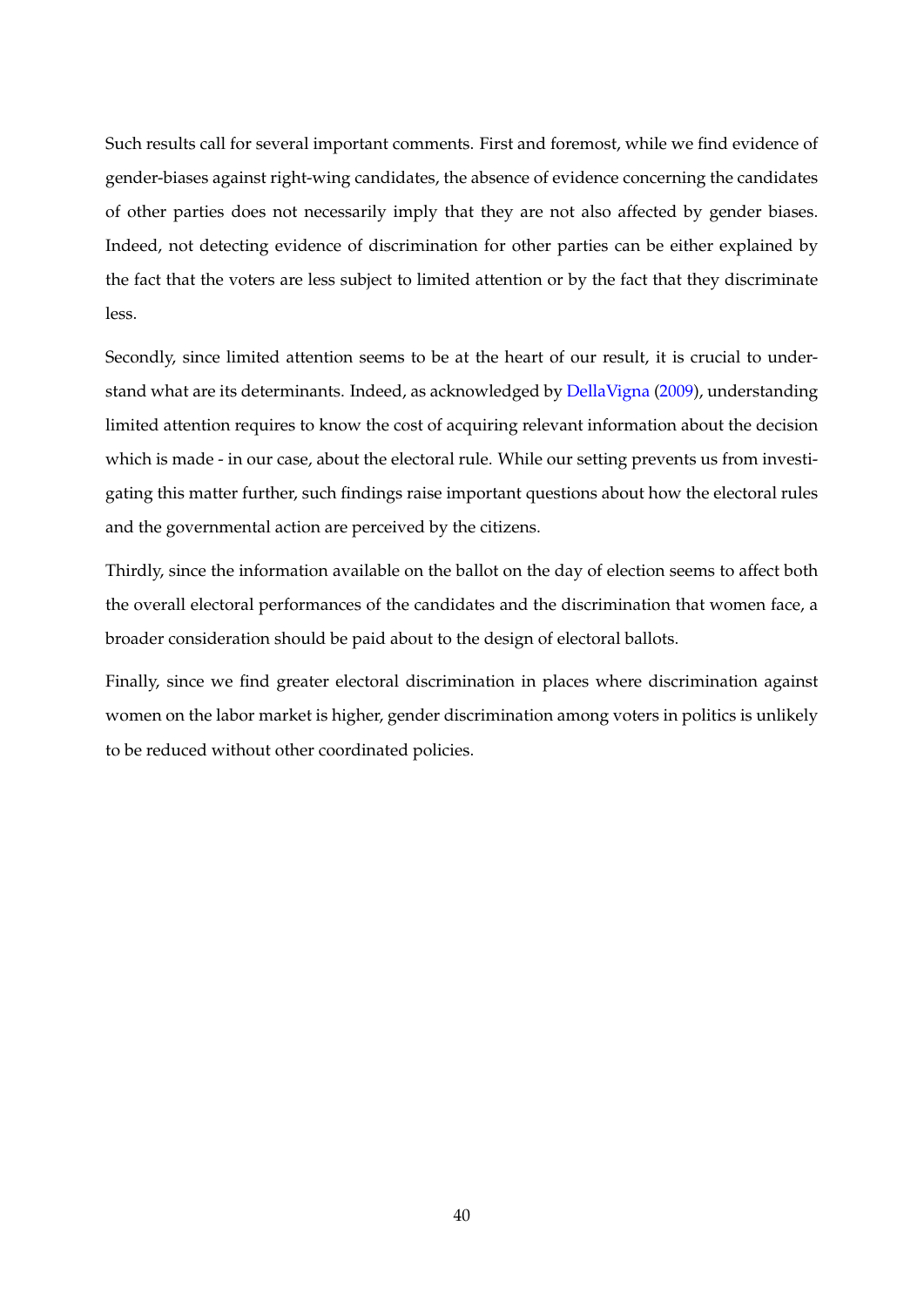Such results call for several important comments. First and foremost, while we find evidence of gender-biases against right-wing candidates, the absence of evidence concerning the candidates of other parties does not necessarily imply that they are not also affected by gender biases. Indeed, not detecting evidence of discrimination for other parties can be either explained by the fact that the voters are less subject to limited attention or by the fact that they discriminate less.

Secondly, since limited attention seems to be at the heart of our result, it is crucial to understand what are its determinants. Indeed, as acknowledged by DellaVigna (2009), understanding limited attention requires to know the cost of acquiring relevant information about the decision which is made - in our case, about the electoral rule. While our setting prevents us from investigating this matter further, such findings raise important questions about how the electoral rules and the governmental action are perceived by the citizens.

Thirdly, since the information available on the ballot on the day of election seems to affect both the overall electoral performances of the candidates and the discrimination that women face, a broader consideration should be paid about to the design of electoral ballots.

Finally, since we find greater electoral discrimination in places where discrimination against women on the labor market is higher, gender discrimination among voters in politics is unlikely to be reduced without other coordinated policies.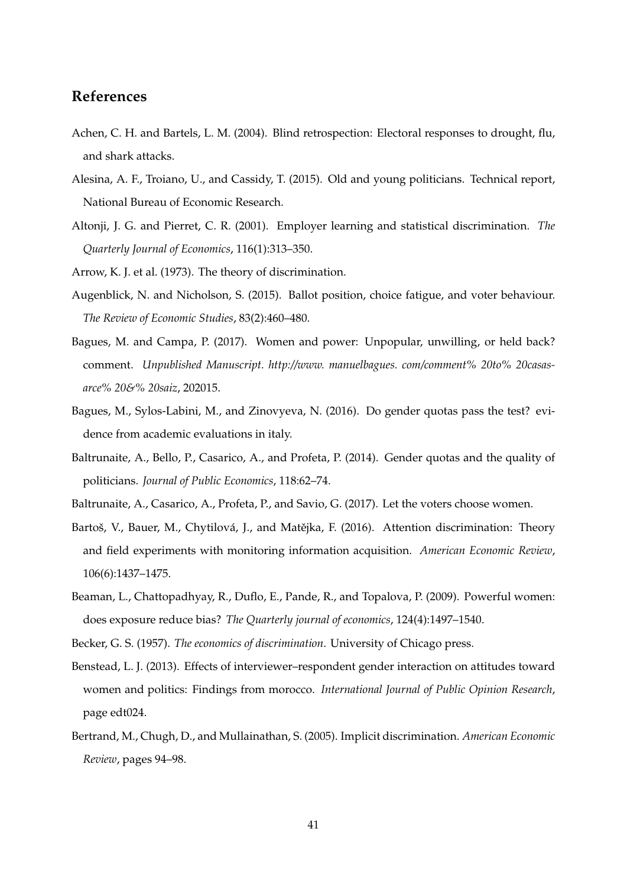## References

Achen, C. H. and Bartels, L. M. (2004). Blind retrospection: Electoral responses to drought, flu, and shark attacks.

Alesina, A. F., Troiano, U., and Cassidy, T. (2015). Old and young politicians. Technical report, National Bureau of Economic Research.

Altonji, J. G. and Pierret, C. R. (2001). Employer learning and statistical discrimination. *The Quarterly Journal of Economics*, 116(1):313–350.

Arrow, K. J. et al. (1973). The theory of discrimination.

Augenblick, N. and Nicholson, S. (2015). Ballot position, choice fatigue, and voter behaviour. *The Review of Economic Studies*, 83(2):460–480.

Bagues, M. and Campa, P. (2017). Women and power: Unpopular, unwilling, or held back? comment. *Unpublished Manuscript. http://www. manuelbagues. com/comment% 20to% 20casas-arce% 20&% 20saiz*, 202015.

Bagues, M., Sylos-Labini, M., and Zinovyeva, N. (2016). Do gender quotas pass the test? evidence from academic evaluations in italy.

Baltrunaite, A., Bello, P., Casarico, A., and Profeta, P. (2014). Gender quotas and the quality of politicians. *Journal of Public Economics*, 118:62–74.

Baltrunaite, A., Casarico, A., Profeta, P., and Savio, G. (2017). Let the voters choose women.

Bartoš, V., Bauer, M., Chytilová, J., and Matějka, F. (2016). Attention discrimination: Theory and field experiments with monitoring information acquisition. *American Economic Review*, 106(6):1437–1475.

Beaman, L., Chattopadhyay, R., Duflo, E., Pande, R., and Topalova, P. (2009). Powerful women: does exposure reduce bias? *The Quarterly journal of economics*, 124(4):1497–1540.

Becker, G. S. (1957). *The economics of discrimination*. University of Chicago press.

Benstead, L. J. (2013). Effects of interviewer–respondent gender interaction on attitudes toward women and politics: Findings from morocco. *International Journal of Public Opinion Research*, page edt024.

Bertrand, M., Chugh, D., and Mullainathan, S. (2005). Implicit discrimination. *American Economic Review*, pages 94–98.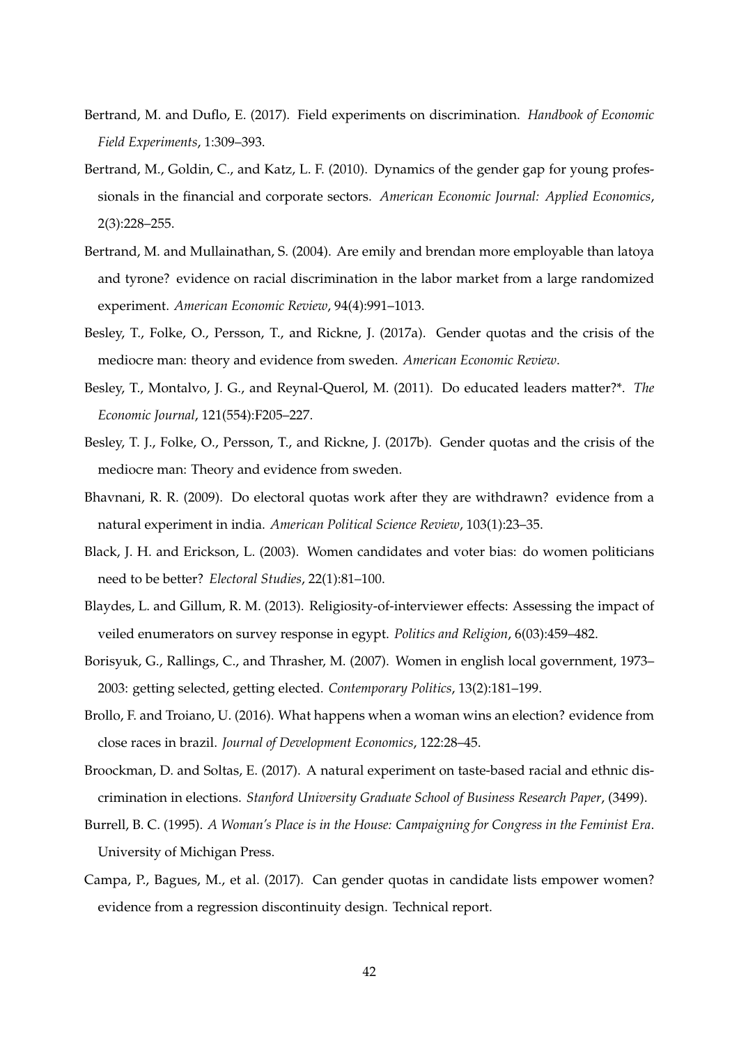Bertrand, M. and Duflo, E. (2017). Field experiments on discrimination. *Handbook of Economic Field Experiments*, 1:309–393.

Bertrand, M., Goldin, C., and Katz, L. F. (2010). Dynamics of the gender gap for young professionals in the financial and corporate sectors. *American Economic Journal: Applied Economics*, 2(3):228–255.

Bertrand, M. and Mullainathan, S. (2004). Are emily and brendan more employable than latoya and tyrone? evidence on racial discrimination in the labor market from a large randomized experiment. *American Economic Review*, 94(4):991–1013.

Besley, T., Folke, O., Persson, T., and Rickne, J. (2017a). Gender quotas and the crisis of the mediocre man: theory and evidence from sweden. *American Economic Review*.

Besley, T., Montalvo, J. G., and Reynal-Querol, M. (2011). Do educated leaders matter?\*. *The Economic Journal*, 121(554):F205–227.

Besley, T. J., Folke, O., Persson, T., and Rickne, J. (2017b). Gender quotas and the crisis of the mediocre man: Theory and evidence from sweden.

Bhavnani, R. R. (2009). Do electoral quotas work after they are withdrawn? evidence from a natural experiment in india. *American Political Science Review*, 103(1):23–35.

Black, J. H. and Erickson, L. (2003). Women candidates and voter bias: do women politicians need to be better? *Electoral Studies*, 22(1):81–100.

Blaydes, L. and Gillum, R. M. (2013). Religiosity-of-interviewer effects: Assessing the impact of veiled enumerators on survey response in egypt. *Politics and Religion*, 6(03):459–482.

Borisyuk, G., Rallings, C., and Thrasher, M. (2007). Women in english local government, 1973–2003: getting selected, getting elected. *Contemporary Politics*, 13(2):181–199.

Brollo, F. and Troiano, U. (2016). What happens when a woman wins an election? evidence from close races in brazil. *Journal of Development Economics*, 122:28–45.

Broockman, D. and Soltas, E. (2017). A natural experiment on taste-based racial and ethnic discrimination in elections. *Stanford University Graduate School of Business Research Paper*, (3499).

Burrell, B. C. (1995). *A Woman's Place is in the House: Campaigning for Congress in the Feminist Era*. University of Michigan Press.

Campa, P., Bagues, M., et al. (2017). Can gender quotas in candidate lists empower women? evidence from a regression discontinuity design. Technical report.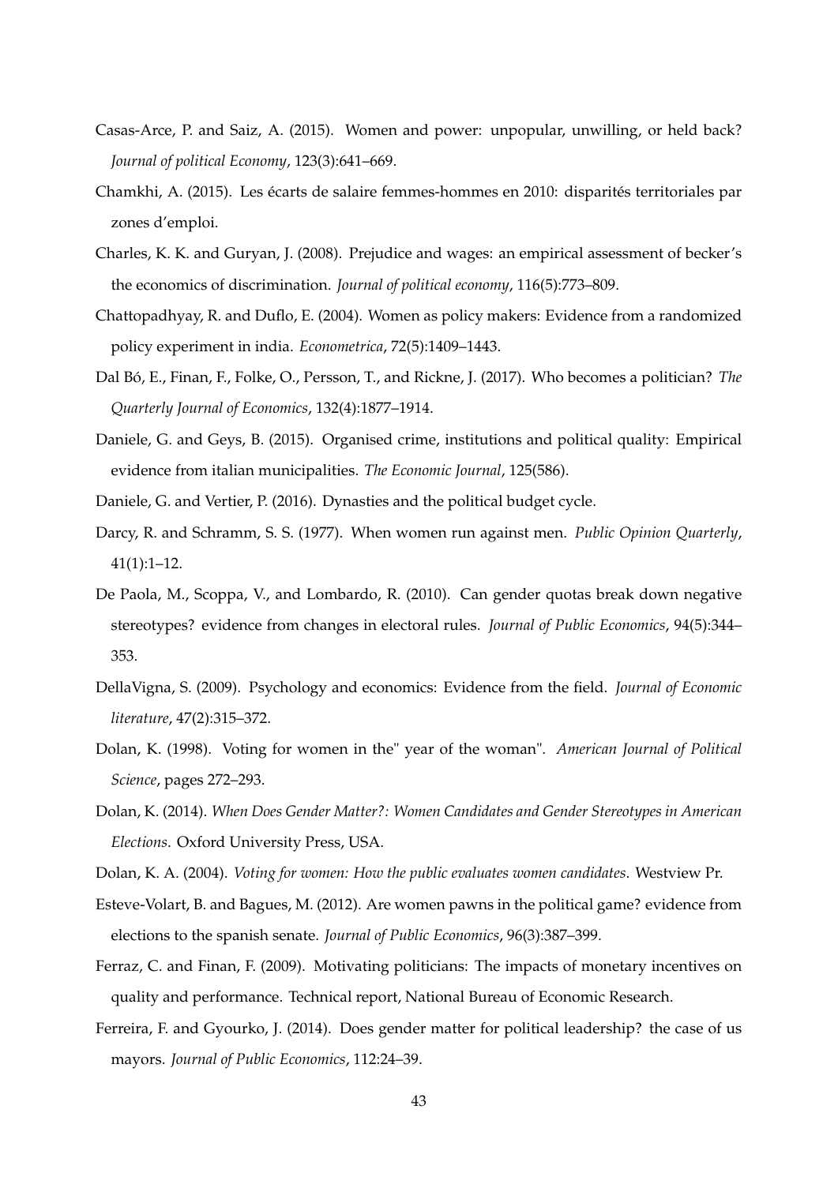Casas-Arce, P. and Saiz, A. (2015). Women and power: unpopular, unwilling, or held back? *Journal of political Economy*, 123(3):641–669.

Chamkhi, A. (2015). Les écarts de salaire femmes-hommes en 2010: disparités territoriales par zones d'emploi.

Charles, K. K. and Guryan, J. (2008). Prejudice and wages: an empirical assessment of becker's the economics of discrimination. *Journal of political economy*, 116(5):773–809.

Chattopadhyay, R. and Duflo, E. (2004). Women as policy makers: Evidence from a randomized policy experiment in india. *Econometrica*, 72(5):1409–1443.

Dal Bó, E., Finan, F., Folke, O., Persson, T., and Rickne, J. (2017). Who becomes a politician? *The Quarterly Journal of Economics*, 132(4):1877–1914.

Daniele, G. and Geys, B. (2015). Organised crime, institutions and political quality: Empirical evidence from italian municipalities. *The Economic Journal*, 125(586).

Daniele, G. and Vertier, P. (2016). Dynasties and the political budget cycle.

Darcy, R. and Schramm, S. S. (1977). When women run against men. *Public Opinion Quarterly*, 41(1):1–12.

De Paola, M., Scoppa, V., and Lombardo, R. (2010). Can gender quotas break down negative stereotypes? evidence from changes in electoral rules. *Journal of Public Economics*, 94(5):344–353.

DellaVigna, S. (2009). Psychology and economics: Evidence from the field. *Journal of Economic literature*, 47(2):315–372.

Dolan, K. (1998). Voting for women in the" year of the woman". *American Journal of Political Science*, pages 272–293.

Dolan, K. (2014). *When Does Gender Matter?: Women Candidates and Gender Stereotypes in American Elections*. Oxford University Press, USA.

Dolan, K. A. (2004). *Voting for women: How the public evaluates women candidates*. Westview Pr.

Esteve-Volart, B. and Bagues, M. (2012). Are women pawns in the political game? evidence from elections to the spanish senate. *Journal of Public Economics*, 96(3):387–399.

Ferraz, C. and Finan, F. (2009). Motivating politicians: The impacts of monetary incentives on quality and performance. Technical report, National Bureau of Economic Research.

Ferreira, F. and Gyourko, J. (2014). Does gender matter for political leadership? the case of us mayors. *Journal of Public Economics*, 112:24–39.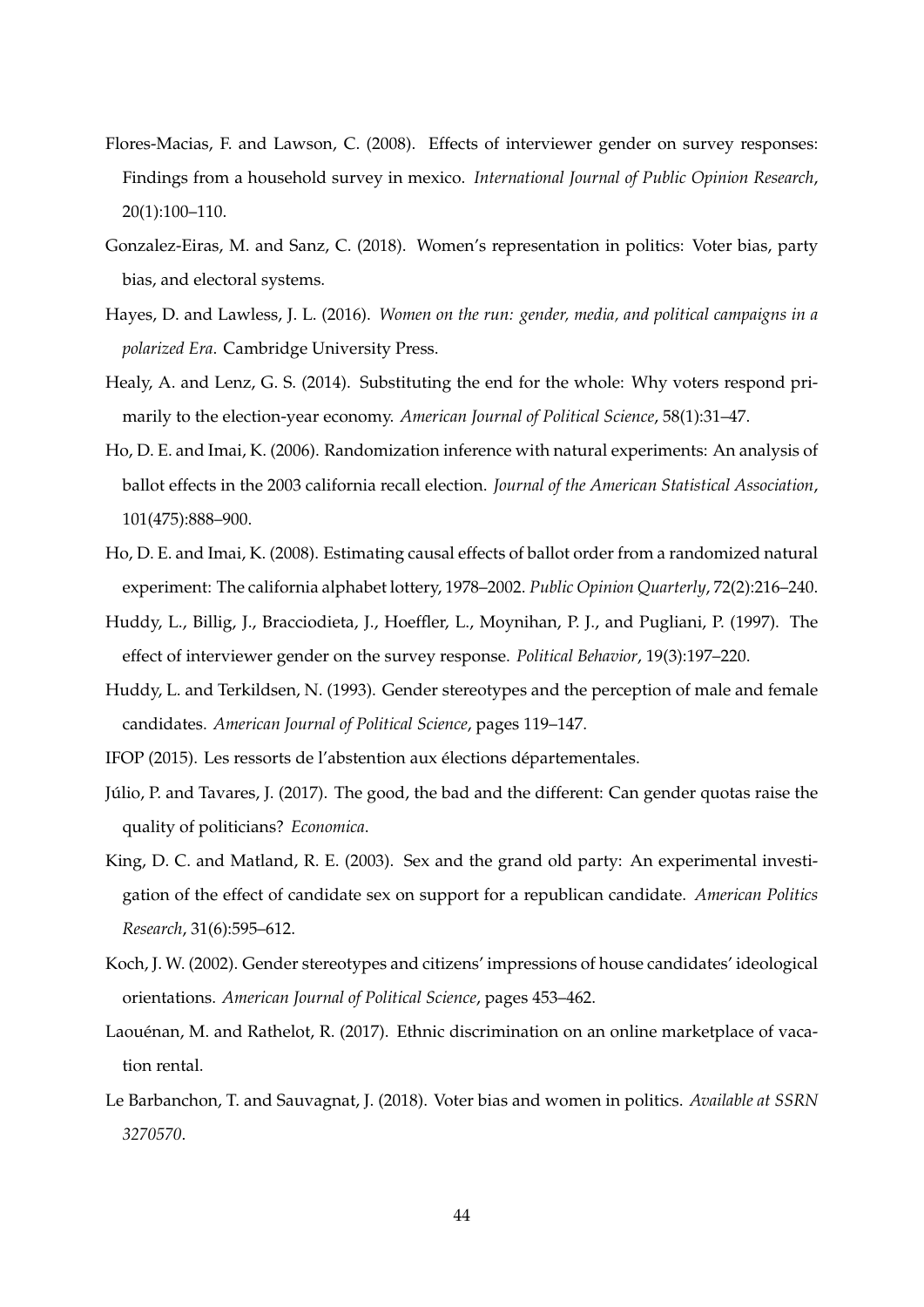Flores-Macias, F. and Lawson, C. (2008). Effects of interviewer gender on survey responses: Findings from a household survey in mexico. *International Journal of Public Opinion Research*, 20(1):100–110.

Gonzalez-Eiras, M. and Sanz, C. (2018). Women's representation in politics: Voter bias, party bias, and electoral systems.

Hayes, D. and Lawless, J. L. (2016). *Women on the run: gender, media, and political campaigns in a polarized Era*. Cambridge University Press.

Healy, A. and Lenz, G. S. (2014). Substituting the end for the whole: Why voters respond primarily to the election-year economy. *American Journal of Political Science*, 58(1):31–47.

Ho, D. E. and Imai, K. (2006). Randomization inference with natural experiments: An analysis of ballot effects in the 2003 california recall election. *Journal of the American Statistical Association*, 101(475):888–900.

Ho, D. E. and Imai, K. (2008). Estimating causal effects of ballot order from a randomized natural experiment: The california alphabet lottery, 1978–2002. *Public Opinion Quarterly*, 72(2):216–240.

Huddy, L., Billig, J., Bracciodieta, J., Hoeffler, L., Moynihan, P. J., and Pugliani, P. (1997). The effect of interviewer gender on the survey response. *Political Behavior*, 19(3):197–220.

Huddy, L. and Terkildsen, N. (1993). Gender stereotypes and the perception of male and female candidates. *American Journal of Political Science*, pages 119–147.

IFOP (2015). Les ressorts de l'abstention aux élections départementales.

Júlio, P. and Tavares, J. (2017). The good, the bad and the different: Can gender quotas raise the quality of politicians? *Economica*.

King, D. C. and Matland, R. E. (2003). Sex and the grand old party: An experimental investigation of the effect of candidate sex on support for a republican candidate. *American Politics Research*, 31(6):595–612.

Koch, J. W. (2002). Gender stereotypes and citizens' impressions of house candidates' ideological orientations. *American Journal of Political Science*, pages 453–462.

Laouénan, M. and Rathelot, R. (2017). Ethnic discrimination on an online marketplace of vacation rental.

Le Barbanchon, T. and Sauvagnat, J. (2018). Voter bias and women in politics. *Available at SSRN 3270570*.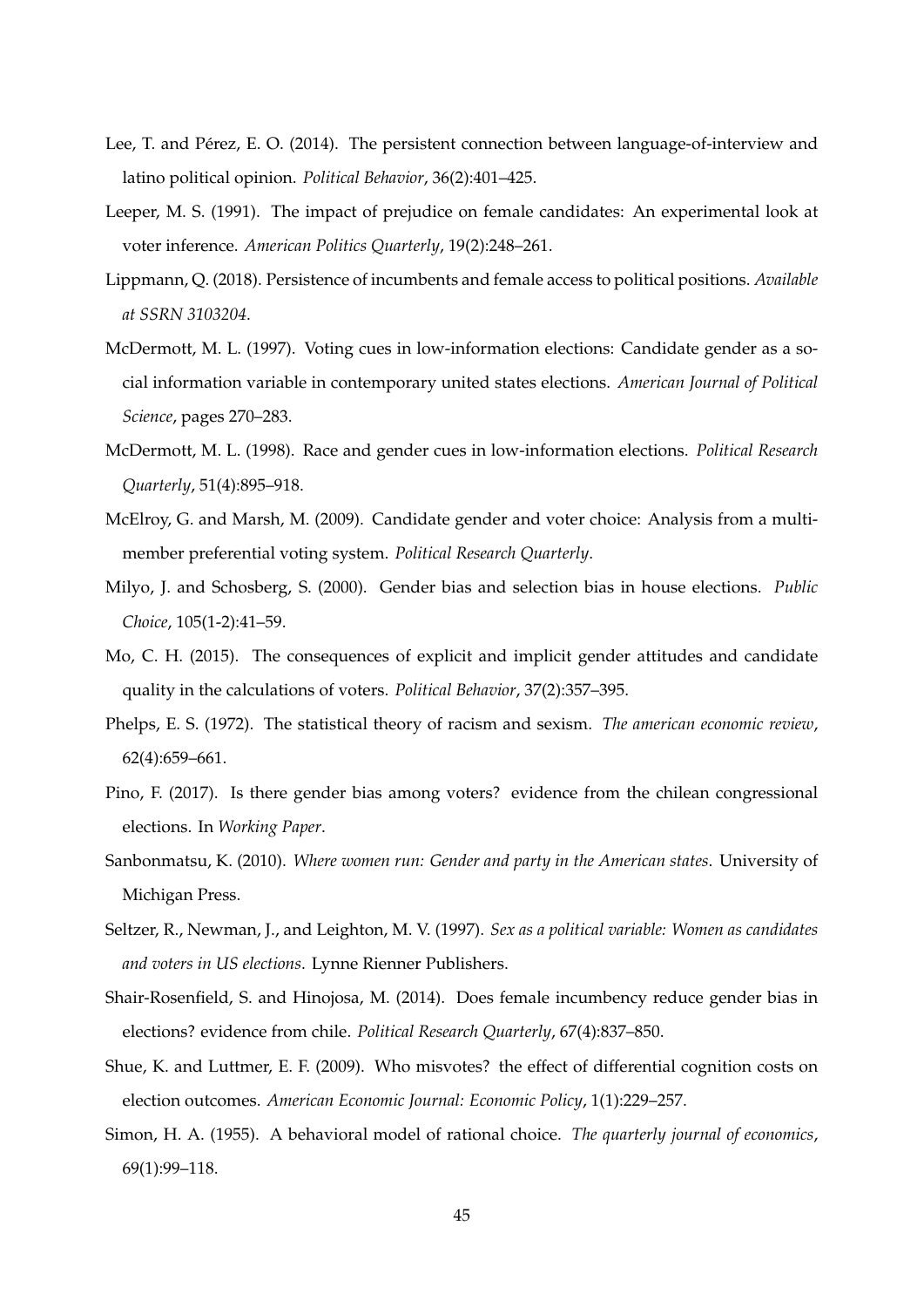Lee, T. and Pérez, E. O. (2014). The persistent connection between language-of-interview and latino political opinion. *Political Behavior*, 36(2):401–425.

Leeper, M. S. (1991). The impact of prejudice on female candidates: An experimental look at voter inference. *American Politics Quarterly*, 19(2):248–261.

Lippmann, Q. (2018). Persistence of incumbents and female access to political positions. *Available at SSRN 3103204*.

McDermott, M. L. (1997). Voting cues in low-information elections: Candidate gender as a social information variable in contemporary united states elections. *American Journal of Political Science*, pages 270–283.

McDermott, M. L. (1998). Race and gender cues in low-information elections. *Political Research Quarterly*, 51(4):895–918.

McElroy, G. and Marsh, M. (2009). Candidate gender and voter choice: Analysis from a multimember preferential voting system. *Political Research Quarterly*.

Milyo, J. and Schosberg, S. (2000). Gender bias and selection bias in house elections. *Public Choice*, 105(1-2):41–59.

Mo, C. H. (2015). The consequences of explicit and implicit gender attitudes and candidate quality in the calculations of voters. *Political Behavior*, 37(2):357–395.

Phelps, E. S. (1972). The statistical theory of racism and sexism. *The american economic review*, 62(4):659–661.

Pino, F. (2017). Is there gender bias among voters? evidence from the chilean congressional elections. In *Working Paper*.

Sanbonmatsu, K. (2010). *Where women run: Gender and party in the American states*. University of Michigan Press.

Seltzer, R., Newman, J., and Leighton, M. V. (1997). *Sex as a political variable: Women as candidates and voters in US elections*. Lynne Rienner Publishers.

Shair-Rosenfield, S. and Hinojosa, M. (2014). Does female incumbency reduce gender bias in elections? evidence from chile. *Political Research Quarterly*, 67(4):837–850.

Shue, K. and Luttmer, E. F. (2009). Who misvotes? the effect of differential cognition costs on election outcomes. *American Economic Journal: Economic Policy*, 1(1):229–257.

Simon, H. A. (1955). A behavioral model of rational choice. *The quarterly journal of economics*, 69(1):99–118.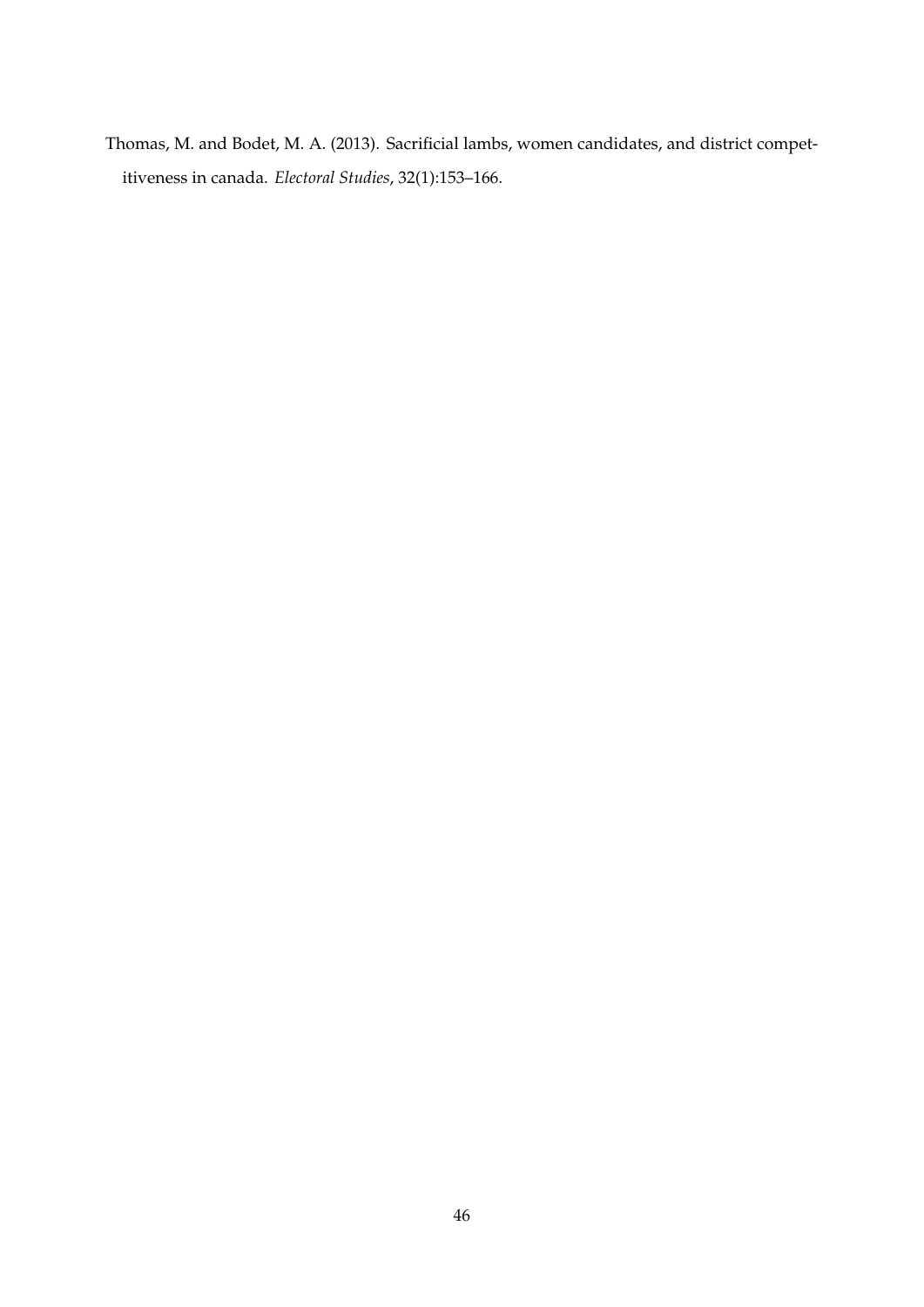Thomas, M. and Bodet, M. A. (2013). Sacrificial lambs, women candidates, and district competitiveness in canada. *Electoral Studies*, 32(1):153–166.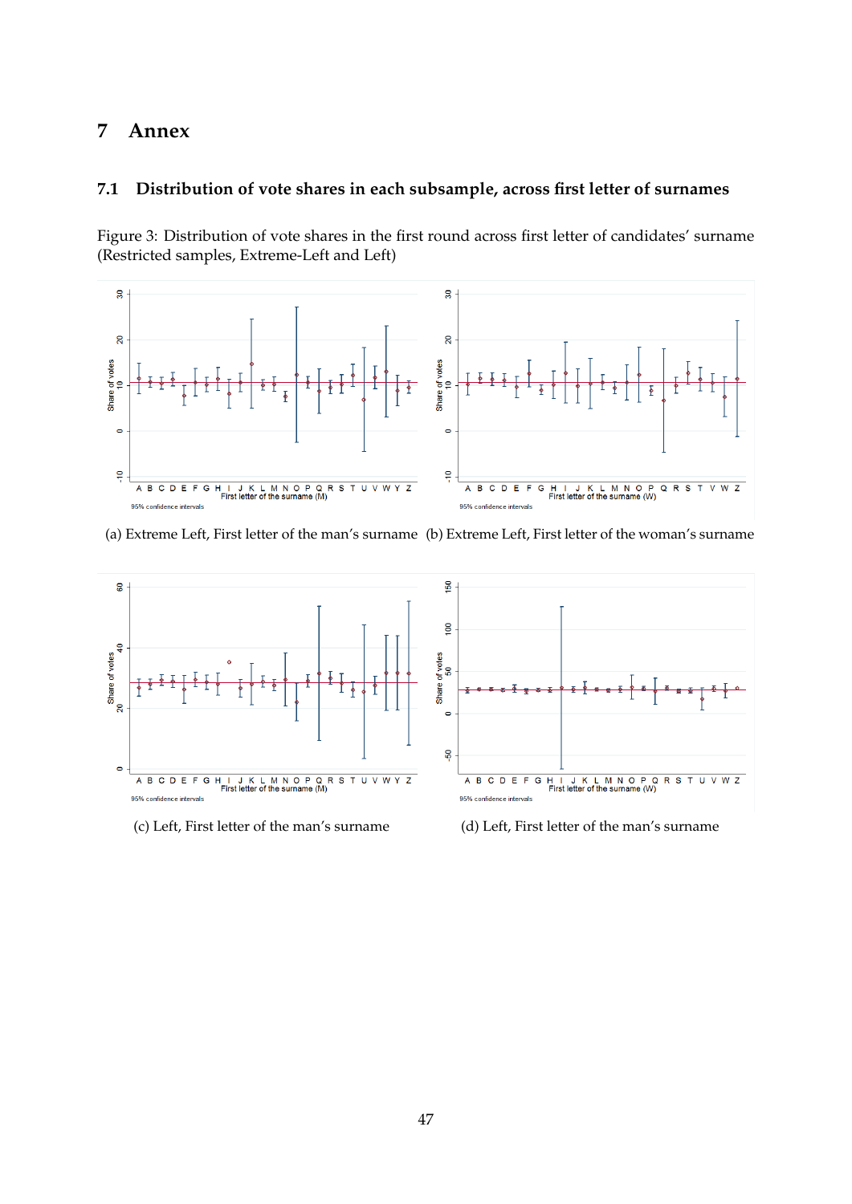# 7 Annex

## 7.1 Distribution of vote shares in each subsample, across first letter of surnames

Figure 3: Distribution of vote shares in the first round across first letter of candidates' surname (Restricted samples, Extreme-Left and Left)

(a) Extreme Left, First letter of the man's surname (b) Extreme Left, First letter of the woman's surname

(c) Left, First letter of the man's surname

(d) Left, First letter of the man's surname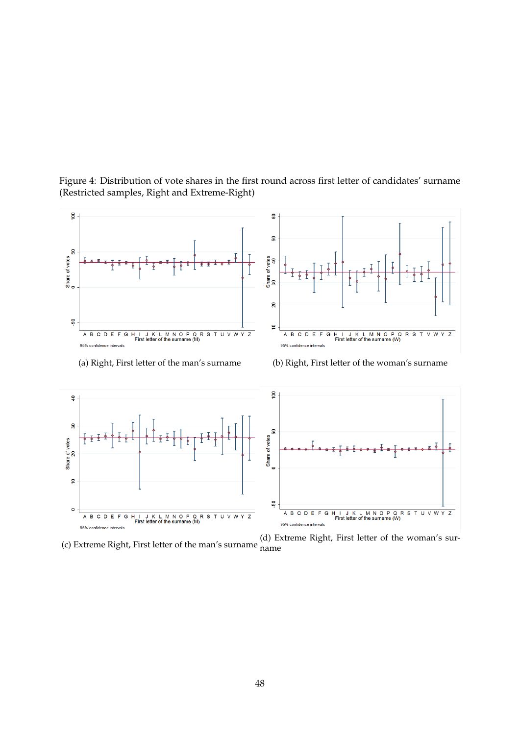Figure 4: Distribution of vote shares in the first round across first letter of candidates' surname (Restricted samples, Right and Extreme-Right)

(a) Right, First letter of the man's surname

(b) Right, First letter of the woman's surname

(c) Extreme Right, First letter of the man's surname

(d) Extreme Right, First letter of the woman's surname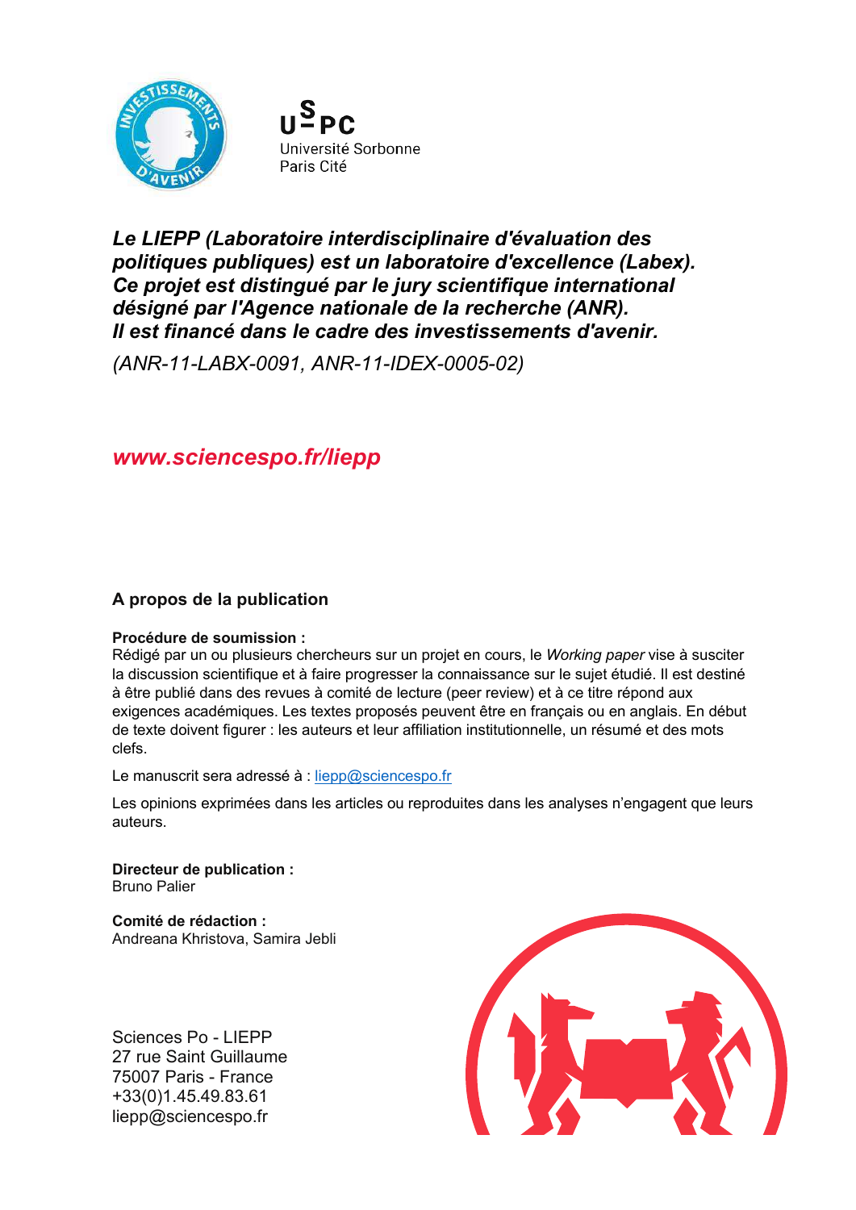**USPC**
Université Sorbonne
Paris Cité

***Le LIEPP (Laboratoire interdisciplinaire d'évaluation des politiques publiques) est un laboratoire d'excellence (Labex). Ce projet est distingué par le jury scientifique international désigné par l'Agence nationale de la recherche (ANR). Il est financé dans le cadre des investissements d'avenir.***

*(ANR-11-LABX-0091, ANR-11-IDEX-0005-02)*

***www.sciencespo.fr/liepp***

## A propos de la publication

**Procédure de soumission :**
Rédigé par un ou plusieurs chercheurs sur un projet en cours, le *Working paper* vise à susciter la discussion scientifique et à faire progresser la connaissance sur le sujet étudié. Il est destiné à être publié dans des revues à comité de lecture (peer review) et à ce titre répond aux exigences académiques. Les textes proposés peuvent être en français ou en anglais. En début de texte doivent figurer : les auteurs et leur affiliation institutionnelle, un résumé et des mots clefs.

Le manuscrit sera adressé à : liepp@sciencespo.fr

Les opinions exprimées dans les articles ou reproduites dans les analyses n'engagent que leurs auteurs.

**Directeur de publication :**
Bruno Palier

**Comité de rédaction :**
Andreana Khristova, Samira Jebli

Sciences Po - LIEPP
27 rue Saint Guillaume
75007 Paris - France
+33(0)1.45.49.83.61
liepp@sciencespo.fr